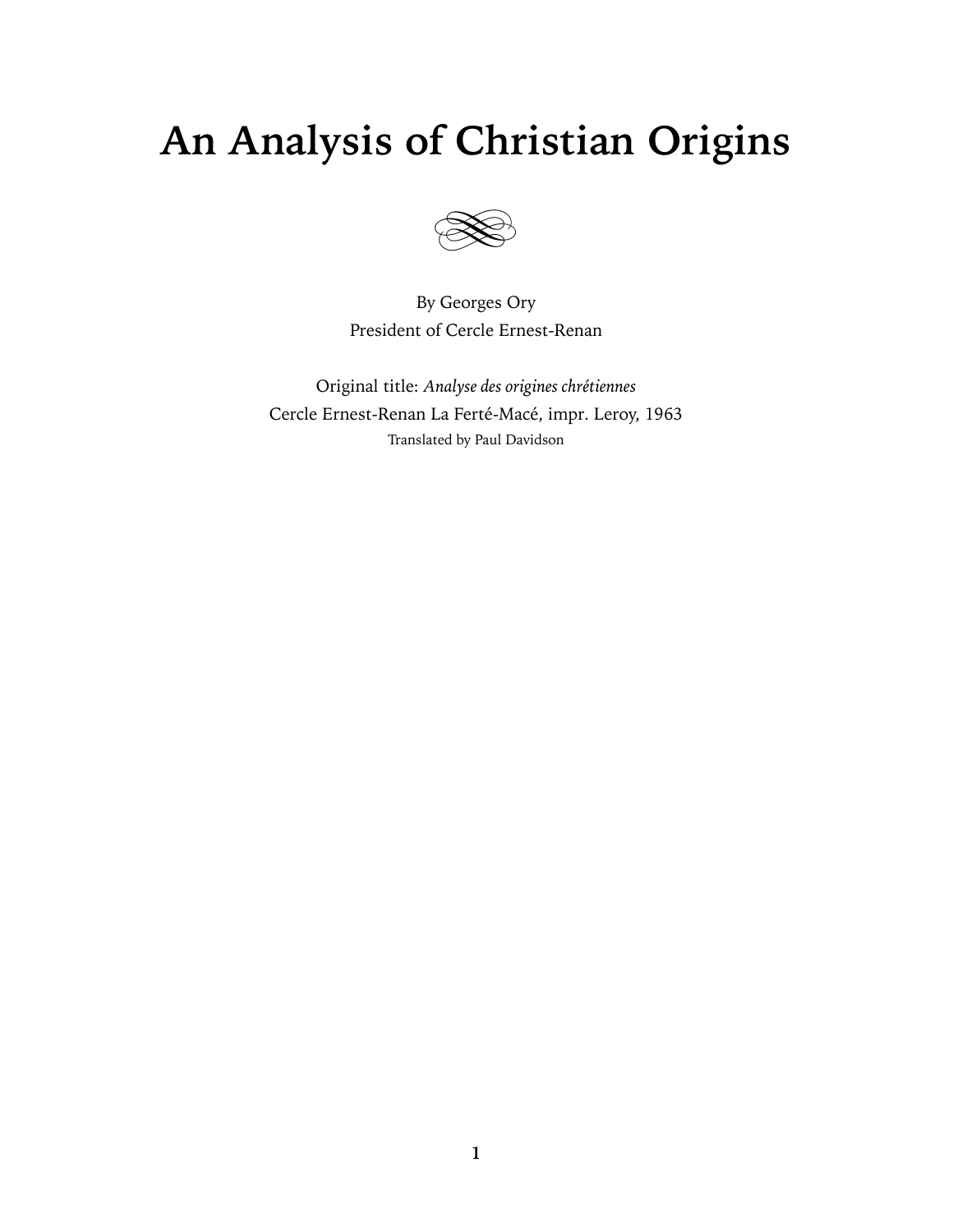# An Analysis of Christian Origins

By Georges Ory
President of Cercle Ernest-Renan

Original title: *Analyse des origines chrétiennes*
Cercle Ernest-Renan La Ferté-Macé, impr. Leroy, 1963
Translated by Paul Davidson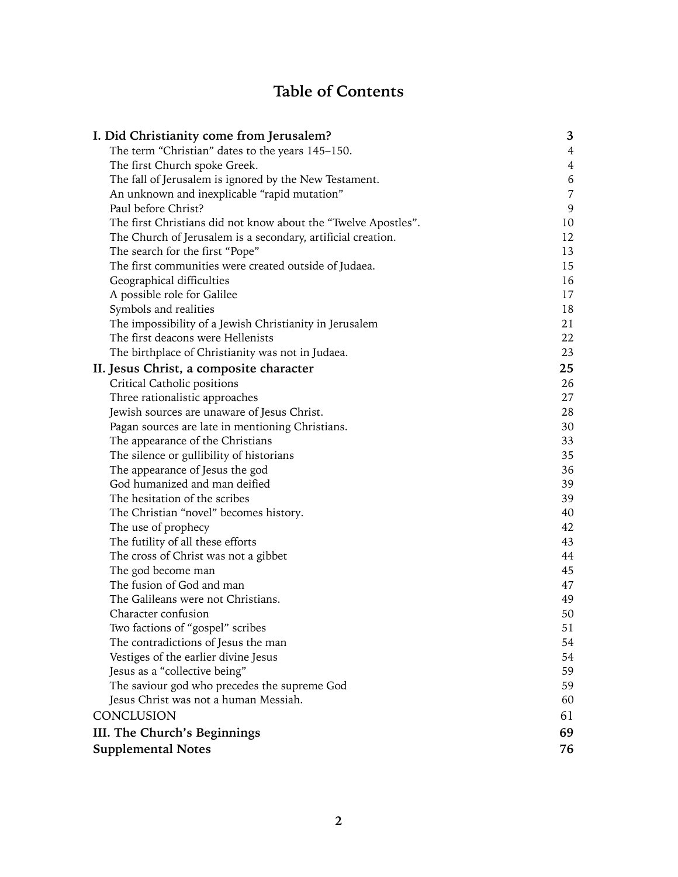# Table of Contents

| | |
|---|---|
| **I. Did Christianity come from Jerusalem?** | **3** |
| The term "Christian" dates to the years 145–150. | 4 |
| The first Church spoke Greek. | 4 |
| The fall of Jerusalem is ignored by the New Testament. | 6 |
| An unknown and inexplicable "rapid mutation" | 7 |
| Paul before Christ? | 9 |
| The first Christians did not know about the "Twelve Apostles". | 10 |
| The Church of Jerusalem is a secondary, artificial creation. | 12 |
| The search for the first "Pope" | 13 |
| The first communities were created outside of Judaea. | 15 |
| Geographical difficulties | 16 |
| A possible role for Galilee | 17 |
| Symbols and realities | 18 |
| The impossibility of a Jewish Christianity in Jerusalem | 21 |
| The first deacons were Hellenists | 22 |
| The birthplace of Christianity was not in Judaea. | 23 |
| **II. Jesus Christ, a composite character** | **25** |
| Critical Catholic positions | 26 |
| Three rationalistic approaches | 27 |
| Jewish sources are unaware of Jesus Christ. | 28 |
| Pagan sources are late in mentioning Christians. | 30 |
| The appearance of the Christians | 33 |
| The silence or gullibility of historians | 35 |
| The appearance of Jesus the god | 36 |
| God humanized and man deified | 39 |
| The hesitation of the scribes | 39 |
| The Christian "novel" becomes history. | 40 |
| The use of prophecy | 42 |
| The futility of all these efforts | 43 |
| The cross of Christ was not a gibbet | 44 |
| The god become man | 45 |
| The fusion of God and man | 47 |
| The Galileans were not Christians. | 49 |
| Character confusion | 50 |
| Two factions of "gospel" scribes | 51 |
| The contradictions of Jesus the man | 54 |
| Vestiges of the earlier divine Jesus | 54 |
| Jesus as a "collective being" | 59 |
| The saviour god who precedes the supreme God | 59 |
| Jesus Christ was not a human Messiah. | 60 |
| CONCLUSION | 61 |
| **III. The Church's Beginnings** | **69** |
| **Supplemental Notes** | **76** |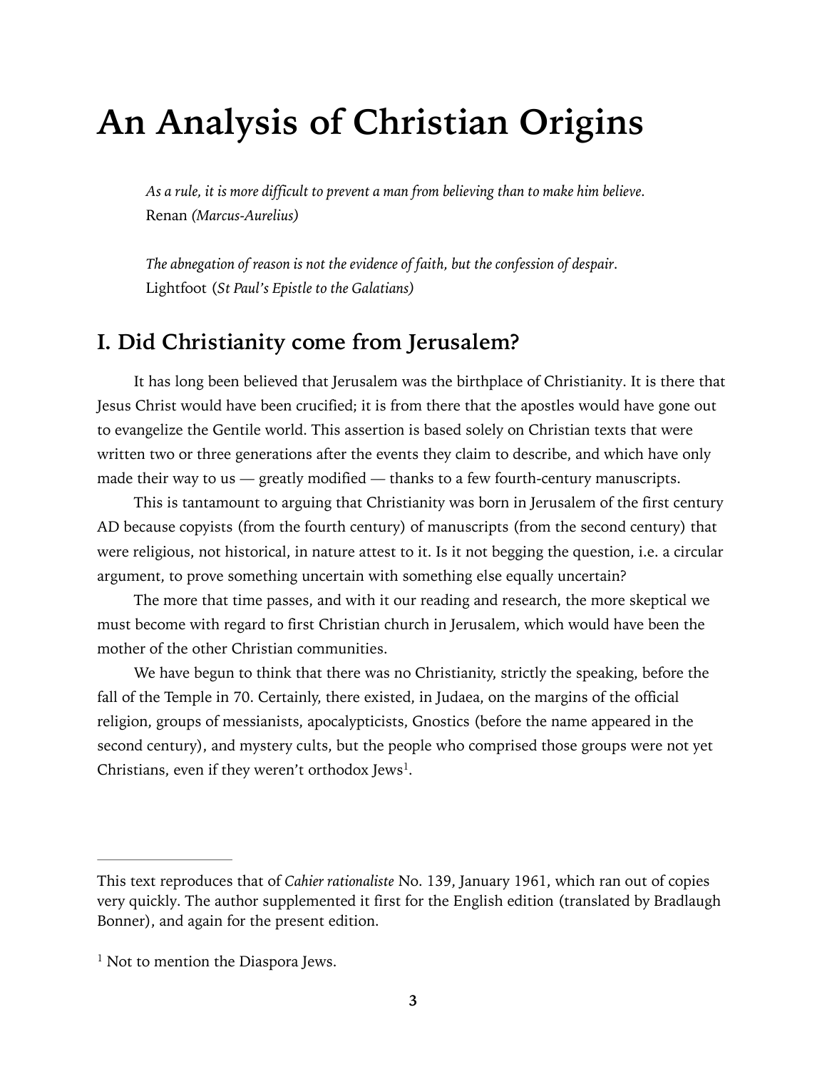# An Analysis of Christian Origins

> *As a rule, it is more difficult to prevent a man from believing than to make him believe.*
> Renan *(Marcus-Aurelius)*

> *The abnegation of reason is not the evidence of faith, but the confession of despair.*
> Lightfoot (*St Paul's Epistle to the Galatians)*

## I. Did Christianity come from Jerusalem?

It has long been believed that Jerusalem was the birthplace of Christianity. It is there that Jesus Christ would have been crucified; it is from there that the apostles would have gone out to evangelize the Gentile world. This assertion is based solely on Christian texts that were written two or three generations after the events they claim to describe, and which have only made their way to us — greatly modified — thanks to a few fourth-century manuscripts.

This is tantamount to arguing that Christianity was born in Jerusalem of the first century AD because copyists (from the fourth century) of manuscripts (from the second century) that were religious, not historical, in nature attest to it. Is it not begging the question, i.e. a circular argument, to prove something uncertain with something else equally uncertain?

The more that time passes, and with it our reading and research, the more skeptical we must become with regard to first Christian church in Jerusalem, which would have been the mother of the other Christian communities.

We have begun to think that there was no Christianity, strictly the speaking, before the fall of the Temple in 70. Certainly, there existed, in Judaea, on the margins of the official religion, groups of messianists, apocalypticists, Gnostics (before the name appeared in the second century), and mystery cults, but the people who comprised those groups were not yet Christians, even if they weren't orthodox Jews[1].

---

This text reproduces that of *Cahier rationaliste* No. 139, January 1961, which ran out of copies very quickly. The author supplemented it first for the English edition (translated by Bradlaugh Bonner), and again for the present edition.

[1] Not to mention the Diaspora Jews.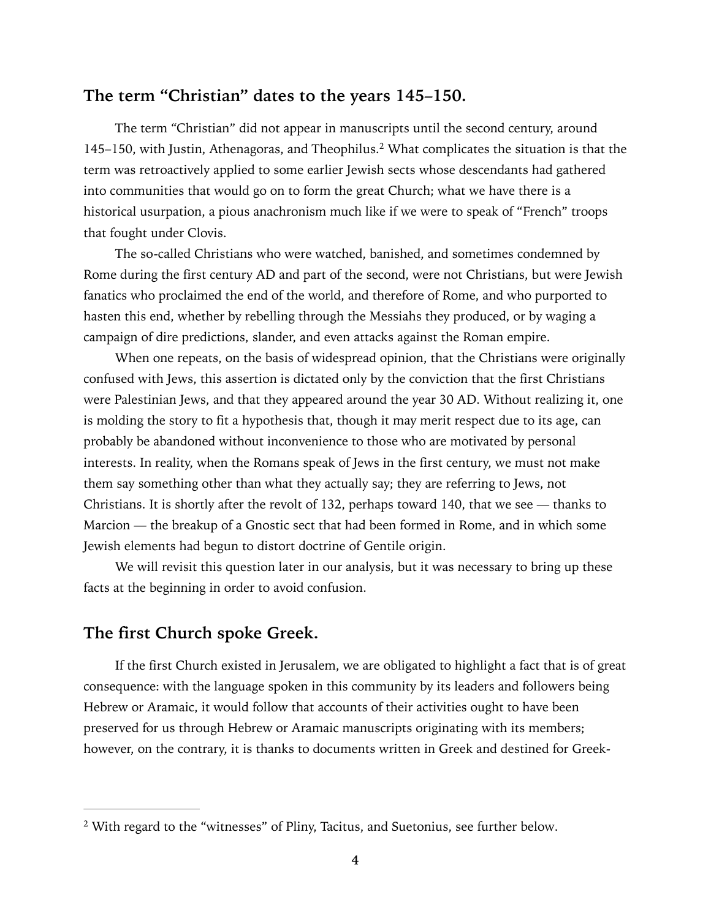## The term "Christian" dates to the years 145–150.

The term "Christian" did not appear in manuscripts until the second century, around 145–150, with Justin, Athenagoras, and Theophilus.[2] What complicates the situation is that the term was retroactively applied to some earlier Jewish sects whose descendants had gathered into communities that would go on to form the great Church; what we have there is a historical usurpation, a pious anachronism much like if we were to speak of "French" troops that fought under Clovis.

The so-called Christians who were watched, banished, and sometimes condemned by Rome during the first century AD and part of the second, were not Christians, but were Jewish fanatics who proclaimed the end of the world, and therefore of Rome, and who purported to hasten this end, whether by rebelling through the Messiahs they produced, or by waging a campaign of dire predictions, slander, and even attacks against the Roman empire.

When one repeats, on the basis of widespread opinion, that the Christians were originally confused with Jews, this assertion is dictated only by the conviction that the first Christians were Palestinian Jews, and that they appeared around the year 30 AD. Without realizing it, one is molding the story to fit a hypothesis that, though it may merit respect due to its age, can probably be abandoned without inconvenience to those who are motivated by personal interests. In reality, when the Romans speak of Jews in the first century, we must not make them say something other than what they actually say; they are referring to Jews, not Christians. It is shortly after the revolt of 132, perhaps toward 140, that we see — thanks to Marcion — the breakup of a Gnostic sect that had been formed in Rome, and in which some Jewish elements had begun to distort doctrine of Gentile origin.

We will revisit this question later in our analysis, but it was necessary to bring up these facts at the beginning in order to avoid confusion.

## The first Church spoke Greek.

If the first Church existed in Jerusalem, we are obligated to highlight a fact that is of great consequence: with the language spoken in this community by its leaders and followers being Hebrew or Aramaic, it would follow that accounts of their activities ought to have been preserved for us through Hebrew or Aramaic manuscripts originating with its members; however, on the contrary, it is thanks to documents written in Greek and destined for Greek-

---

[2] With regard to the "witnesses" of Pliny, Tacitus, and Suetonius, see further below.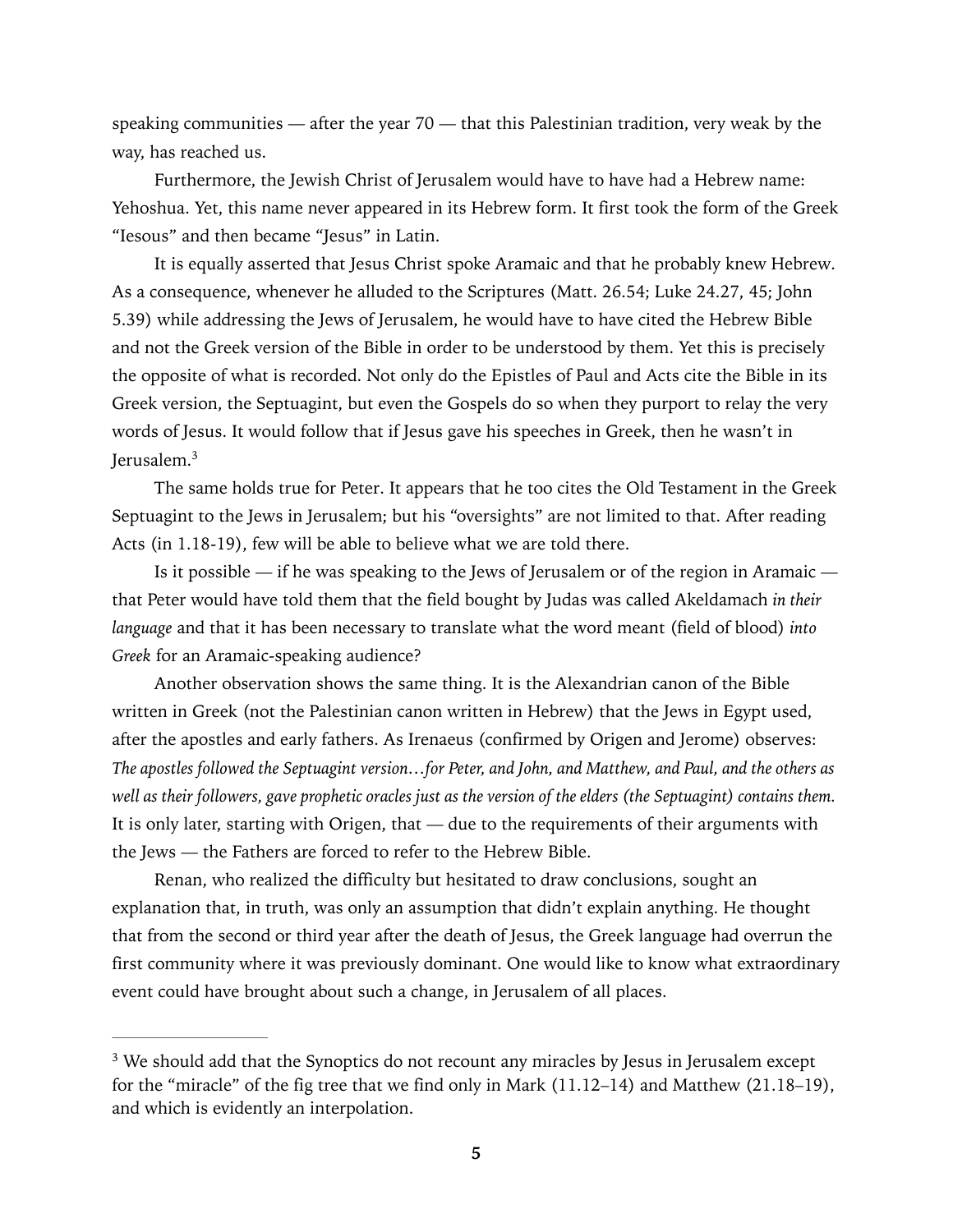speaking communities — after the year 70 — that this Palestinian tradition, very weak by the way, has reached us.

Furthermore, the Jewish Christ of Jerusalem would have to have had a Hebrew name: Yehoshua. Yet, this name never appeared in its Hebrew form. It first took the form of the Greek "Iesous" and then became "Jesus" in Latin.

It is equally asserted that Jesus Christ spoke Aramaic and that he probably knew Hebrew. As a consequence, whenever he alluded to the Scriptures (Matt. 26.54; Luke 24.27, 45; John 5.39) while addressing the Jews of Jerusalem, he would have to have cited the Hebrew Bible and not the Greek version of the Bible in order to be understood by them. Yet this is precisely the opposite of what is recorded. Not only do the Epistles of Paul and Acts cite the Bible in its Greek version, the Septuagint, but even the Gospels do so when they purport to relay the very words of Jesus. It would follow that if Jesus gave his speeches in Greek, then he wasn't in Jerusalem.[3]

The same holds true for Peter. It appears that he too cites the Old Testament in the Greek Septuagint to the Jews in Jerusalem; but his "oversights" are not limited to that. After reading Acts (in 1.18-19), few will be able to believe what we are told there.

Is it possible — if he was speaking to the Jews of Jerusalem or of the region in Aramaic — that Peter would have told them that the field bought by Judas was called Akeldamach *in their language* and that it has been necessary to translate what the word meant (field of blood) *into Greek* for an Aramaic-speaking audience?

Another observation shows the same thing. It is the Alexandrian canon of the Bible written in Greek (not the Palestinian canon written in Hebrew) that the Jews in Egypt used, after the apostles and early fathers. As Irenaeus (confirmed by Origen and Jerome) observes: *The apostles followed the Septuagint version…for Peter, and John, and Matthew, and Paul, and the others as well as their followers, gave prophetic oracles just as the version of the elders (the Septuagint) contains them.* It is only later, starting with Origen, that — due to the requirements of their arguments with the Jews — the Fathers are forced to refer to the Hebrew Bible.

Renan, who realized the difficulty but hesitated to draw conclusions, sought an explanation that, in truth, was only an assumption that didn't explain anything. He thought that from the second or third year after the death of Jesus, the Greek language had overrun the first community where it was previously dominant. One would like to know what extraordinary event could have brought about such a change, in Jerusalem of all places.

---

[3] We should add that the Synoptics do not recount any miracles by Jesus in Jerusalem except for the "miracle" of the fig tree that we find only in Mark (11.12–14) and Matthew (21.18–19), and which is evidently an interpolation.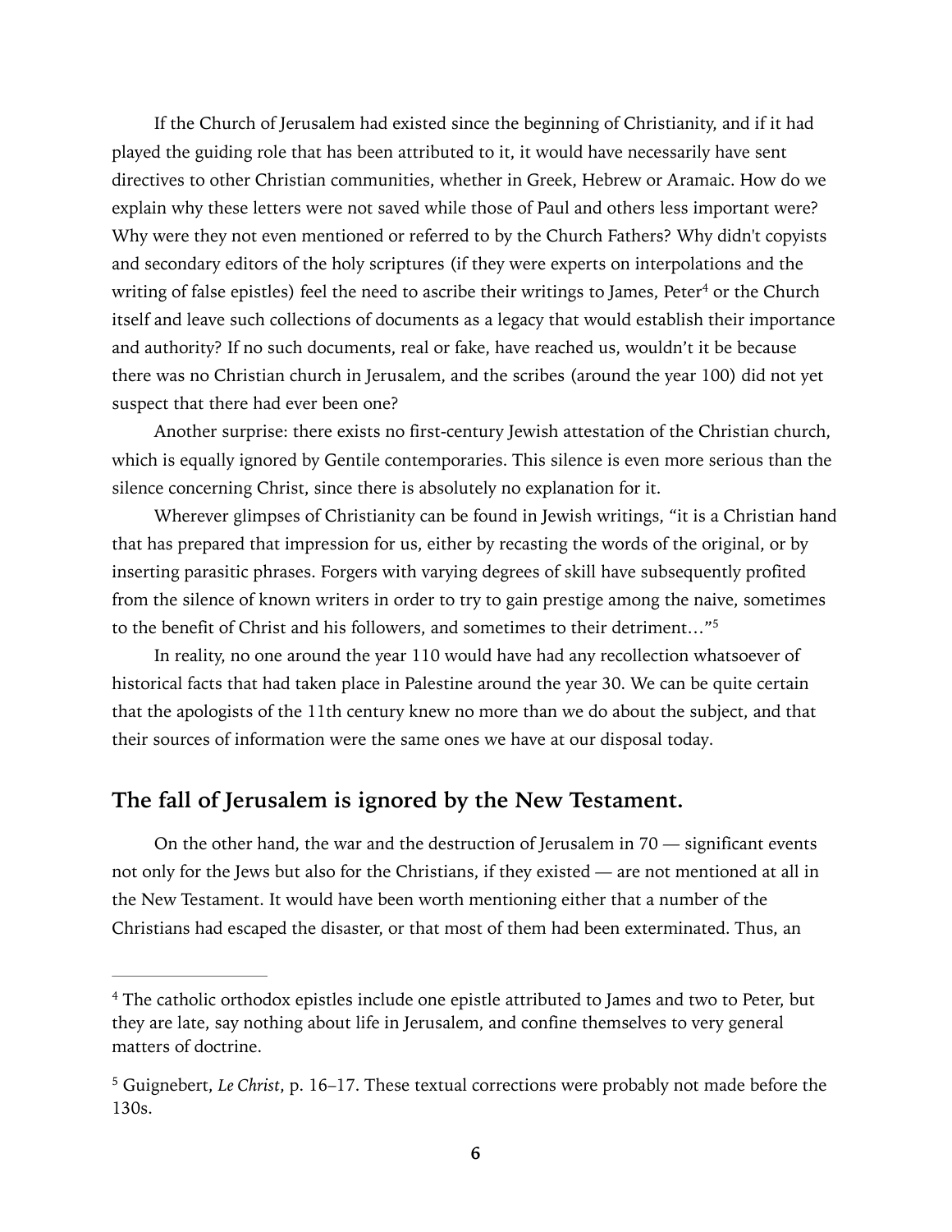If the Church of Jerusalem had existed since the beginning of Christianity, and if it had played the guiding role that has been attributed to it, it would have necessarily have sent directives to other Christian communities, whether in Greek, Hebrew or Aramaic. How do we explain why these letters were not saved while those of Paul and others less important were? Why were they not even mentioned or referred to by the Church Fathers? Why didn't copyists and secondary editors of the holy scriptures (if they were experts on interpolations and the writing of false epistles) feel the need to ascribe their writings to James, Peter[4] or the Church itself and leave such collections of documents as a legacy that would establish their importance and authority? If no such documents, real or fake, have reached us, wouldn't it be because there was no Christian church in Jerusalem, and the scribes (around the year 100) did not yet suspect that there had ever been one?

Another surprise: there exists no first-century Jewish attestation of the Christian church, which is equally ignored by Gentile contemporaries. This silence is even more serious than the silence concerning Christ, since there is absolutely no explanation for it.

Wherever glimpses of Christianity can be found in Jewish writings, "it is a Christian hand that has prepared that impression for us, either by recasting the words of the original, or by inserting parasitic phrases. Forgers with varying degrees of skill have subsequently profited from the silence of known writers in order to try to gain prestige among the naive, sometimes to the benefit of Christ and his followers, and sometimes to their detriment…"[5]

In reality, no one around the year 110 would have had any recollection whatsoever of historical facts that had taken place in Palestine around the year 30. We can be quite certain that the apologists of the 11th century knew no more than we do about the subject, and that their sources of information were the same ones we have at our disposal today.

## The fall of Jerusalem is ignored by the New Testament.

On the other hand, the war and the destruction of Jerusalem in 70 — significant events not only for the Jews but also for the Christians, if they existed — are not mentioned at all in the New Testament. It would have been worth mentioning either that a number of the Christians had escaped the disaster, or that most of them had been exterminated. Thus, an

---

[4] The catholic orthodox epistles include one epistle attributed to James and two to Peter, but they are late, say nothing about life in Jerusalem, and confine themselves to very general matters of doctrine.

[5] Guignebert, *Le Christ*, p. 16–17. These textual corrections were probably not made before the 130s.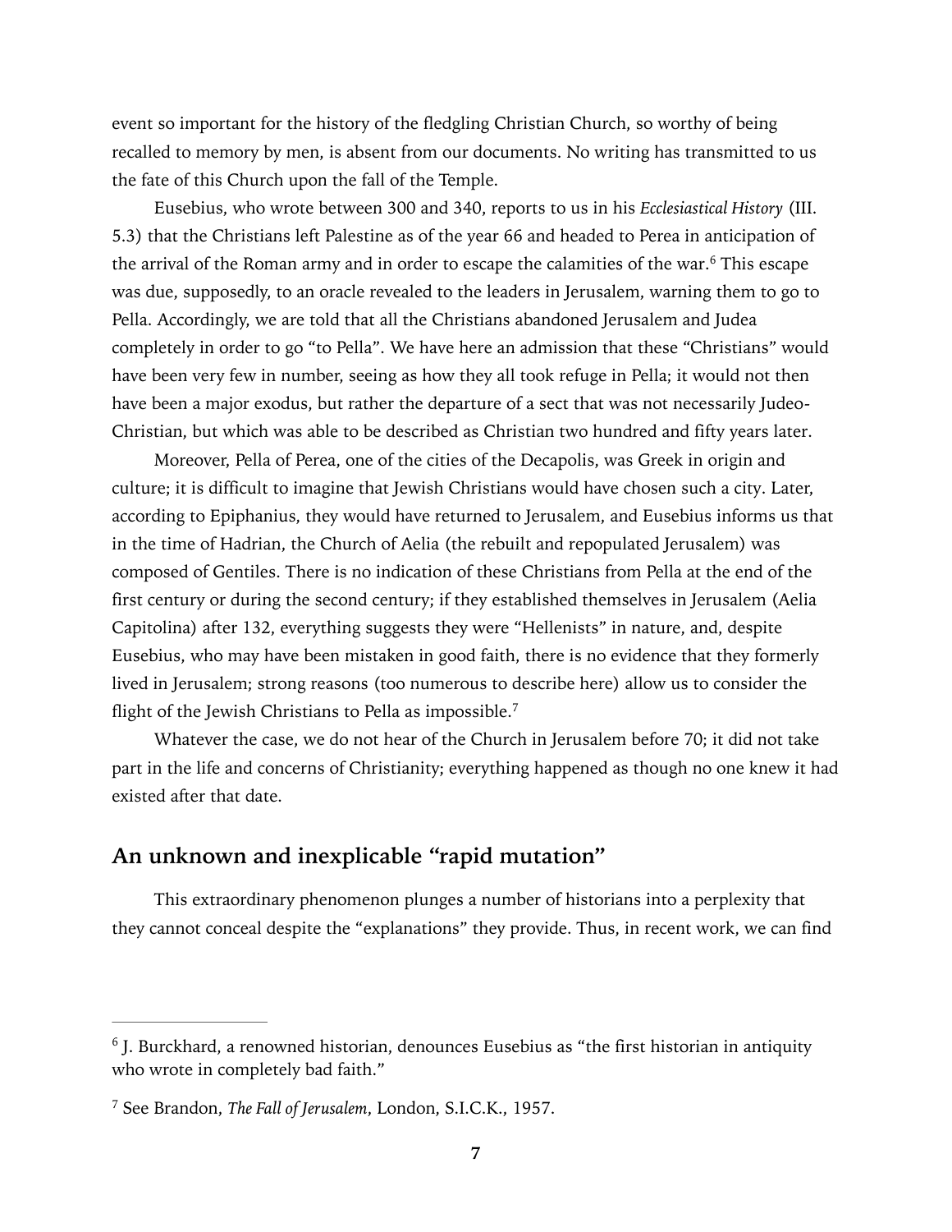event so important for the history of the fledgling Christian Church, so worthy of being recalled to memory by men, is absent from our documents. No writing has transmitted to us the fate of this Church upon the fall of the Temple.

Eusebius, who wrote between 300 and 340, reports to us in his *Ecclesiastical History* (III. 5.3) that the Christians left Palestine as of the year 66 and headed to Perea in anticipation of the arrival of the Roman army and in order to escape the calamities of the war.[6] This escape was due, supposedly, to an oracle revealed to the leaders in Jerusalem, warning them to go to Pella. Accordingly, we are told that all the Christians abandoned Jerusalem and Judea completely in order to go "to Pella". We have here an admission that these "Christians" would have been very few in number, seeing as how they all took refuge in Pella; it would not then have been a major exodus, but rather the departure of a sect that was not necessarily Judeo-Christian, but which was able to be described as Christian two hundred and fifty years later.

Moreover, Pella of Perea, one of the cities of the Decapolis, was Greek in origin and culture; it is difficult to imagine that Jewish Christians would have chosen such a city. Later, according to Epiphanius, they would have returned to Jerusalem, and Eusebius informs us that in the time of Hadrian, the Church of Aelia (the rebuilt and repopulated Jerusalem) was composed of Gentiles. There is no indication of these Christians from Pella at the end of the first century or during the second century; if they established themselves in Jerusalem (Aelia Capitolina) after 132, everything suggests they were "Hellenists" in nature, and, despite Eusebius, who may have been mistaken in good faith, there is no evidence that they formerly lived in Jerusalem; strong reasons (too numerous to describe here) allow us to consider the flight of the Jewish Christians to Pella as impossible.[7]

Whatever the case, we do not hear of the Church in Jerusalem before 70; it did not take part in the life and concerns of Christianity; everything happened as though no one knew it had existed after that date.

## An unknown and inexplicable "rapid mutation"

This extraordinary phenomenon plunges a number of historians into a perplexity that they cannot conceal despite the "explanations" they provide. Thus, in recent work, we can find

---

[6] J. Burckhard, a renowned historian, denounces Eusebius as "the first historian in antiquity who wrote in completely bad faith."

[7] See Brandon, *The Fall of Jerusalem*, London, S.I.C.K., 1957.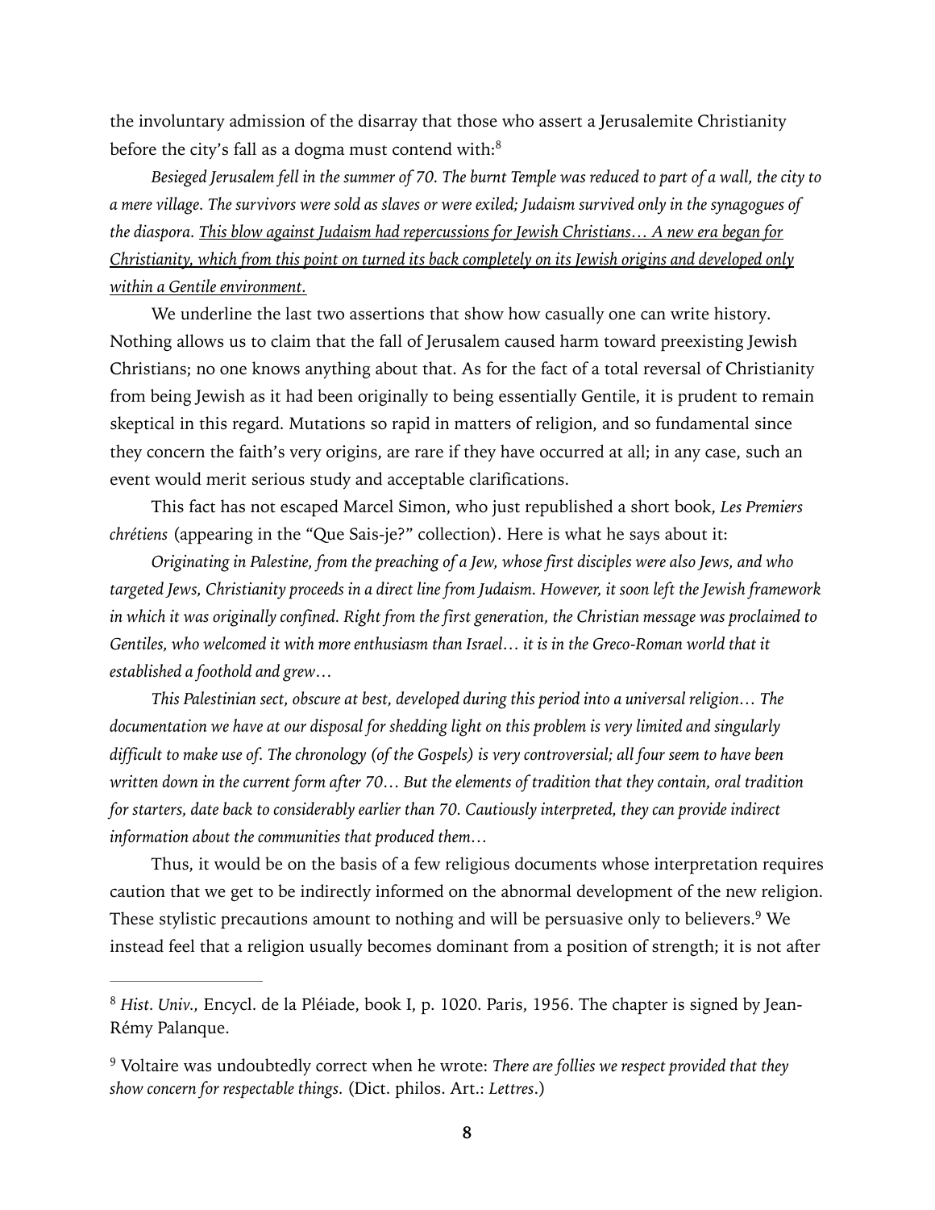the involuntary admission of the disarray that those who assert a Jerusalemite Christianity before the city's fall as a dogma must contend with:[8]

*Besieged Jerusalem fell in the summer of 70. The burnt Temple was reduced to part of a wall, the city to a mere village. The survivors were sold as slaves or were exiled; Judaism survived only in the synagogues of the diaspora. <u>This blow against Judaism had repercussions for Jewish Christians… A new era began for Christianity, which from this point on turned its back completely on its Jewish origins and developed only within a Gentile environment.</u>*

We underline the last two assertions that show how casually one can write history. Nothing allows us to claim that the fall of Jerusalem caused harm toward preexisting Jewish Christians; no one knows anything about that. As for the fact of a total reversal of Christianity from being Jewish as it had been originally to being essentially Gentile, it is prudent to remain skeptical in this regard. Mutations so rapid in matters of religion, and so fundamental since they concern the faith's very origins, are rare if they have occurred at all; in any case, such an event would merit serious study and acceptable clarifications.

This fact has not escaped Marcel Simon, who just republished a short book, *Les Premiers chrétiens* (appearing in the "Que Sais-je?" collection). Here is what he says about it:

*Originating in Palestine, from the preaching of a Jew, whose first disciples were also Jews, and who targeted Jews, Christianity proceeds in a direct line from Judaism. However, it soon left the Jewish framework in which it was originally confined. Right from the first generation, the Christian message was proclaimed to Gentiles, who welcomed it with more enthusiasm than Israel… it is in the Greco-Roman world that it established a foothold and grew…*

*This Palestinian sect, obscure at best, developed during this period into a universal religion… The documentation we have at our disposal for shedding light on this problem is very limited and singularly difficult to make use of. The chronology (of the Gospels) is very controversial; all four seem to have been written down in the current form after 70… But the elements of tradition that they contain, oral tradition for starters, date back to considerably earlier than 70. Cautiously interpreted, they can provide indirect information about the communities that produced them…*

Thus, it would be on the basis of a few religious documents whose interpretation requires caution that we get to be indirectly informed on the abnormal development of the new religion. These stylistic precautions amount to nothing and will be persuasive only to believers.[9] We instead feel that a religion usually becomes dominant from a position of strength; it is not after

---

[8] *Hist. Univ.*, Encycl. de la Pléiade, book I, p. 1020. Paris, 1956. The chapter is signed by Jean-Rémy Palanque.

[9] Voltaire was undoubtedly correct when he wrote: *There are follies we respect provided that they show concern for respectable things.* (Dict. philos. Art.: *Lettres*.)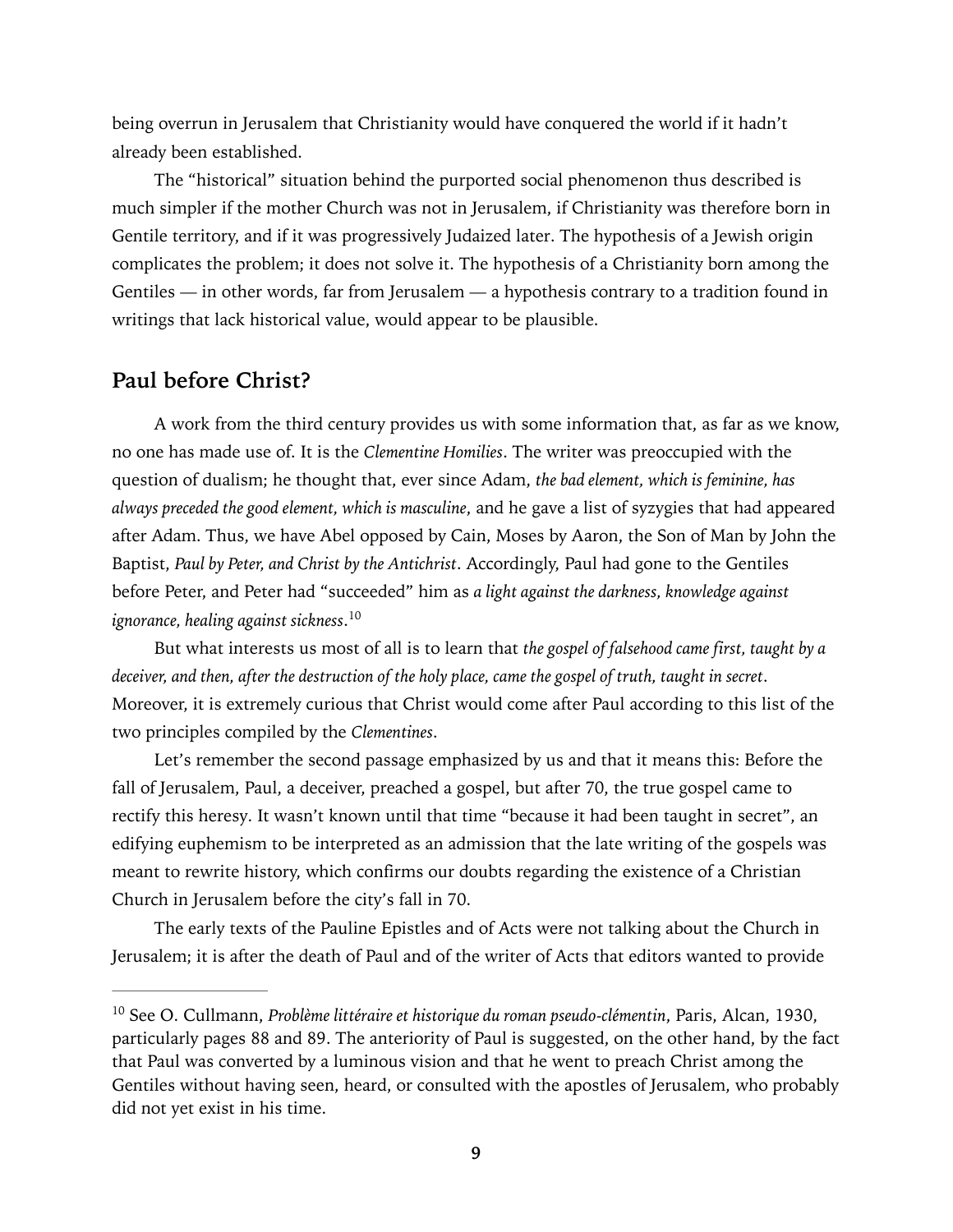being overrun in Jerusalem that Christianity would have conquered the world if it hadn't already been established.

The "historical" situation behind the purported social phenomenon thus described is much simpler if the mother Church was not in Jerusalem, if Christianity was therefore born in Gentile territory, and if it was progressively Judaized later. The hypothesis of a Jewish origin complicates the problem; it does not solve it. The hypothesis of a Christianity born among the Gentiles — in other words, far from Jerusalem — a hypothesis contrary to a tradition found in writings that lack historical value, would appear to be plausible.

## Paul before Christ?

A work from the third century provides us with some information that, as far as we know, no one has made use of. It is the *Clementine Homilies*. The writer was preoccupied with the question of dualism; he thought that, ever since Adam, *the bad element, which is feminine, has always preceded the good element, which is masculine*, and he gave a list of syzygies that had appeared after Adam. Thus, we have Abel opposed by Cain, Moses by Aaron, the Son of Man by John the Baptist, *Paul by Peter, and Christ by the Antichrist*. Accordingly, Paul had gone to the Gentiles before Peter, and Peter had "succeeded" him as *a light against the darkness, knowledge against ignorance, healing against sickness*.[10]

But what interests us most of all is to learn that *the gospel of falsehood came first, taught by a deceiver, and then, after the destruction of the holy place, came the gospel of truth, taught in secret*. Moreover, it is extremely curious that Christ would come after Paul according to this list of the two principles compiled by the *Clementines*.

Let's remember the second passage emphasized by us and that it means this: Before the fall of Jerusalem, Paul, a deceiver, preached a gospel, but after 70, the true gospel came to rectify this heresy. It wasn't known until that time "because it had been taught in secret", an edifying euphemism to be interpreted as an admission that the late writing of the gospels was meant to rewrite history, which confirms our doubts regarding the existence of a Christian Church in Jerusalem before the city's fall in 70.

The early texts of the Pauline Epistles and of Acts were not talking about the Church in Jerusalem; it is after the death of Paul and of the writer of Acts that editors wanted to provide

[10] See O. Cullmann, *Problème littéraire et historique du roman pseudo-clémentin*, Paris, Alcan, 1930, particularly pages 88 and 89. The anteriority of Paul is suggested, on the other hand, by the fact that Paul was converted by a luminous vision and that he went to preach Christ among the Gentiles without having seen, heard, or consulted with the apostles of Jerusalem, who probably did not yet exist in his time.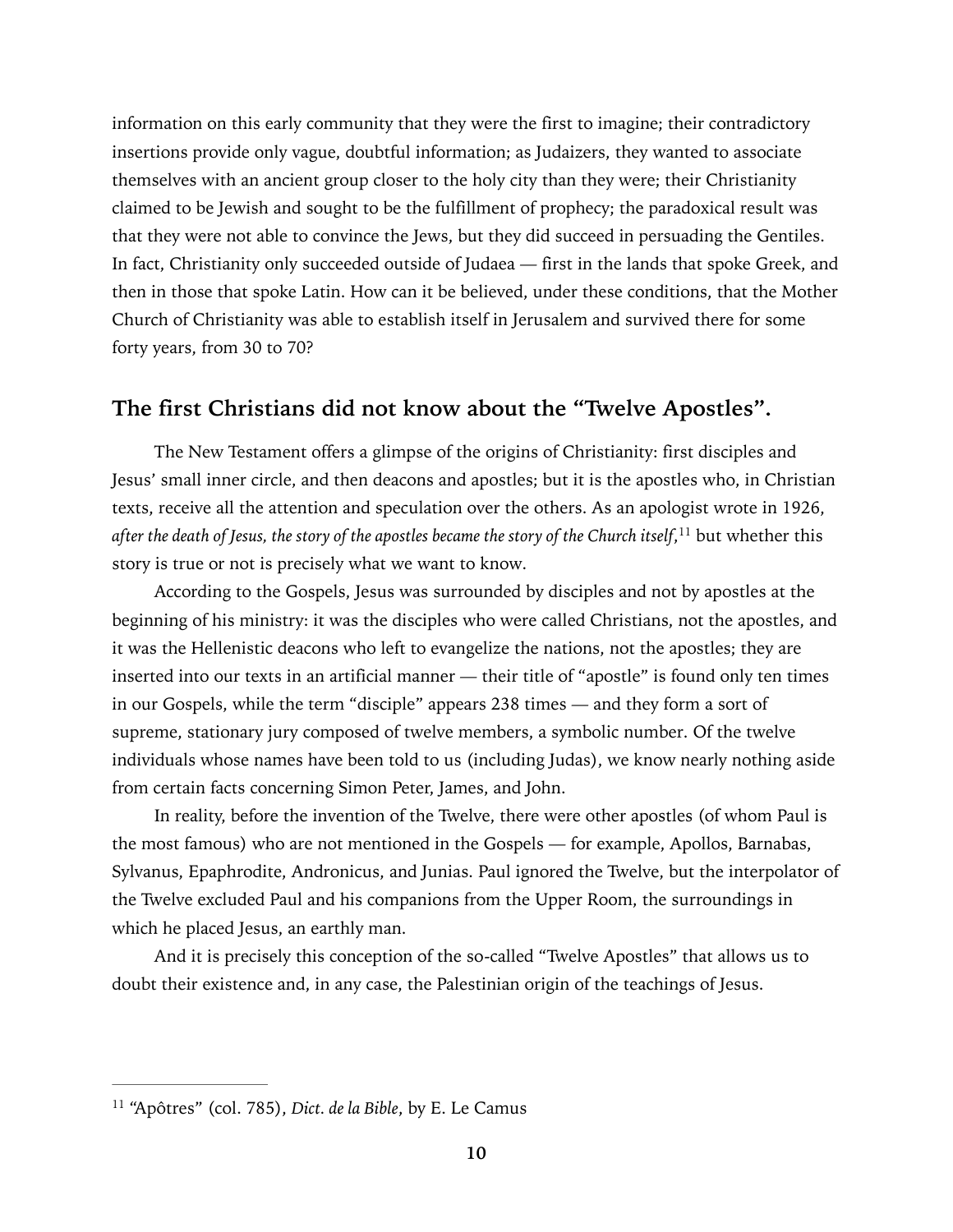information on this early community that they were the first to imagine; their contradictory insertions provide only vague, doubtful information; as Judaizers, they wanted to associate themselves with an ancient group closer to the holy city than they were; their Christianity claimed to be Jewish and sought to be the fulfillment of prophecy; the paradoxical result was that they were not able to convince the Jews, but they did succeed in persuading the Gentiles. In fact, Christianity only succeeded outside of Judaea — first in the lands that spoke Greek, and then in those that spoke Latin. How can it be believed, under these conditions, that the Mother Church of Christianity was able to establish itself in Jerusalem and survived there for some forty years, from 30 to 70?

## The first Christians did not know about the "Twelve Apostles".

The New Testament offers a glimpse of the origins of Christianity: first disciples and Jesus' small inner circle, and then deacons and apostles; but it is the apostles who, in Christian texts, receive all the attention and speculation over the others. As an apologist wrote in 1926, *after the death of Jesus, the story of the apostles became the story of the Church itself*,[11] but whether this story is true or not is precisely what we want to know.

According to the Gospels, Jesus was surrounded by disciples and not by apostles at the beginning of his ministry: it was the disciples who were called Christians, not the apostles, and it was the Hellenistic deacons who left to evangelize the nations, not the apostles; they are inserted into our texts in an artificial manner — their title of "apostle" is found only ten times in our Gospels, while the term "disciple" appears 238 times — and they form a sort of supreme, stationary jury composed of twelve members, a symbolic number. Of the twelve individuals whose names have been told to us (including Judas), we know nearly nothing aside from certain facts concerning Simon Peter, James, and John.

In reality, before the invention of the Twelve, there were other apostles (of whom Paul is the most famous) who are not mentioned in the Gospels — for example, Apollos, Barnabas, Sylvanus, Epaphrodite, Andronicus, and Junias. Paul ignored the Twelve, but the interpolator of the Twelve excluded Paul and his companions from the Upper Room, the surroundings in which he placed Jesus, an earthly man.

And it is precisely this conception of the so-called "Twelve Apostles" that allows us to doubt their existence and, in any case, the Palestinian origin of the teachings of Jesus.

---

[11] "Apôtres" (col. 785), *Dict. de la Bible*, by E. Le Camus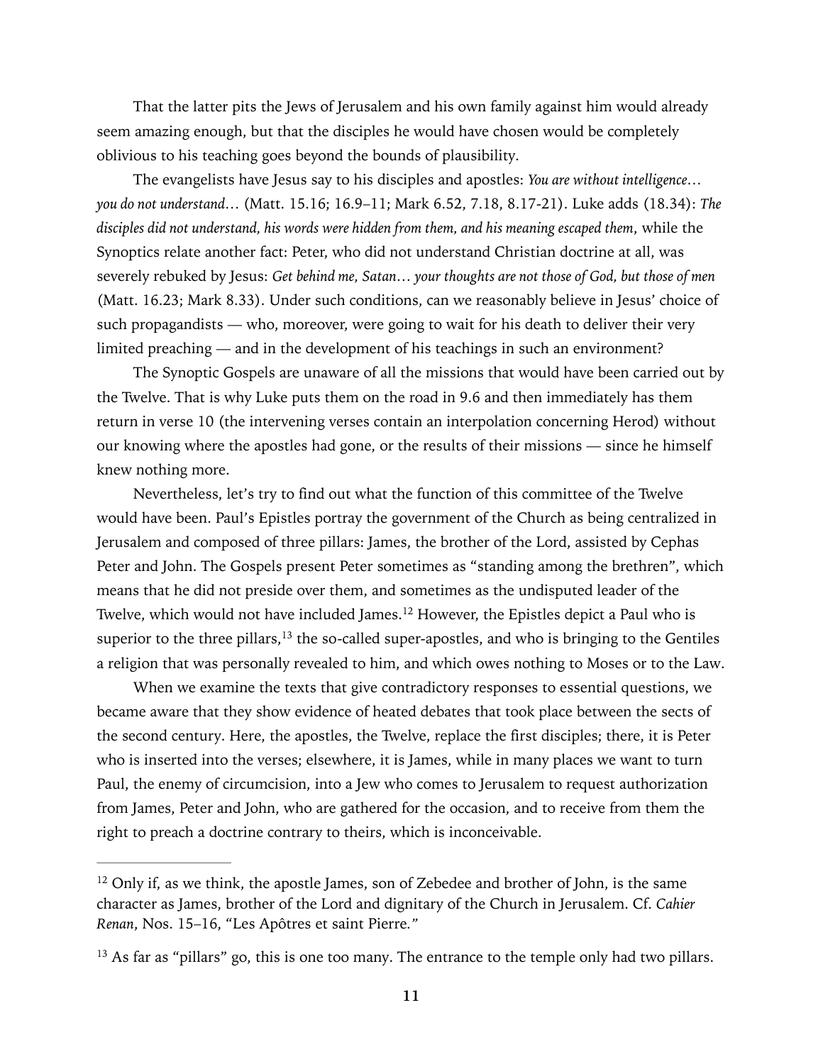That the latter pits the Jews of Jerusalem and his own family against him would already seem amazing enough, but that the disciples he would have chosen would be completely oblivious to his teaching goes beyond the bounds of plausibility.

The evangelists have Jesus say to his disciples and apostles: *You are without intelligence… you do not understand…* (Matt. 15.16; 16.9–11; Mark 6.52, 7.18, 8.17-21). Luke adds (18.34): *The disciples did not understand, his words were hidden from them, and his meaning escaped them*, while the Synoptics relate another fact: Peter, who did not understand Christian doctrine at all, was severely rebuked by Jesus: *Get behind me, Satan… your thoughts are not those of God, but those of men* (Matt. 16.23; Mark 8.33). Under such conditions, can we reasonably believe in Jesus' choice of such propagandists — who, moreover, were going to wait for his death to deliver their very limited preaching — and in the development of his teachings in such an environment?

The Synoptic Gospels are unaware of all the missions that would have been carried out by the Twelve. That is why Luke puts them on the road in 9.6 and then immediately has them return in verse 10 (the intervening verses contain an interpolation concerning Herod) without our knowing where the apostles had gone, or the results of their missions — since he himself knew nothing more.

Nevertheless, let's try to find out what the function of this committee of the Twelve would have been. Paul's Epistles portray the government of the Church as being centralized in Jerusalem and composed of three pillars: James, the brother of the Lord, assisted by Cephas Peter and John. The Gospels present Peter sometimes as "standing among the brethren", which means that he did not preside over them, and sometimes as the undisputed leader of the Twelve, which would not have included James.[12] However, the Epistles depict a Paul who is superior to the three pillars,[13] the so-called super-apostles, and who is bringing to the Gentiles a religion that was personally revealed to him, and which owes nothing to Moses or to the Law.

When we examine the texts that give contradictory responses to essential questions, we became aware that they show evidence of heated debates that took place between the sects of the second century. Here, the apostles, the Twelve, replace the first disciples; there, it is Peter who is inserted into the verses; elsewhere, it is James, while in many places we want to turn Paul, the enemy of circumcision, into a Jew who comes to Jerusalem to request authorization from James, Peter and John, who are gathered for the occasion, and to receive from them the right to preach a doctrine contrary to theirs, which is inconceivable.

---

[12] Only if, as we think, the apostle James, son of Zebedee and brother of John, is the same character as James, brother of the Lord and dignitary of the Church in Jerusalem. Cf. *Cahier Renan*, Nos. 15–16, "Les Apôtres et saint Pierre."

[13] As far as "pillars" go, this is one too many. The entrance to the temple only had two pillars.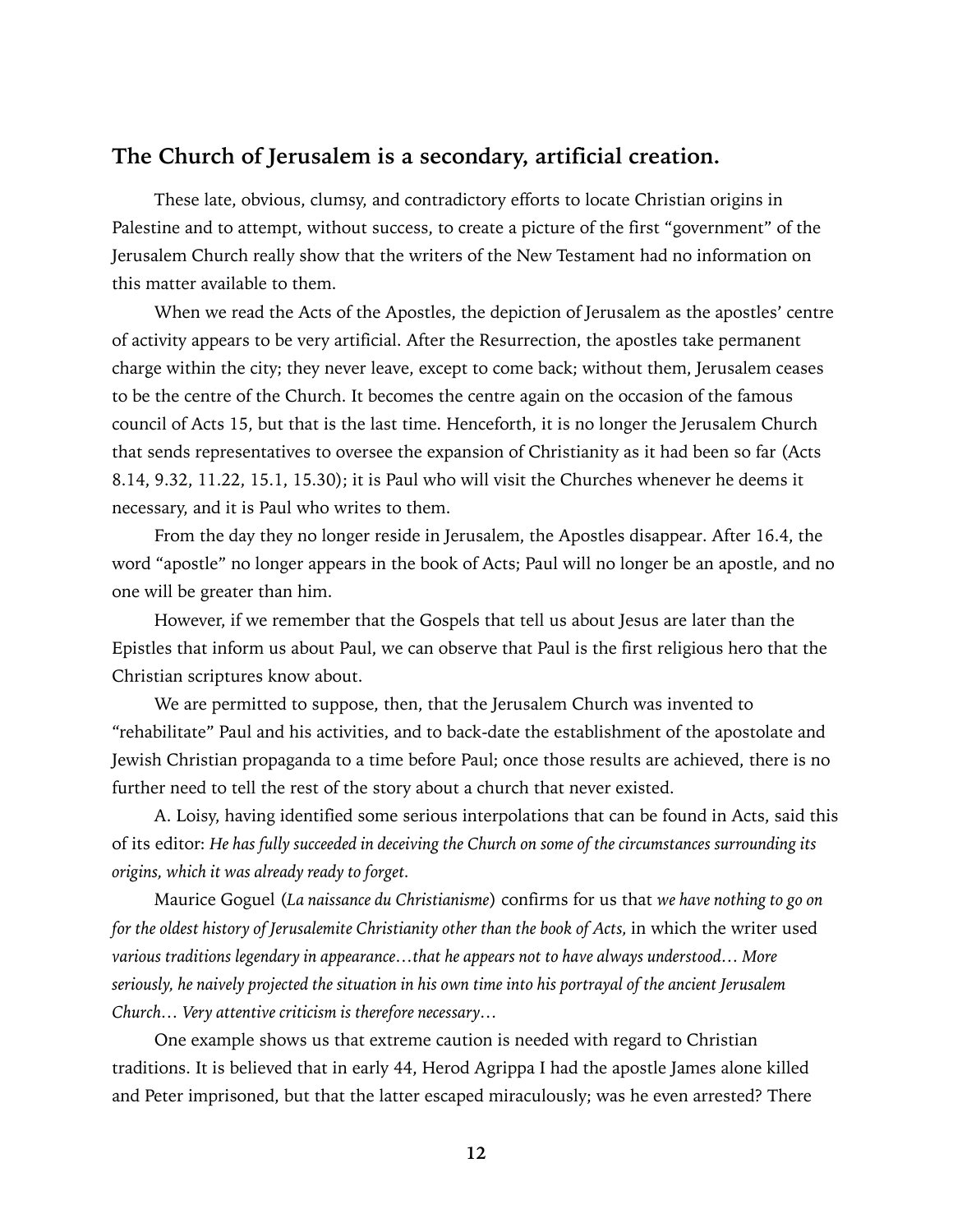## The Church of Jerusalem is a secondary, artificial creation.

These late, obvious, clumsy, and contradictory efforts to locate Christian origins in Palestine and to attempt, without success, to create a picture of the first "government" of the Jerusalem Church really show that the writers of the New Testament had no information on this matter available to them.

When we read the Acts of the Apostles, the depiction of Jerusalem as the apostles' centre of activity appears to be very artificial. After the Resurrection, the apostles take permanent charge within the city; they never leave, except to come back; without them, Jerusalem ceases to be the centre of the Church. It becomes the centre again on the occasion of the famous council of Acts 15, but that is the last time. Henceforth, it is no longer the Jerusalem Church that sends representatives to oversee the expansion of Christianity as it had been so far (Acts 8.14, 9.32, 11.22, 15.1, 15.30); it is Paul who will visit the Churches whenever he deems it necessary, and it is Paul who writes to them.

From the day they no longer reside in Jerusalem, the Apostles disappear. After 16.4, the word "apostle" no longer appears in the book of Acts; Paul will no longer be an apostle, and no one will be greater than him.

However, if we remember that the Gospels that tell us about Jesus are later than the Epistles that inform us about Paul, we can observe that Paul is the first religious hero that the Christian scriptures know about.

We are permitted to suppose, then, that the Jerusalem Church was invented to "rehabilitate" Paul and his activities, and to back-date the establishment of the apostolate and Jewish Christian propaganda to a time before Paul; once those results are achieved, there is no further need to tell the rest of the story about a church that never existed.

A. Loisy, having identified some serious interpolations that can be found in Acts, said this of its editor: *He has fully succeeded in deceiving the Church on some of the circumstances surrounding its origins, which it was already ready to forget.*

Maurice Goguel (*La naissance du Christianisme*) confirms for us that *we have nothing to go on for the oldest history of Jerusalemite Christianity other than the book of Acts,* in which the writer used *various traditions legendary in appearance…that he appears not to have always understood… More seriously, he naively projected the situation in his own time into his portrayal of the ancient Jerusalem Church… Very attentive criticism is therefore necessary…*

One example shows us that extreme caution is needed with regard to Christian traditions. It is believed that in early 44, Herod Agrippa I had the apostle James alone killed and Peter imprisoned, but that the latter escaped miraculously; was he even arrested? There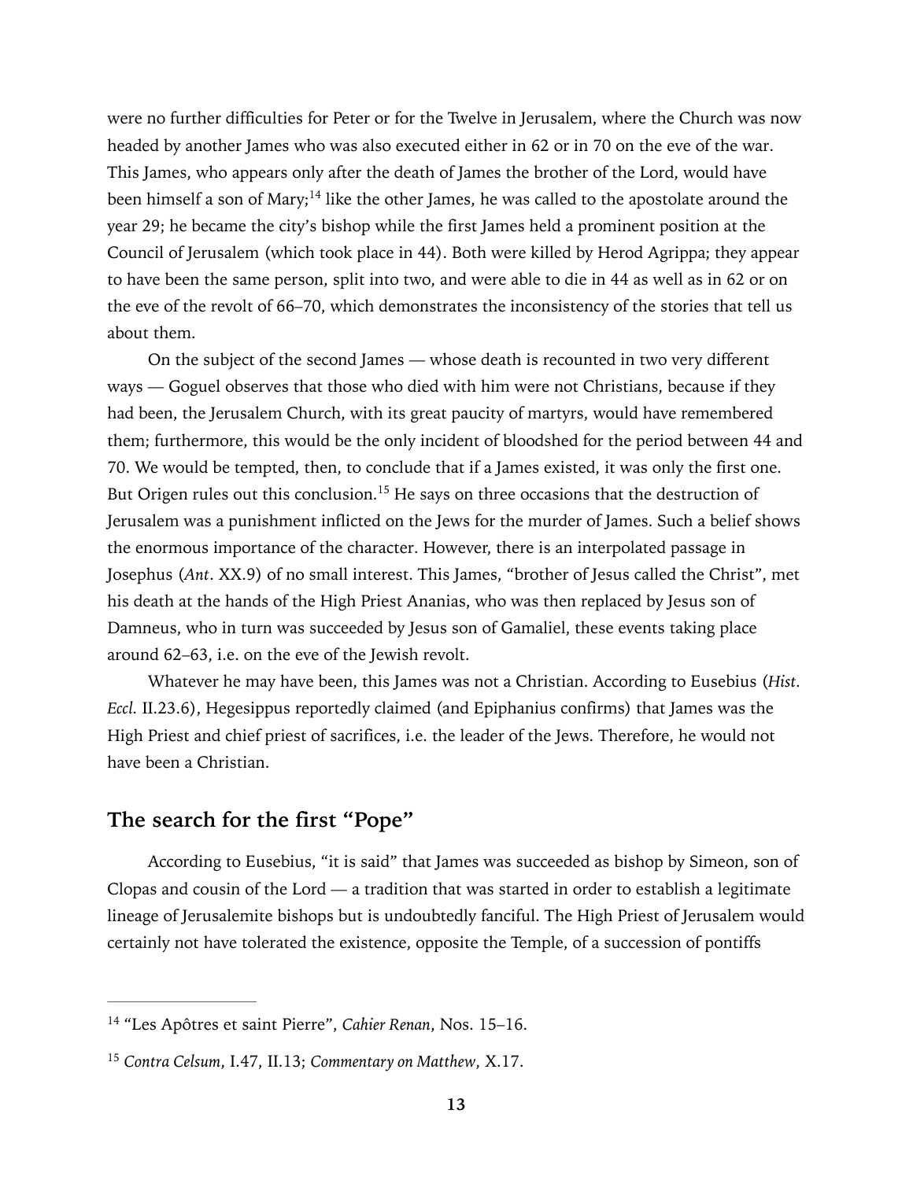were no further difficulties for Peter or for the Twelve in Jerusalem, where the Church was now headed by another James who was also executed either in 62 or in 70 on the eve of the war. This James, who appears only after the death of James the brother of the Lord, would have been himself a son of Mary;[14] like the other James, he was called to the apostolate around the year 29; he became the city's bishop while the first James held a prominent position at the Council of Jerusalem (which took place in 44). Both were killed by Herod Agrippa; they appear to have been the same person, split into two, and were able to die in 44 as well as in 62 or on the eve of the revolt of 66–70, which demonstrates the inconsistency of the stories that tell us about them.

On the subject of the second James — whose death is recounted in two very different ways — Goguel observes that those who died with him were not Christians, because if they had been, the Jerusalem Church, with its great paucity of martyrs, would have remembered them; furthermore, this would be the only incident of bloodshed for the period between 44 and 70. We would be tempted, then, to conclude that if a James existed, it was only the first one. But Origen rules out this conclusion.[15] He says on three occasions that the destruction of Jerusalem was a punishment inflicted on the Jews for the murder of James. Such a belief shows the enormous importance of the character. However, there is an interpolated passage in Josephus (*Ant*. XX.9) of no small interest. This James, "brother of Jesus called the Christ", met his death at the hands of the High Priest Ananias, who was then replaced by Jesus son of Damneus, who in turn was succeeded by Jesus son of Gamaliel, these events taking place around 62–63, i.e. on the eve of the Jewish revolt.

Whatever he may have been, this James was not a Christian. According to Eusebius (*Hist. Eccl.* II.23.6), Hegesippus reportedly claimed (and Epiphanius confirms) that James was the High Priest and chief priest of sacrifices, i.e. the leader of the Jews. Therefore, he would not have been a Christian.

## The search for the first "Pope"

According to Eusebius, "it is said" that James was succeeded as bishop by Simeon, son of Clopas and cousin of the Lord — a tradition that was started in order to establish a legitimate lineage of Jerusalemite bishops but is undoubtedly fanciful. The High Priest of Jerusalem would certainly not have tolerated the existence, opposite the Temple, of a succession of pontiffs

---

[14] "Les Apôtres et saint Pierre", *Cahier Renan*, Nos. 15–16.

[15] *Contra Celsum*, I.47, II.13; *Commentary on Matthew*, X.17.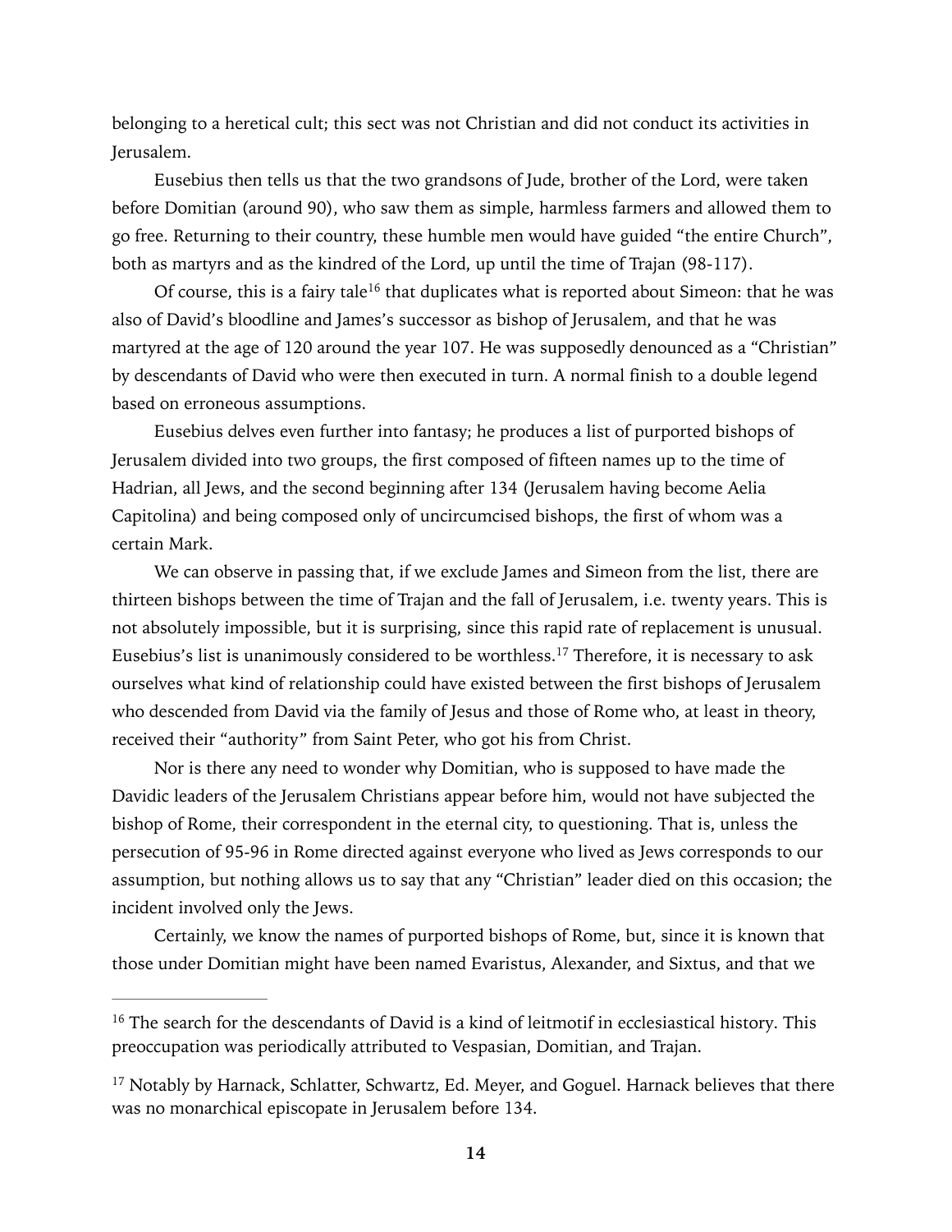belonging to a heretical cult; this sect was not Christian and did not conduct its activities in Jerusalem.

Eusebius then tells us that the two grandsons of Jude, brother of the Lord, were taken before Domitian (around 90), who saw them as simple, harmless farmers and allowed them to go free. Returning to their country, these humble men would have guided "the entire Church", both as martyrs and as the kindred of the Lord, up until the time of Trajan (98-117).

Of course, this is a fairy tale[16] that duplicates what is reported about Simeon: that he was also of David's bloodline and James's successor as bishop of Jerusalem, and that he was martyred at the age of 120 around the year 107. He was supposedly denounced as a "Christian" by descendants of David who were then executed in turn. A normal finish to a double legend based on erroneous assumptions.

Eusebius delves even further into fantasy; he produces a list of purported bishops of Jerusalem divided into two groups, the first composed of fifteen names up to the time of Hadrian, all Jews, and the second beginning after 134 (Jerusalem having become Aelia Capitolina) and being composed only of uncircumcised bishops, the first of whom was a certain Mark.

We can observe in passing that, if we exclude James and Simeon from the list, there are thirteen bishops between the time of Trajan and the fall of Jerusalem, i.e. twenty years. This is not absolutely impossible, but it is surprising, since this rapid rate of replacement is unusual. Eusebius's list is unanimously considered to be worthless.[17] Therefore, it is necessary to ask ourselves what kind of relationship could have existed between the first bishops of Jerusalem who descended from David via the family of Jesus and those of Rome who, at least in theory, received their "authority" from Saint Peter, who got his from Christ.

Nor is there any need to wonder why Domitian, who is supposed to have made the Davidic leaders of the Jerusalem Christians appear before him, would not have subjected the bishop of Rome, their correspondent in the eternal city, to questioning. That is, unless the persecution of 95-96 in Rome directed against everyone who lived as Jews corresponds to our assumption, but nothing allows us to say that any "Christian" leader died on this occasion; the incident involved only the Jews.

Certainly, we know the names of purported bishops of Rome, but, since it is known that those under Domitian might have been named Evaristus, Alexander, and Sixtus, and that we

---

[16] The search for the descendants of David is a kind of leitmotif in ecclesiastical history. This preoccupation was periodically attributed to Vespasian, Domitian, and Trajan.

[17] Notably by Harnack, Schlatter, Schwartz, Ed. Meyer, and Goguel. Harnack believes that there was no monarchical episcopate in Jerusalem before 134.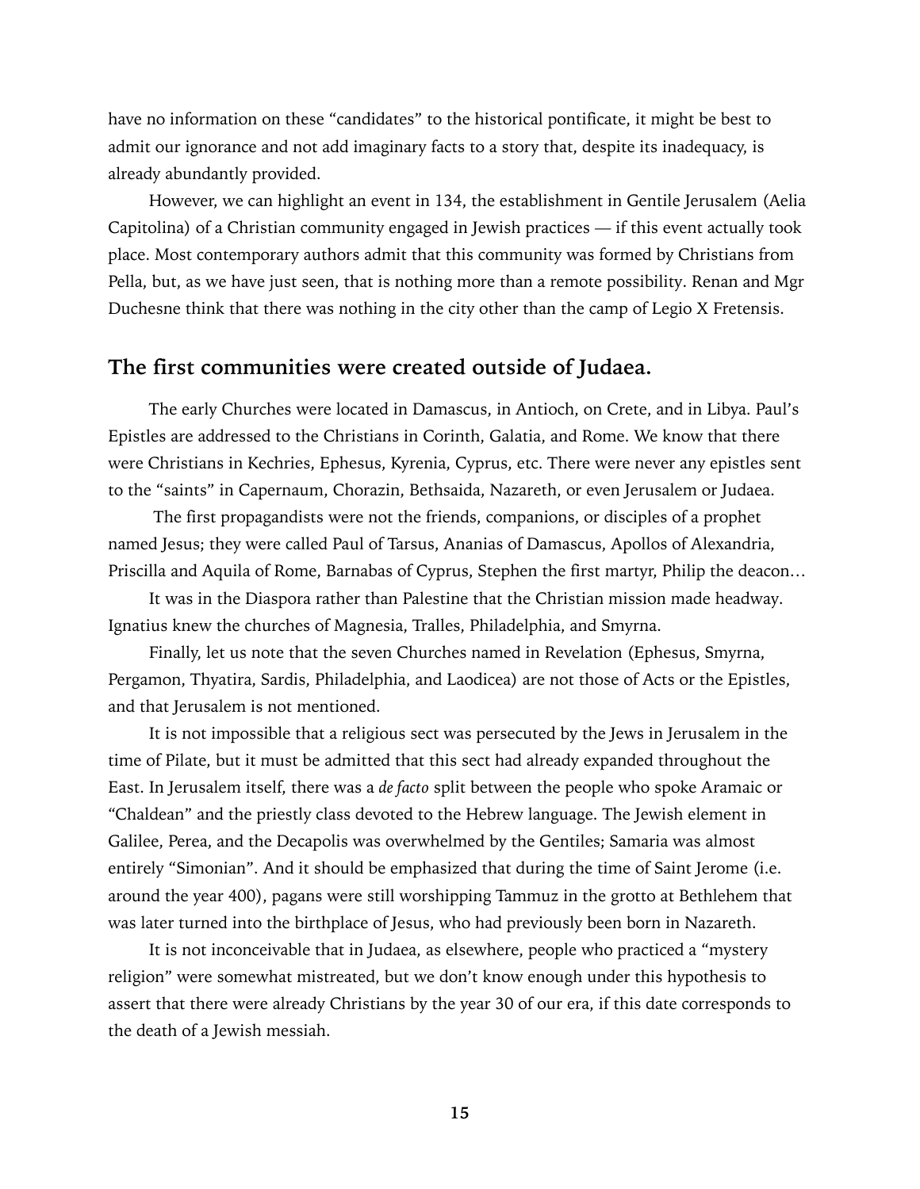have no information on these "candidates" to the historical pontificate, it might be best to admit our ignorance and not add imaginary facts to a story that, despite its inadequacy, is already abundantly provided.

However, we can highlight an event in 134, the establishment in Gentile Jerusalem (Aelia Capitolina) of a Christian community engaged in Jewish practices — if this event actually took place. Most contemporary authors admit that this community was formed by Christians from Pella, but, as we have just seen, that is nothing more than a remote possibility. Renan and Mgr Duchesne think that there was nothing in the city other than the camp of Legio X Fretensis.

## The first communities were created outside of Judaea.

The early Churches were located in Damascus, in Antioch, on Crete, and in Libya. Paul's Epistles are addressed to the Christians in Corinth, Galatia, and Rome. We know that there were Christians in Kechries, Ephesus, Kyrenia, Cyprus, etc. There were never any epistles sent to the "saints" in Capernaum, Chorazin, Bethsaida, Nazareth, or even Jerusalem or Judaea.

The first propagandists were not the friends, companions, or disciples of a prophet named Jesus; they were called Paul of Tarsus, Ananias of Damascus, Apollos of Alexandria, Priscilla and Aquila of Rome, Barnabas of Cyprus, Stephen the first martyr, Philip the deacon…

It was in the Diaspora rather than Palestine that the Christian mission made headway. Ignatius knew the churches of Magnesia, Tralles, Philadelphia, and Smyrna.

Finally, let us note that the seven Churches named in Revelation (Ephesus, Smyrna, Pergamon, Thyatira, Sardis, Philadelphia, and Laodicea) are not those of Acts or the Epistles, and that Jerusalem is not mentioned.

It is not impossible that a religious sect was persecuted by the Jews in Jerusalem in the time of Pilate, but it must be admitted that this sect had already expanded throughout the East. In Jerusalem itself, there was a *de facto* split between the people who spoke Aramaic or "Chaldean" and the priestly class devoted to the Hebrew language. The Jewish element in Galilee, Perea, and the Decapolis was overwhelmed by the Gentiles; Samaria was almost entirely "Simonian". And it should be emphasized that during the time of Saint Jerome (i.e. around the year 400), pagans were still worshipping Tammuz in the grotto at Bethlehem that was later turned into the birthplace of Jesus, who had previously been born in Nazareth.

It is not inconceivable that in Judaea, as elsewhere, people who practiced a "mystery religion" were somewhat mistreated, but we don't know enough under this hypothesis to assert that there were already Christians by the year 30 of our era, if this date corresponds to the death of a Jewish messiah.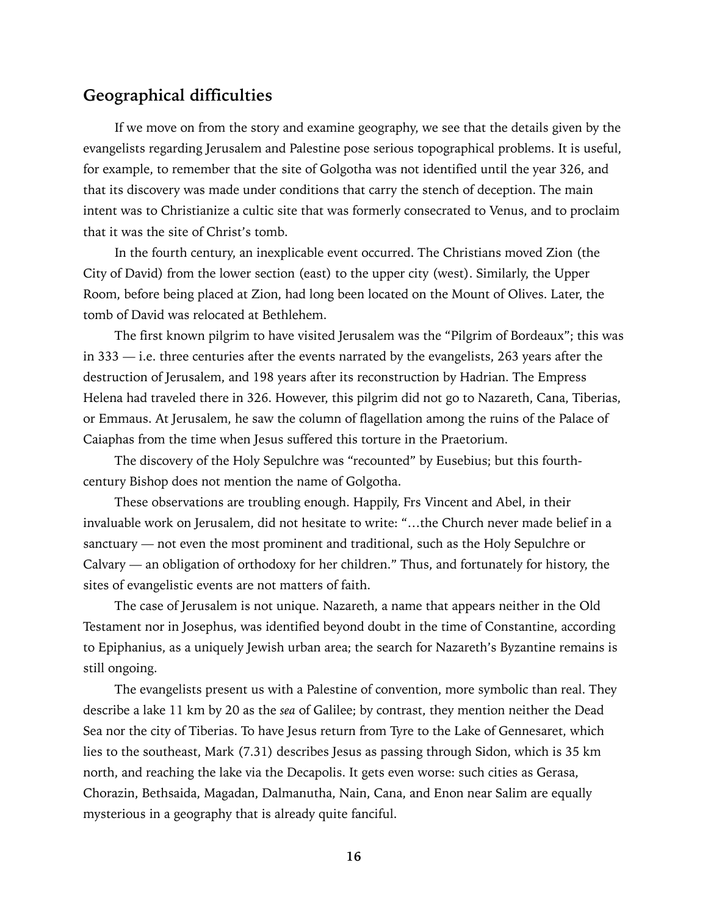## Geographical difficulties

If we move on from the story and examine geography, we see that the details given by the evangelists regarding Jerusalem and Palestine pose serious topographical problems. It is useful, for example, to remember that the site of Golgotha was not identified until the year 326, and that its discovery was made under conditions that carry the stench of deception. The main intent was to Christianize a cultic site that was formerly consecrated to Venus, and to proclaim that it was the site of Christ's tomb.

In the fourth century, an inexplicable event occurred. The Christians moved Zion (the City of David) from the lower section (east) to the upper city (west). Similarly, the Upper Room, before being placed at Zion, had long been located on the Mount of Olives. Later, the tomb of David was relocated at Bethlehem.

The first known pilgrim to have visited Jerusalem was the "Pilgrim of Bordeaux"; this was in 333 — i.e. three centuries after the events narrated by the evangelists, 263 years after the destruction of Jerusalem, and 198 years after its reconstruction by Hadrian. The Empress Helena had traveled there in 326. However, this pilgrim did not go to Nazareth, Cana, Tiberias, or Emmaus. At Jerusalem, he saw the column of flagellation among the ruins of the Palace of Caiaphas from the time when Jesus suffered this torture in the Praetorium.

The discovery of the Holy Sepulchre was "recounted" by Eusebius; but this fourth-century Bishop does not mention the name of Golgotha.

These observations are troubling enough. Happily, Frs Vincent and Abel, in their invaluable work on Jerusalem, did not hesitate to write: "…the Church never made belief in a sanctuary — not even the most prominent and traditional, such as the Holy Sepulchre or Calvary — an obligation of orthodoxy for her children." Thus, and fortunately for history, the sites of evangelistic events are not matters of faith.

The case of Jerusalem is not unique. Nazareth, a name that appears neither in the Old Testament nor in Josephus, was identified beyond doubt in the time of Constantine, according to Epiphanius, as a uniquely Jewish urban area; the search for Nazareth's Byzantine remains is still ongoing.

The evangelists present us with a Palestine of convention, more symbolic than real. They describe a lake 11 km by 20 as the *sea* of Galilee; by contrast, they mention neither the Dead Sea nor the city of Tiberias. To have Jesus return from Tyre to the Lake of Gennesaret, which lies to the southeast, Mark (7.31) describes Jesus as passing through Sidon, which is 35 km north, and reaching the lake via the Decapolis. It gets even worse: such cities as Gerasa, Chorazin, Bethsaida, Magadan, Dalmanutha, Nain, Cana, and Enon near Salim are equally mysterious in a geography that is already quite fanciful.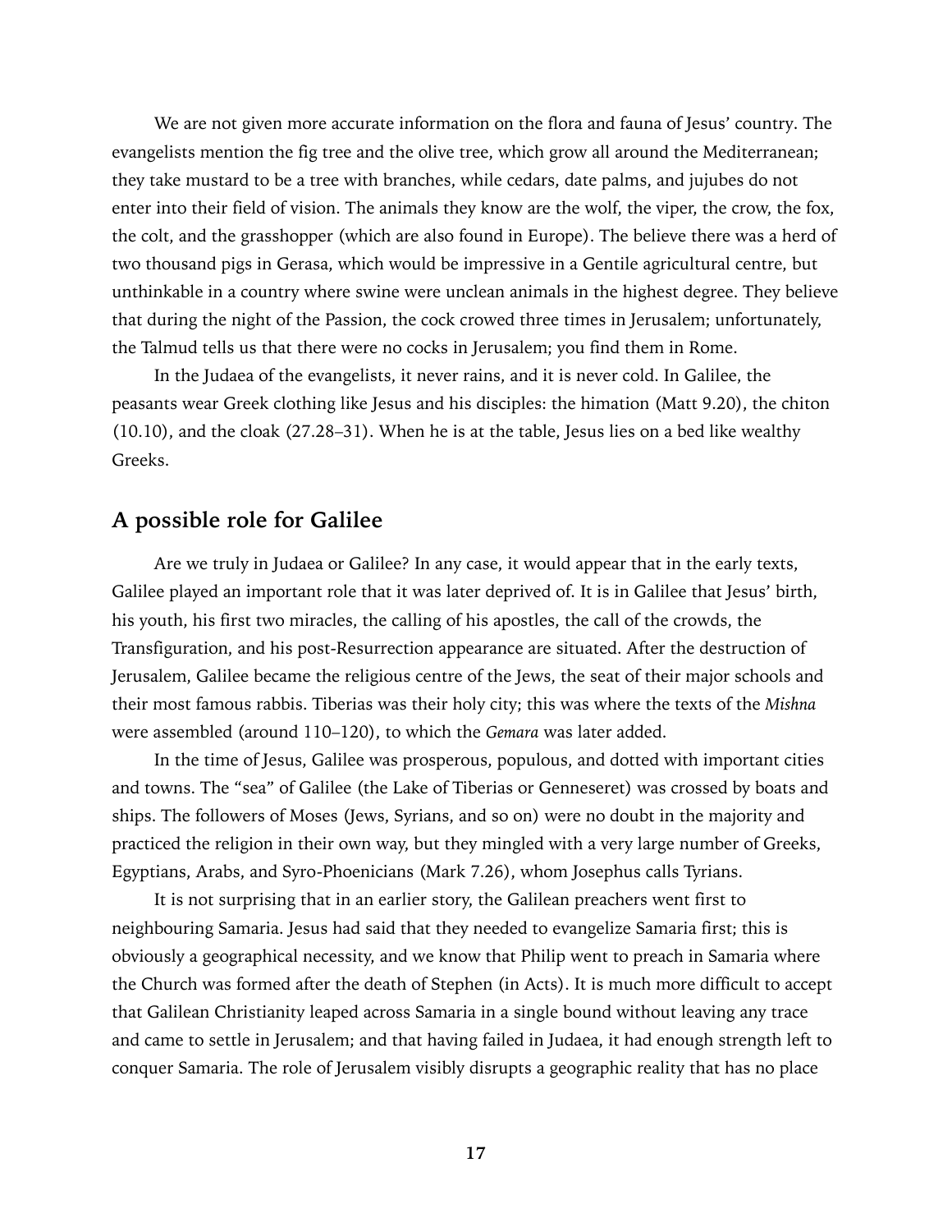We are not given more accurate information on the flora and fauna of Jesus' country. The evangelists mention the fig tree and the olive tree, which grow all around the Mediterranean; they take mustard to be a tree with branches, while cedars, date palms, and jujubes do not enter into their field of vision. The animals they know are the wolf, the viper, the crow, the fox, the colt, and the grasshopper (which are also found in Europe). The believe there was a herd of two thousand pigs in Gerasa, which would be impressive in a Gentile agricultural centre, but unthinkable in a country where swine were unclean animals in the highest degree. They believe that during the night of the Passion, the cock crowed three times in Jerusalem; unfortunately, the Talmud tells us that there were no cocks in Jerusalem; you find them in Rome.

In the Judaea of the evangelists, it never rains, and it is never cold. In Galilee, the peasants wear Greek clothing like Jesus and his disciples: the himation (Matt 9.20), the chiton (10.10), and the cloak (27.28–31). When he is at the table, Jesus lies on a bed like wealthy Greeks.

## A possible role for Galilee

Are we truly in Judaea or Galilee? In any case, it would appear that in the early texts, Galilee played an important role that it was later deprived of. It is in Galilee that Jesus' birth, his youth, his first two miracles, the calling of his apostles, the call of the crowds, the Transfiguration, and his post-Resurrection appearance are situated. After the destruction of Jerusalem, Galilee became the religious centre of the Jews, the seat of their major schools and their most famous rabbis. Tiberias was their holy city; this was where the texts of the *Mishna* were assembled (around 110–120), to which the *Gemara* was later added.

In the time of Jesus, Galilee was prosperous, populous, and dotted with important cities and towns. The "sea" of Galilee (the Lake of Tiberias or Genneseret) was crossed by boats and ships. The followers of Moses (Jews, Syrians, and so on) were no doubt in the majority and practiced the religion in their own way, but they mingled with a very large number of Greeks, Egyptians, Arabs, and Syro-Phoenicians (Mark 7.26), whom Josephus calls Tyrians.

It is not surprising that in an earlier story, the Galilean preachers went first to neighbouring Samaria. Jesus had said that they needed to evangelize Samaria first; this is obviously a geographical necessity, and we know that Philip went to preach in Samaria where the Church was formed after the death of Stephen (in Acts). It is much more difficult to accept that Galilean Christianity leaped across Samaria in a single bound without leaving any trace and came to settle in Jerusalem; and that having failed in Judaea, it had enough strength left to conquer Samaria. The role of Jerusalem visibly disrupts a geographic reality that has no place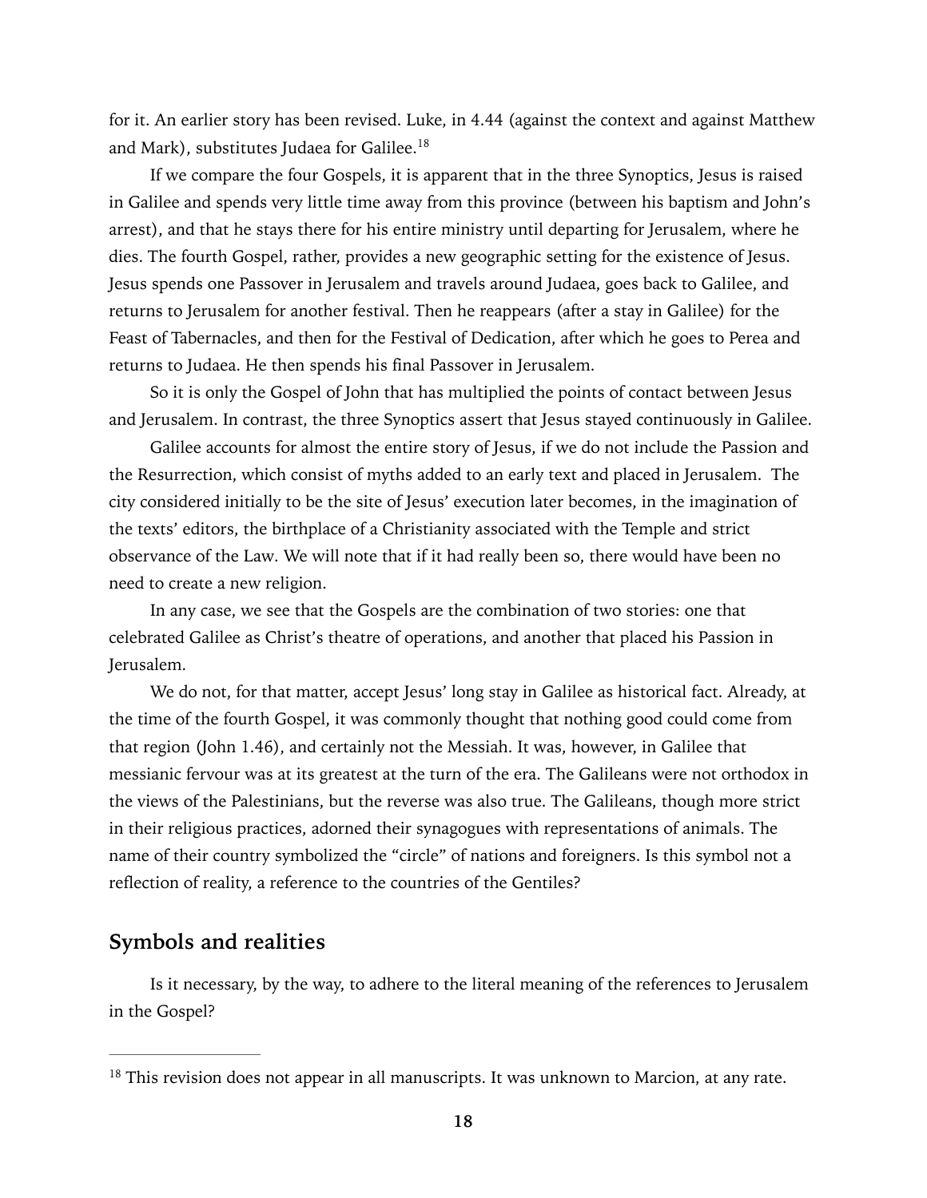for it. An earlier story has been revised. Luke, in 4.44 (against the context and against Matthew and Mark), substitutes Judaea for Galilee.[18]

If we compare the four Gospels, it is apparent that in the three Synoptics, Jesus is raised in Galilee and spends very little time away from this province (between his baptism and John's arrest), and that he stays there for his entire ministry until departing for Jerusalem, where he dies. The fourth Gospel, rather, provides a new geographic setting for the existence of Jesus. Jesus spends one Passover in Jerusalem and travels around Judaea, goes back to Galilee, and returns to Jerusalem for another festival. Then he reappears (after a stay in Galilee) for the Feast of Tabernacles, and then for the Festival of Dedication, after which he goes to Perea and returns to Judaea. He then spends his final Passover in Jerusalem.

So it is only the Gospel of John that has multiplied the points of contact between Jesus and Jerusalem. In contrast, the three Synoptics assert that Jesus stayed continuously in Galilee.

Galilee accounts for almost the entire story of Jesus, if we do not include the Passion and the Resurrection, which consist of myths added to an early text and placed in Jerusalem. The city considered initially to be the site of Jesus' execution later becomes, in the imagination of the texts' editors, the birthplace of a Christianity associated with the Temple and strict observance of the Law. We will note that if it had really been so, there would have been no need to create a new religion.

In any case, we see that the Gospels are the combination of two stories: one that celebrated Galilee as Christ's theatre of operations, and another that placed his Passion in Jerusalem.

We do not, for that matter, accept Jesus' long stay in Galilee as historical fact. Already, at the time of the fourth Gospel, it was commonly thought that nothing good could come from that region (John 1.46), and certainly not the Messiah. It was, however, in Galilee that messianic fervour was at its greatest at the turn of the era. The Galileans were not orthodox in the views of the Palestinians, but the reverse was also true. The Galileans, though more strict in their religious practices, adorned their synagogues with representations of animals. The name of their country symbolized the "circle" of nations and foreigners. Is this symbol not a reflection of reality, a reference to the countries of the Gentiles?

## Symbols and realities

Is it necessary, by the way, to adhere to the literal meaning of the references to Jerusalem in the Gospel?

---

[18] This revision does not appear in all manuscripts. It was unknown to Marcion, at any rate.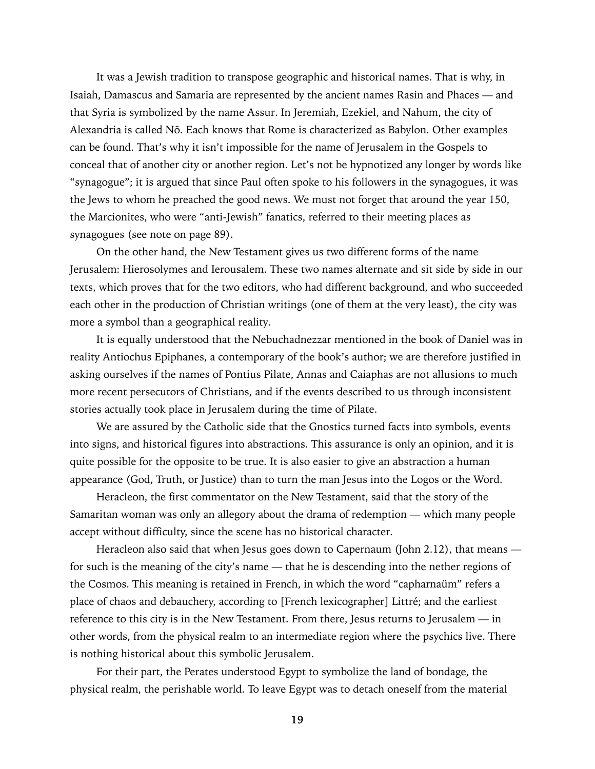It was a Jewish tradition to transpose geographic and historical names. That is why, in Isaiah, Damascus and Samaria are represented by the ancient names Rasin and Phaces — and that Syria is symbolized by the name Assur. In Jeremiah, Ezekiel, and Nahum, the city of Alexandria is called Nō. Each knows that Rome is characterized as Babylon. Other examples can be found. That's why it isn't impossible for the name of Jerusalem in the Gospels to conceal that of another city or another region. Let's not be hypnotized any longer by words like "synagogue"; it is argued that since Paul often spoke to his followers in the synagogues, it was the Jews to whom he preached the good news. We must not forget that around the year 150, the Marcionites, who were "anti-Jewish" fanatics, referred to their meeting places as synagogues (see note on page 89).

On the other hand, the New Testament gives us two different forms of the name Jerusalem: Hierosolymes and Ierousalem. These two names alternate and sit side by side in our texts, which proves that for the two editors, who had different background, and who succeeded each other in the production of Christian writings (one of them at the very least), the city was more a symbol than a geographical reality.

It is equally understood that the Nebuchadnezzar mentioned in the book of Daniel was in reality Antiochus Epiphanes, a contemporary of the book's author; we are therefore justified in asking ourselves if the names of Pontius Pilate, Annas and Caiaphas are not allusions to much more recent persecutors of Christians, and if the events described to us through inconsistent stories actually took place in Jerusalem during the time of Pilate.

We are assured by the Catholic side that the Gnostics turned facts into symbols, events into signs, and historical figures into abstractions. This assurance is only an opinion, and it is quite possible for the opposite to be true. It is also easier to give an abstraction a human appearance (God, Truth, or Justice) than to turn the man Jesus into the Logos or the Word.

Heracleon, the first commentator on the New Testament, said that the story of the Samaritan woman was only an allegory about the drama of redemption — which many people accept without difficulty, since the scene has no historical character.

Heracleon also said that when Jesus goes down to Capernaum (John 2.12), that means — for such is the meaning of the city's name — that he is descending into the nether regions of the Cosmos. This meaning is retained in French, in which the word "capharnaüm" refers a place of chaos and debauchery, according to [French lexicographer] Littré; and the earliest reference to this city is in the New Testament. From there, Jesus returns to Jerusalem — in other words, from the physical realm to an intermediate region where the psychics live. There is nothing historical about this symbolic Jerusalem.

For their part, the Perates understood Egypt to symbolize the land of bondage, the physical realm, the perishable world. To leave Egypt was to detach oneself from the material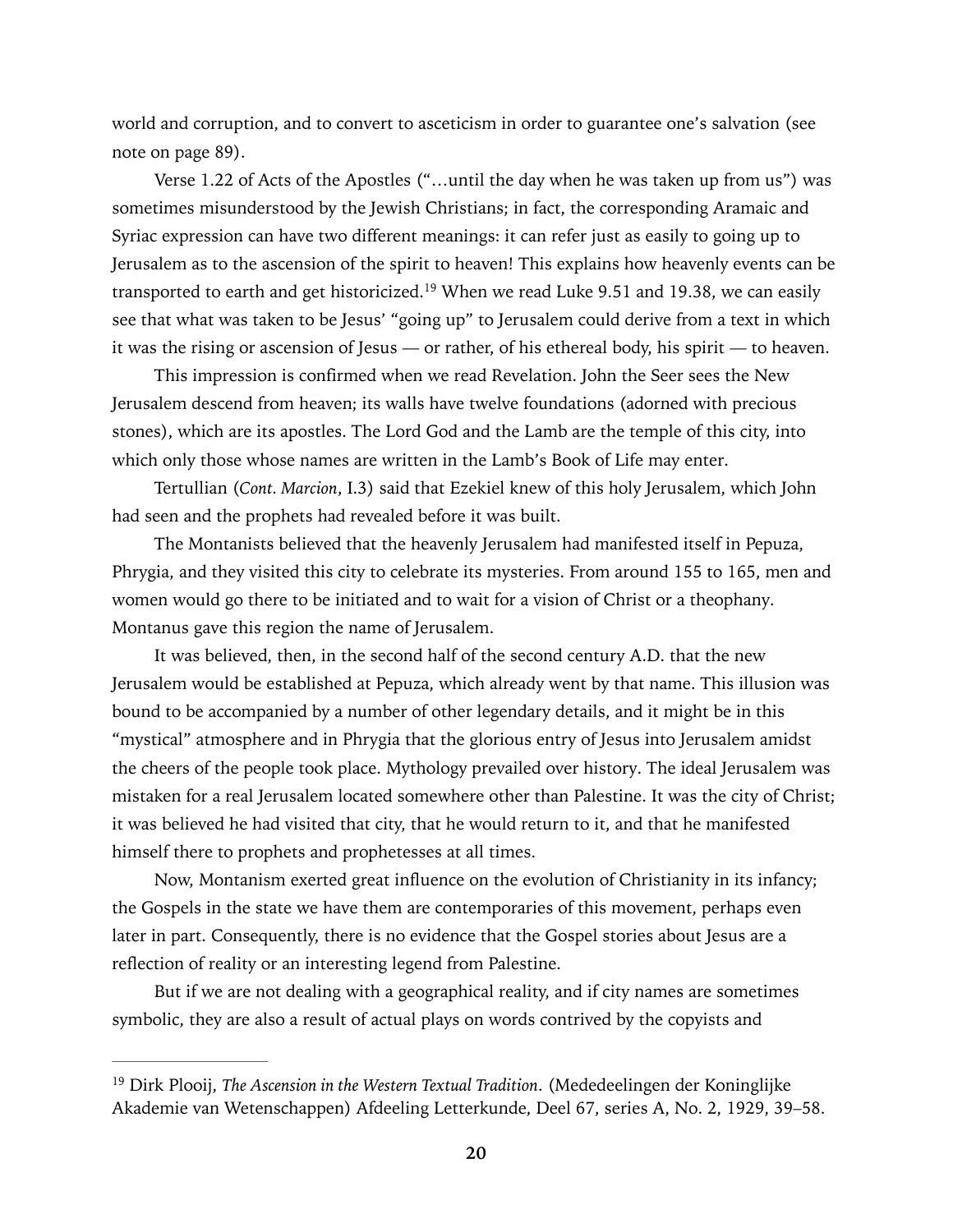world and corruption, and to convert to asceticism in order to guarantee one's salvation (see note on page 89).

Verse 1.22 of Acts of the Apostles ("…until the day when he was taken up from us") was sometimes misunderstood by the Jewish Christians; in fact, the corresponding Aramaic and Syriac expression can have two different meanings: it can refer just as easily to going up to Jerusalem as to the ascension of the spirit to heaven! This explains how heavenly events can be transported to earth and get historicized.[19] When we read Luke 9.51 and 19.38, we can easily see that what was taken to be Jesus' "going up" to Jerusalem could derive from a text in which it was the rising or ascension of Jesus — or rather, of his ethereal body, his spirit — to heaven.

This impression is confirmed when we read Revelation. John the Seer sees the New Jerusalem descend from heaven; its walls have twelve foundations (adorned with precious stones), which are its apostles. The Lord God and the Lamb are the temple of this city, into which only those whose names are written in the Lamb's Book of Life may enter.

Tertullian (*Cont. Marcion*, I.3) said that Ezekiel knew of this holy Jerusalem, which John had seen and the prophets had revealed before it was built.

The Montanists believed that the heavenly Jerusalem had manifested itself in Pepuza, Phrygia, and they visited this city to celebrate its mysteries. From around 155 to 165, men and women would go there to be initiated and to wait for a vision of Christ or a theophany. Montanus gave this region the name of Jerusalem.

It was believed, then, in the second half of the second century A.D. that the new Jerusalem would be established at Pepuza, which already went by that name. This illusion was bound to be accompanied by a number of other legendary details, and it might be in this "mystical" atmosphere and in Phrygia that the glorious entry of Jesus into Jerusalem amidst the cheers of the people took place. Mythology prevailed over history. The ideal Jerusalem was mistaken for a real Jerusalem located somewhere other than Palestine. It was the city of Christ; it was believed he had visited that city, that he would return to it, and that he manifested himself there to prophets and prophetesses at all times.

Now, Montanism exerted great influence on the evolution of Christianity in its infancy; the Gospels in the state we have them are contemporaries of this movement, perhaps even later in part. Consequently, there is no evidence that the Gospel stories about Jesus are a reflection of reality or an interesting legend from Palestine.

But if we are not dealing with a geographical reality, and if city names are sometimes symbolic, they are also a result of actual plays on words contrived by the copyists and

---

[19] Dirk Plooij, *The Ascension in the Western Textual Tradition*. (Mededeelingen der Koninglijke Akademie van Wetenschappen) Afdeeling Letterkunde, Deel 67, series A, No. 2, 1929, 39–58.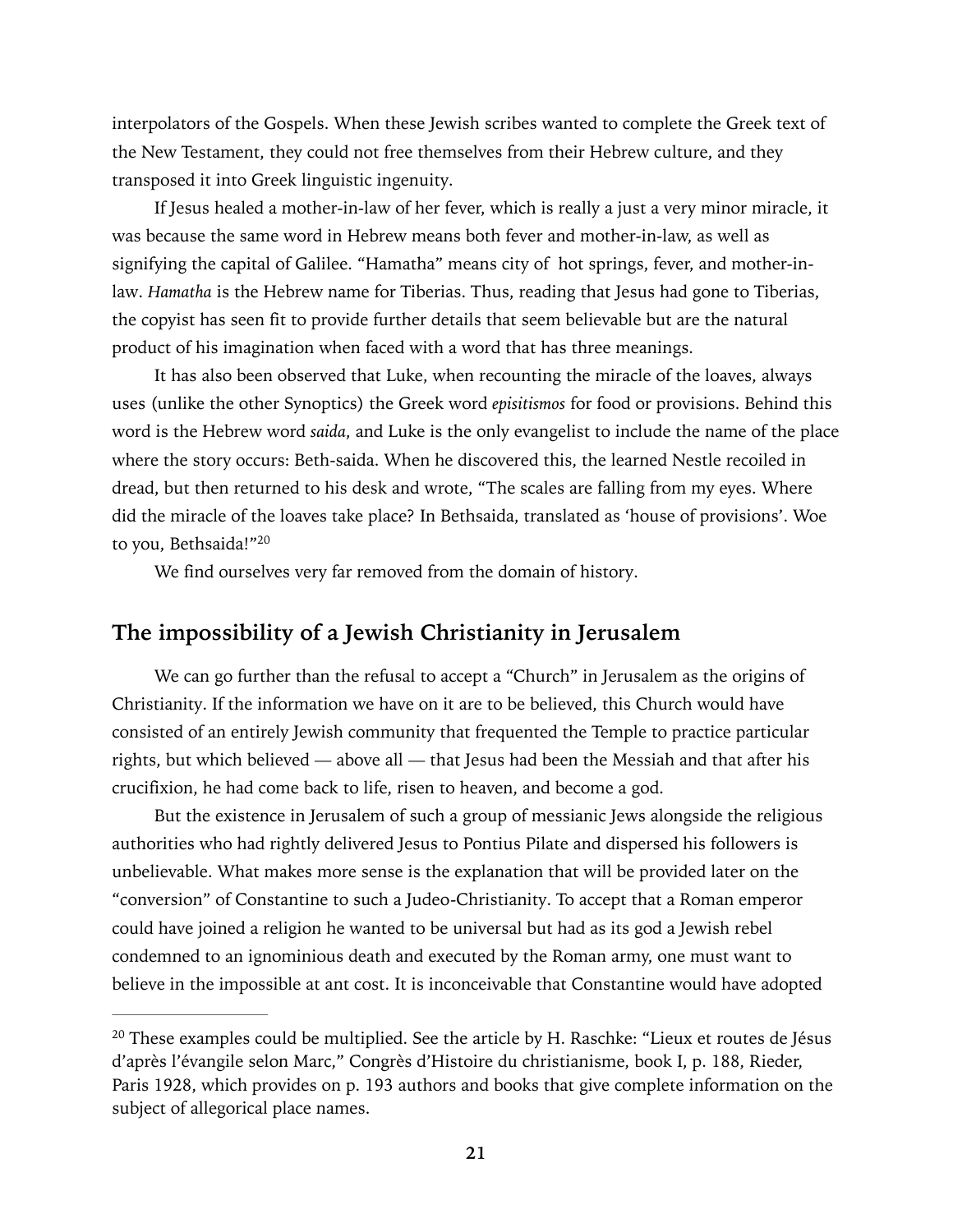interpolators of the Gospels. When these Jewish scribes wanted to complete the Greek text of the New Testament, they could not free themselves from their Hebrew culture, and they transposed it into Greek linguistic ingenuity.

If Jesus healed a mother-in-law of her fever, which is really a just a very minor miracle, it was because the same word in Hebrew means both fever and mother-in-law, as well as signifying the capital of Galilee. "Hamatha" means city of  hot springs, fever, and mother-in-law. *Hamatha* is the Hebrew name for Tiberias. Thus, reading that Jesus had gone to Tiberias, the copyist has seen fit to provide further details that seem believable but are the natural product of his imagination when faced with a word that has three meanings.

It has also been observed that Luke, when recounting the miracle of the loaves, always uses (unlike the other Synoptics) the Greek word *episitismos* for food or provisions. Behind this word is the Hebrew word *saida*, and Luke is the only evangelist to include the name of the place where the story occurs: Beth-saida. When he discovered this, the learned Nestle recoiled in dread, but then returned to his desk and wrote, "The scales are falling from my eyes. Where did the miracle of the loaves take place? In Bethsaida, translated as 'house of provisions'. Woe to you, Bethsaida!"[20]

We find ourselves very far removed from the domain of history.

## The impossibility of a Jewish Christianity in Jerusalem

We can go further than the refusal to accept a "Church" in Jerusalem as the origins of Christianity. If the information we have on it are to be believed, this Church would have consisted of an entirely Jewish community that frequented the Temple to practice particular rights, but which believed — above all — that Jesus had been the Messiah and that after his crucifixion, he had come back to life, risen to heaven, and become a god.

But the existence in Jerusalem of such a group of messianic Jews alongside the religious authorities who had rightly delivered Jesus to Pontius Pilate and dispersed his followers is unbelievable. What makes more sense is the explanation that will be provided later on the "conversion" of Constantine to such a Judeo-Christianity. To accept that a Roman emperor could have joined a religion he wanted to be universal but had as its god a Jewish rebel condemned to an ignominious death and executed by the Roman army, one must want to believe in the impossible at ant cost. It is inconceivable that Constantine would have adopted

---

[20] These examples could be multiplied. See the article by H. Raschke: "Lieux et routes de Jésus d'après l'évangile selon Marc," Congrès d'Histoire du christianisme, book I, p. 188, Rieder, Paris 1928, which provides on p. 193 authors and books that give complete information on the subject of allegorical place names.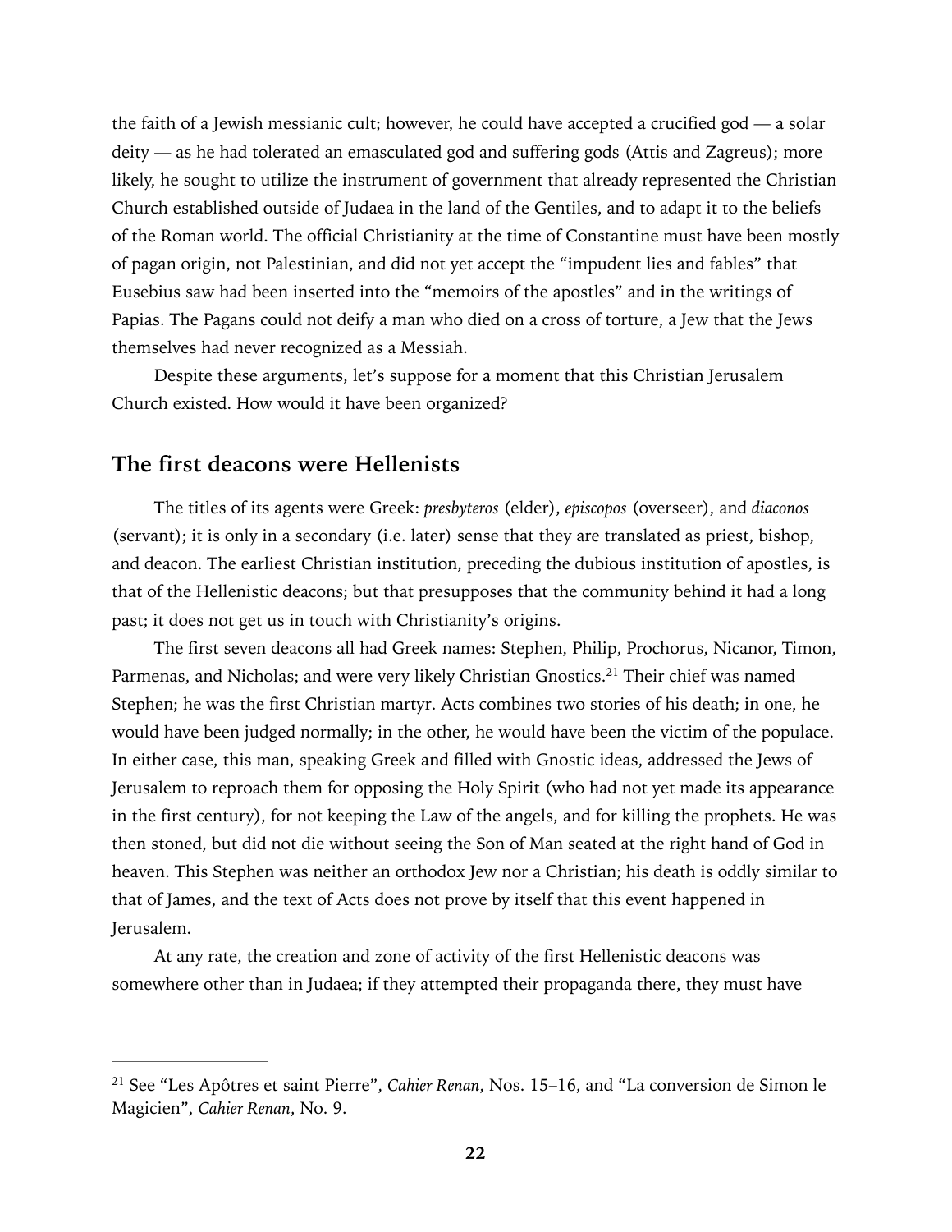the faith of a Jewish messianic cult; however, he could have accepted a crucified god — a solar deity — as he had tolerated an emasculated god and suffering gods (Attis and Zagreus); more likely, he sought to utilize the instrument of government that already represented the Christian Church established outside of Judaea in the land of the Gentiles, and to adapt it to the beliefs of the Roman world. The official Christianity at the time of Constantine must have been mostly of pagan origin, not Palestinian, and did not yet accept the "impudent lies and fables" that Eusebius saw had been inserted into the "memoirs of the apostles" and in the writings of Papias. The Pagans could not deify a man who died on a cross of torture, a Jew that the Jews themselves had never recognized as a Messiah.

Despite these arguments, let's suppose for a moment that this Christian Jerusalem Church existed. How would it have been organized?

## The first deacons were Hellenists

The titles of its agents were Greek: *presbyteros* (elder), *episcopos* (overseer), and *diaconos* (servant); it is only in a secondary (i.e. later) sense that they are translated as priest, bishop, and deacon. The earliest Christian institution, preceding the dubious institution of apostles, is that of the Hellenistic deacons; but that presupposes that the community behind it had a long past; it does not get us in touch with Christianity's origins.

The first seven deacons all had Greek names: Stephen, Philip, Prochorus, Nicanor, Timon, Parmenas, and Nicholas; and were very likely Christian Gnostics.[21] Their chief was named Stephen; he was the first Christian martyr. Acts combines two stories of his death; in one, he would have been judged normally; in the other, he would have been the victim of the populace. In either case, this man, speaking Greek and filled with Gnostic ideas, addressed the Jews of Jerusalem to reproach them for opposing the Holy Spirit (who had not yet made its appearance in the first century), for not keeping the Law of the angels, and for killing the prophets. He was then stoned, but did not die without seeing the Son of Man seated at the right hand of God in heaven. This Stephen was neither an orthodox Jew nor a Christian; his death is oddly similar to that of James, and the text of Acts does not prove by itself that this event happened in Jerusalem.

At any rate, the creation and zone of activity of the first Hellenistic deacons was somewhere other than in Judaea; if they attempted their propaganda there, they must have

---

[21] See "Les Apôtres et saint Pierre", *Cahier Renan*, Nos. 15–16, and "La conversion de Simon le Magicien", *Cahier Renan*, No. 9.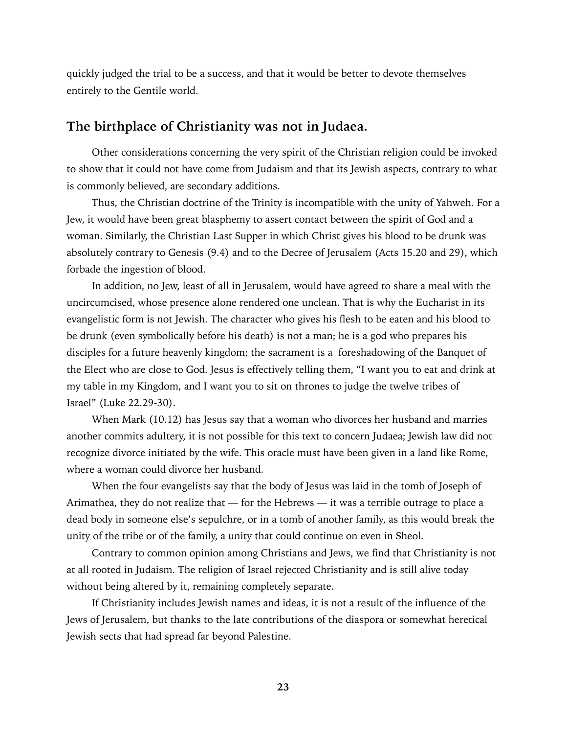quickly judged the trial to be a success, and that it would be better to devote themselves entirely to the Gentile world.

## The birthplace of Christianity was not in Judaea.

Other considerations concerning the very spirit of the Christian religion could be invoked to show that it could not have come from Judaism and that its Jewish aspects, contrary to what is commonly believed, are secondary additions.

Thus, the Christian doctrine of the Trinity is incompatible with the unity of Yahweh. For a Jew, it would have been great blasphemy to assert contact between the spirit of God and a woman. Similarly, the Christian Last Supper in which Christ gives his blood to be drunk was absolutely contrary to Genesis (9.4) and to the Decree of Jerusalem (Acts 15.20 and 29), which forbade the ingestion of blood.

In addition, no Jew, least of all in Jerusalem, would have agreed to share a meal with the uncircumcised, whose presence alone rendered one unclean. That is why the Eucharist in its evangelistic form is not Jewish. The character who gives his flesh to be eaten and his blood to be drunk (even symbolically before his death) is not a man; he is a god who prepares his disciples for a future heavenly kingdom; the sacrament is a foreshadowing of the Banquet of the Elect who are close to God. Jesus is effectively telling them, "I want you to eat and drink at my table in my Kingdom, and I want you to sit on thrones to judge the twelve tribes of Israel" (Luke 22.29-30).

When Mark (10.12) has Jesus say that a woman who divorces her husband and marries another commits adultery, it is not possible for this text to concern Judaea; Jewish law did not recognize divorce initiated by the wife. This oracle must have been given in a land like Rome, where a woman could divorce her husband.

When the four evangelists say that the body of Jesus was laid in the tomb of Joseph of Arimathea, they do not realize that — for the Hebrews — it was a terrible outrage to place a dead body in someone else's sepulchre, or in a tomb of another family, as this would break the unity of the tribe or of the family, a unity that could continue on even in Sheol.

Contrary to common opinion among Christians and Jews, we find that Christianity is not at all rooted in Judaism. The religion of Israel rejected Christianity and is still alive today without being altered by it, remaining completely separate.

If Christianity includes Jewish names and ideas, it is not a result of the influence of the Jews of Jerusalem, but thanks to the late contributions of the diaspora or somewhat heretical Jewish sects that had spread far beyond Palestine.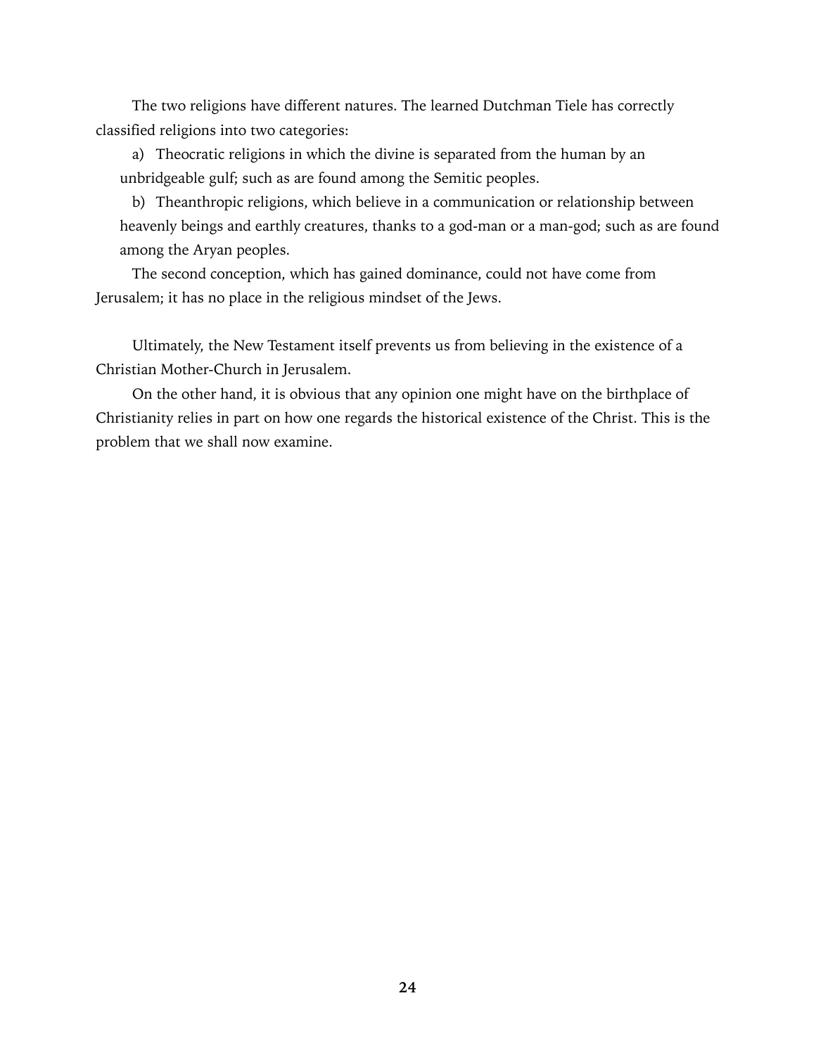The two religions have different natures. The learned Dutchman Tiele has correctly classified religions into two categories:

a) Theocratic religions in which the divine is separated from the human by an unbridgeable gulf; such as are found among the Semitic peoples.

b) Theanthropic religions, which believe in a communication or relationship between heavenly beings and earthly creatures, thanks to a god-man or a man-god; such as are found among the Aryan peoples.

The second conception, which has gained dominance, could not have come from Jerusalem; it has no place in the religious mindset of the Jews.

Ultimately, the New Testament itself prevents us from believing in the existence of a Christian Mother-Church in Jerusalem.

On the other hand, it is obvious that any opinion one might have on the birthplace of Christianity relies in part on how one regards the historical existence of the Christ. This is the problem that we shall now examine.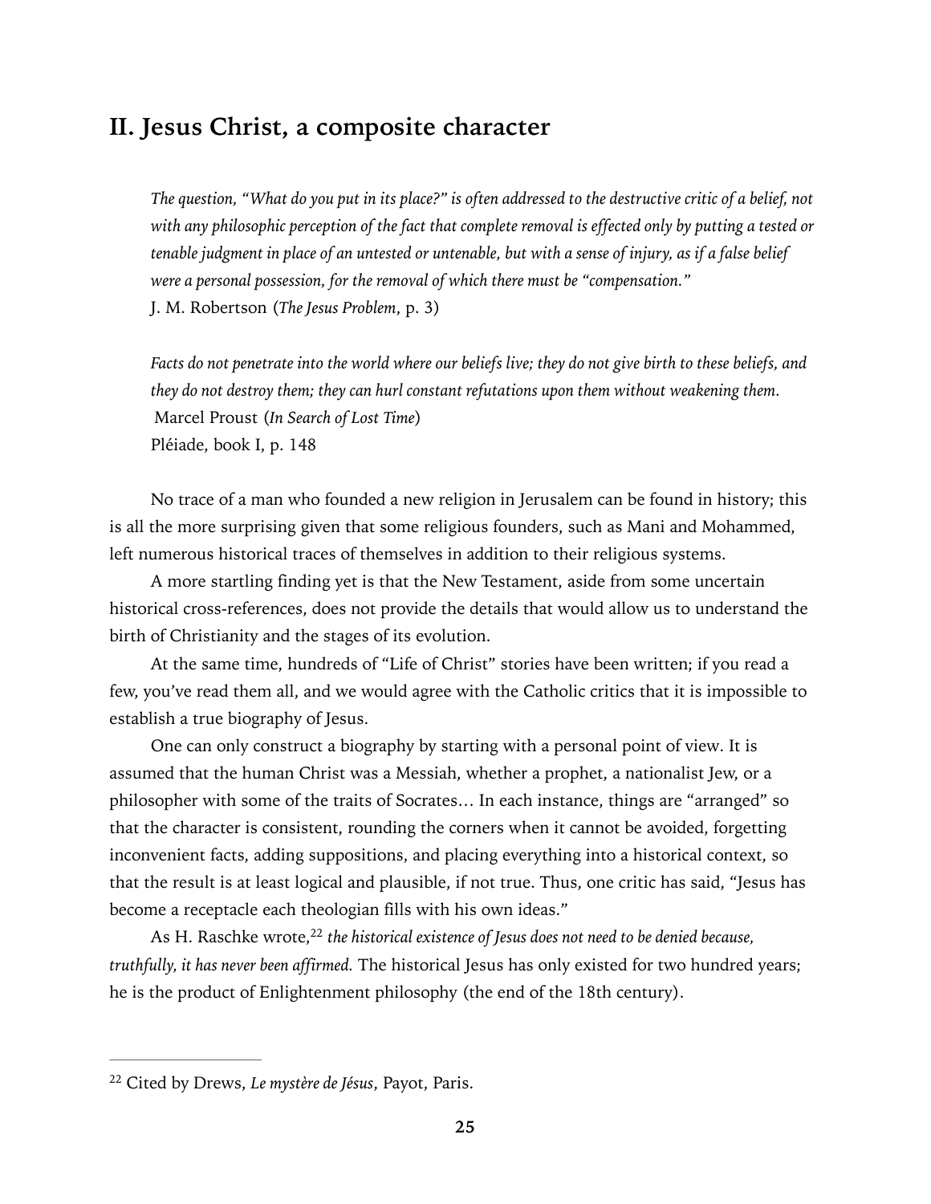## II. Jesus Christ, a composite character

> *The question, "What do you put in its place?" is often addressed to the destructive critic of a belief, not with any philosophic perception of the fact that complete removal is effected only by putting a tested or tenable judgment in place of an untested or untenable, but with a sense of injury, as if a false belief were a personal possession, for the removal of which there must be "compensation."*
> J. M. Robertson (*The Jesus Problem*, p. 3)

> *Facts do not penetrate into the world where our beliefs live; they do not give birth to these beliefs, and they do not destroy them; they can hurl constant refutations upon them without weakening them.*
> Marcel Proust (*In Search of Lost Time*)
> Pléiade, book I, p. 148

No trace of a man who founded a new religion in Jerusalem can be found in history; this is all the more surprising given that some religious founders, such as Mani and Mohammed, left numerous historical traces of themselves in addition to their religious systems.

A more startling finding yet is that the New Testament, aside from some uncertain historical cross-references, does not provide the details that would allow us to understand the birth of Christianity and the stages of its evolution.

At the same time, hundreds of "Life of Christ" stories have been written; if you read a few, you've read them all, and we would agree with the Catholic critics that it is impossible to establish a true biography of Jesus.

One can only construct a biography by starting with a personal point of view. It is assumed that the human Christ was a Messiah, whether a prophet, a nationalist Jew, or a philosopher with some of the traits of Socrates… In each instance, things are "arranged" so that the character is consistent, rounding the corners when it cannot be avoided, forgetting inconvenient facts, adding suppositions, and placing everything into a historical context, so that the result is at least logical and plausible, if not true. Thus, one critic has said, "Jesus has become a receptacle each theologian fills with his own ideas."

As H. Raschke wrote,[22] *the historical existence of Jesus does not need to be denied because, truthfully, it has never been affirmed.* The historical Jesus has only existed for two hundred years; he is the product of Enlightenment philosophy (the end of the 18th century).

---

[22] Cited by Drews, *Le mystère de Jésus*, Payot, Paris.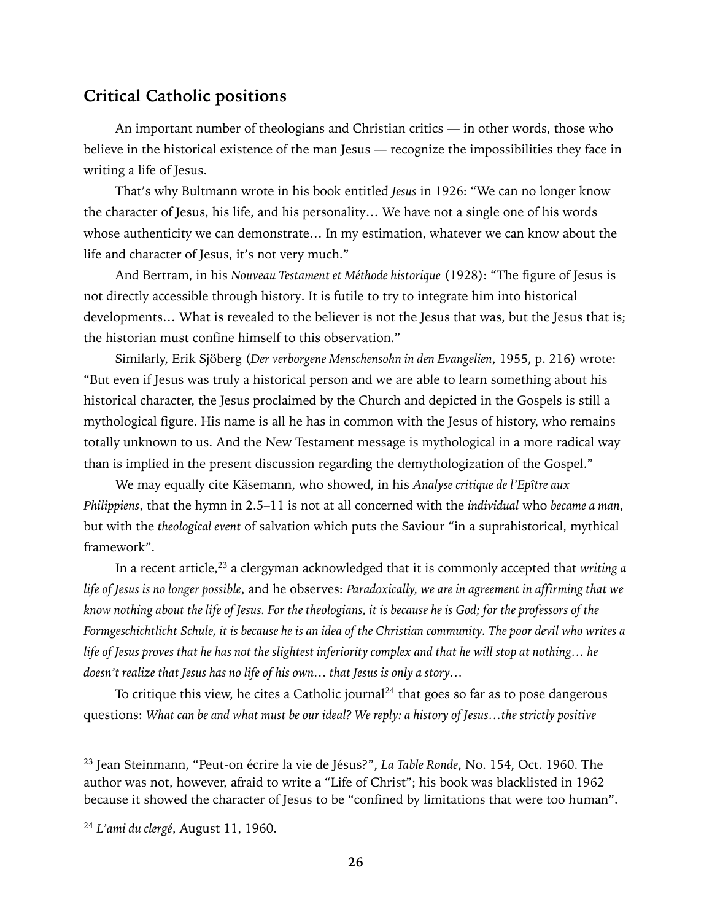## Critical Catholic positions

An important number of theologians and Christian critics — in other words, those who believe in the historical existence of the man Jesus — recognize the impossibilities they face in writing a life of Jesus.

That's why Bultmann wrote in his book entitled *Jesus* in 1926: "We can no longer know the character of Jesus, his life, and his personality… We have not a single one of his words whose authenticity we can demonstrate… In my estimation, whatever we can know about the life and character of Jesus, it's not very much."

And Bertram, in his *Nouveau Testament et Méthode historique* (1928): "The figure of Jesus is not directly accessible through history. It is futile to try to integrate him into historical developments… What is revealed to the believer is not the Jesus that was, but the Jesus that is; the historian must confine himself to this observation."

Similarly, Erik Sjöberg (*Der verborgene Menschensohn in den Evangelien*, 1955, p. 216) wrote: "But even if Jesus was truly a historical person and we are able to learn something about his historical character, the Jesus proclaimed by the Church and depicted in the Gospels is still a mythological figure. His name is all he has in common with the Jesus of history, who remains totally unknown to us. And the New Testament message is mythological in a more radical way than is implied in the present discussion regarding the demythologization of the Gospel."

We may equally cite Käsemann, who showed, in his *Analyse critique de l'Epître aux Philippiens*, that the hymn in 2.5–11 is not at all concerned with the *individual* who *became a man*, but with the *theological event* of salvation which puts the Saviour "in a suprahistorical, mythical framework".

In a recent article,[23] a clergyman acknowledged that it is commonly accepted that *writing a life of Jesus is no longer possible*, and he observes: *Paradoxically, we are in agreement in affirming that we know nothing about the life of Jesus. For the theologians, it is because he is God; for the professors of the Formgeschichtlicht Schule, it is because he is an idea of the Christian community. The poor devil who writes a life of Jesus proves that he has not the slightest inferiority complex and that he will stop at nothing… he doesn't realize that Jesus has no life of his own… that Jesus is only a story…*

To critique this view, he cites a Catholic journal[24] that goes so far as to pose dangerous questions: *What can be and what must be our ideal? We reply: a history of Jesus…the strictly positive*

---

[23] Jean Steinmann, "Peut-on écrire la vie de Jésus?", *La Table Ronde*, No. 154, Oct. 1960. The author was not, however, afraid to write a "Life of Christ"; his book was blacklisted in 1962 because it showed the character of Jesus to be "confined by limitations that were too human".

[24] *L'ami du clergé*, August 11, 1960.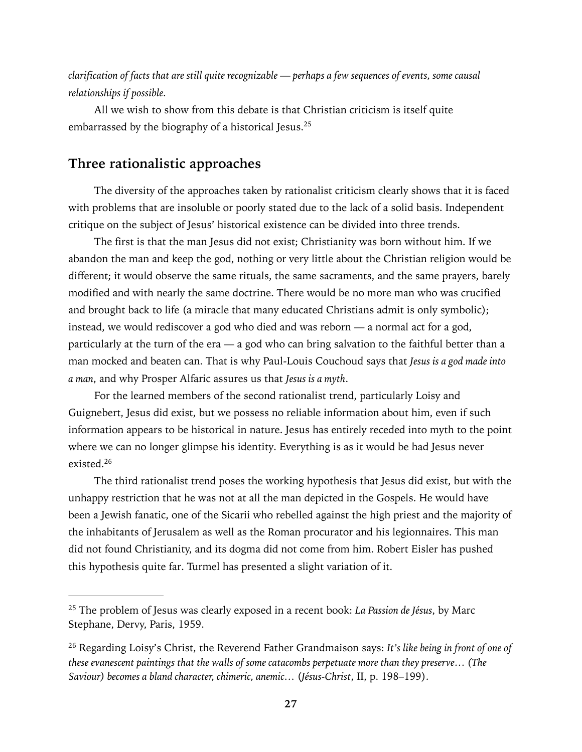*clarification of facts that are still quite recognizable — perhaps a few sequences of events, some causal relationships if possible.*

All we wish to show from this debate is that Christian criticism is itself quite embarrassed by the biography of a historical Jesus.[25]

## Three rationalistic approaches

The diversity of the approaches taken by rationalist criticism clearly shows that it is faced with problems that are insoluble or poorly stated due to the lack of a solid basis. Independent critique on the subject of Jesus' historical existence can be divided into three trends.

The first is that the man Jesus did not exist; Christianity was born without him. If we abandon the man and keep the god, nothing or very little about the Christian religion would be different; it would observe the same rituals, the same sacraments, and the same prayers, barely modified and with nearly the same doctrine. There would be no more man who was crucified and brought back to life (a miracle that many educated Christians admit is only symbolic); instead, we would rediscover a god who died and was reborn — a normal act for a god, particularly at the turn of the era — a god who can bring salvation to the faithful better than a man mocked and beaten can. That is why Paul-Louis Couchoud says that *Jesus is a god made into a man*, and why Prosper Alfaric assures us that *Jesus is a myth*.

For the learned members of the second rationalist trend, particularly Loisy and Guignebert, Jesus did exist, but we possess no reliable information about him, even if such information appears to be historical in nature. Jesus has entirely receded into myth to the point where we can no longer glimpse his identity. Everything is as it would be had Jesus never existed.[26]

The third rationalist trend poses the working hypothesis that Jesus did exist, but with the unhappy restriction that he was not at all the man depicted in the Gospels. He would have been a Jewish fanatic, one of the Sicarii who rebelled against the high priest and the majority of the inhabitants of Jerusalem as well as the Roman procurator and his legionnaires. This man did not found Christianity, and its dogma did not come from him. Robert Eisler has pushed this hypothesis quite far. Turmel has presented a slight variation of it.

---

[25] The problem of Jesus was clearly exposed in a recent book: *La Passion de Jésus*, by Marc Stephane, Dervy, Paris, 1959.

[26] Regarding Loisy's Christ, the Reverend Father Grandmaison says: *It's like being in front of one of these evanescent paintings that the walls of some catacombs perpetuate more than they preserve… (The Saviour) becomes a bland character, chimeric, anemic…* (*Jésus-Christ*, II, p. 198–199).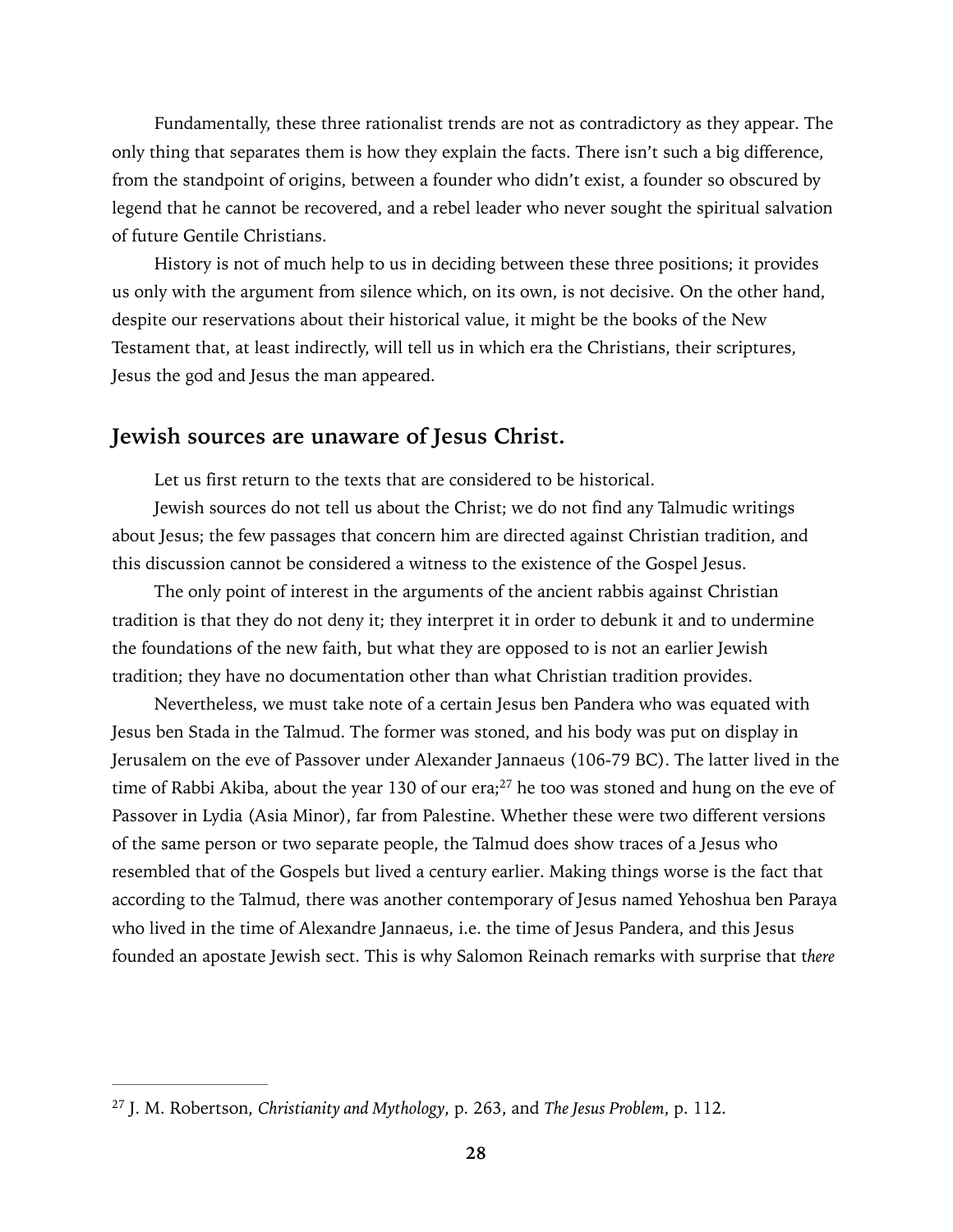Fundamentally, these three rationalist trends are not as contradictory as they appear. The only thing that separates them is how they explain the facts. There isn't such a big difference, from the standpoint of origins, between a founder who didn't exist, a founder so obscured by legend that he cannot be recovered, and a rebel leader who never sought the spiritual salvation of future Gentile Christians.

History is not of much help to us in deciding between these three positions; it provides us only with the argument from silence which, on its own, is not decisive. On the other hand, despite our reservations about their historical value, it might be the books of the New Testament that, at least indirectly, will tell us in which era the Christians, their scriptures, Jesus the god and Jesus the man appeared.

## Jewish sources are unaware of Jesus Christ.

Let us first return to the texts that are considered to be historical.

Jewish sources do not tell us about the Christ; we do not find any Talmudic writings about Jesus; the few passages that concern him are directed against Christian tradition, and this discussion cannot be considered a witness to the existence of the Gospel Jesus.

The only point of interest in the arguments of the ancient rabbis against Christian tradition is that they do not deny it; they interpret it in order to debunk it and to undermine the foundations of the new faith, but what they are opposed to is not an earlier Jewish tradition; they have no documentation other than what Christian tradition provides.

Nevertheless, we must take note of a certain Jesus ben Pandera who was equated with Jesus ben Stada in the Talmud. The former was stoned, and his body was put on display in Jerusalem on the eve of Passover under Alexander Jannaeus (106-79 BC). The latter lived in the time of Rabbi Akiba, about the year 130 of our era;[27] he too was stoned and hung on the eve of Passover in Lydia (Asia Minor), far from Palestine. Whether these were two different versions of the same person or two separate people, the Talmud does show traces of a Jesus who resembled that of the Gospels but lived a century earlier. Making things worse is the fact that according to the Talmud, there was another contemporary of Jesus named Yehoshua ben Paraya who lived in the time of Alexandre Jannaeus, i.e. the time of Jesus Pandera, and this Jesus founded an apostate Jewish sect. This is why Salomon Reinach remarks with surprise that *there*

[27] J. M. Robertson, *Christianity and Mythology*, p. 263, and *The Jesus Problem*, p. 112.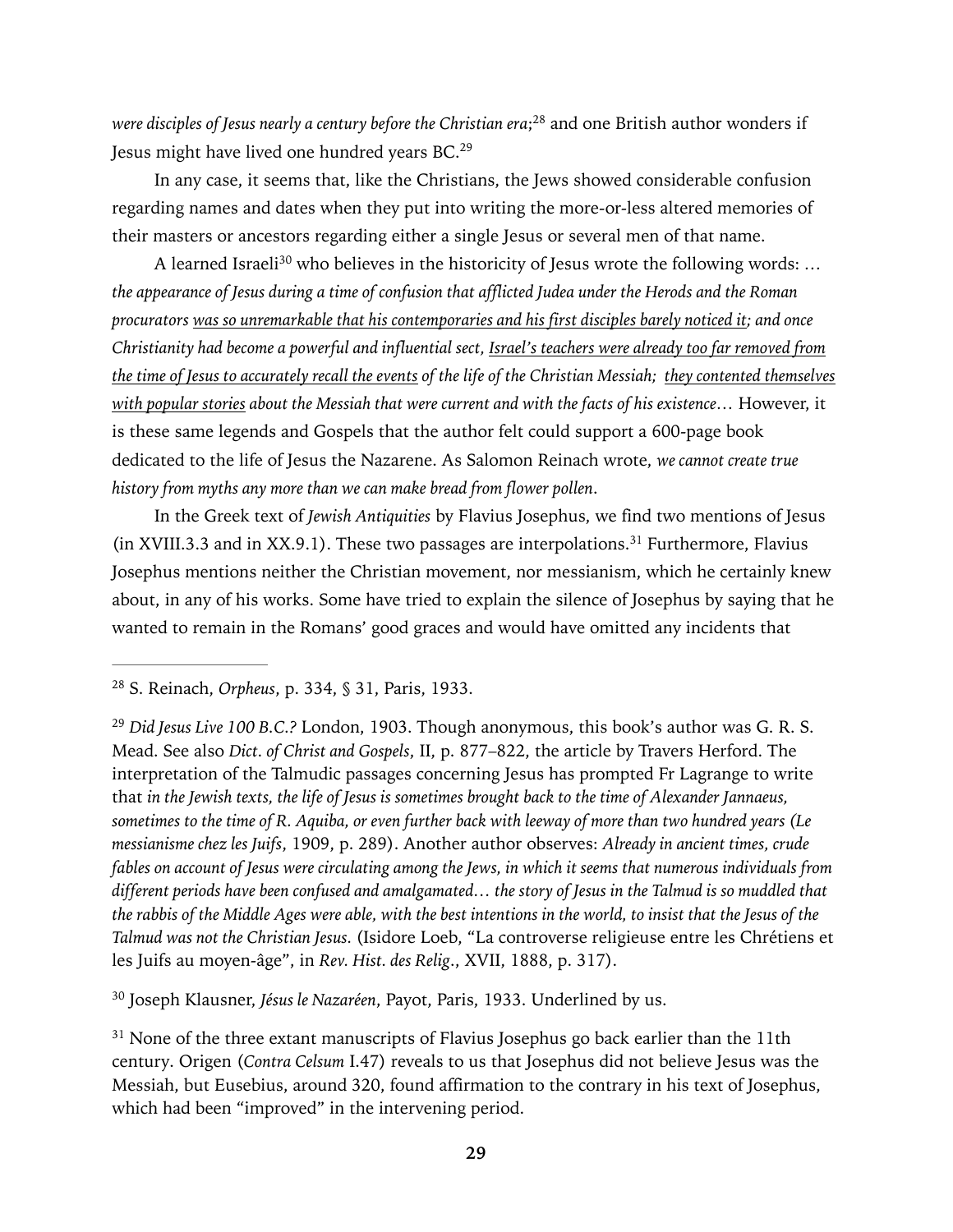*were disciples of Jesus nearly a century before the Christian era*;[28] and one British author wonders if Jesus might have lived one hundred years BC.[29]

In any case, it seems that, like the Christians, the Jews showed considerable confusion regarding names and dates when they put into writing the more-or-less altered memories of their masters or ancestors regarding either a single Jesus or several men of that name.

A learned Israeli[30] who believes in the historicity of Jesus wrote the following words: *… the appearance of Jesus during a time of confusion that afflicted Judea under the Herods and the Roman procurators <u>was so unremarkable that his contemporaries and his first disciples barely noticed it</u>; and once Christianity had become a powerful and influential sect, <u>Israel's teachers were already too far removed from the time of Jesus to accurately recall the events</u> of the life of the Christian Messiah; <u>they contented themselves with popular stories</u> about the Messiah that were current and with the facts of his existence…* However, it is these same legends and Gospels that the author felt could support a 600-page book dedicated to the life of Jesus the Nazarene. As Salomon Reinach wrote, *we cannot create true history from myths any more than we can make bread from flower pollen*.

In the Greek text of *Jewish Antiquities* by Flavius Josephus, we find two mentions of Jesus (in XVIII.3.3 and in XX.9.1). These two passages are interpolations.[31] Furthermore, Flavius Josephus mentions neither the Christian movement, nor messianism, which he certainly knew about, in any of his works. Some have tried to explain the silence of Josephus by saying that he wanted to remain in the Romans' good graces and would have omitted any incidents that

---

[28] S. Reinach, *Orpheus*, p. 334, § 31, Paris, 1933.

[29] *Did Jesus Live 100 B.C.?* London, 1903. Though anonymous, this book's author was G. R. S. Mead. See also *Dict. of Christ and Gospels*, II, p. 877–822, the article by Travers Herford. The interpretation of the Talmudic passages concerning Jesus has prompted Fr Lagrange to write that *in the Jewish texts, the life of Jesus is sometimes brought back to the time of Alexander Jannaeus, sometimes to the time of R. Aquiba, or even further back with leeway of more than two hundred years (Le messianisme chez les Juifs*, 1909, p. 289). Another author observes: *Already in ancient times, crude fables on account of Jesus were circulating among the Jews, in which it seems that numerous individuals from different periods have been confused and amalgamated… the story of Jesus in the Talmud is so muddled that the rabbis of the Middle Ages were able, with the best intentions in the world, to insist that the Jesus of the Talmud was not the Christian Jesus.* (Isidore Loeb, "La controverse religieuse entre les Chrétiens et les Juifs au moyen-âge", in *Rev. Hist. des Relig.*, XVII, 1888, p. 317).

[30] Joseph Klausner, *Jésus le Nazaréen*, Payot, Paris, 1933. Underlined by us.

[31] None of the three extant manuscripts of Flavius Josephus go back earlier than the 11th century. Origen (*Contra Celsum* I.47) reveals to us that Josephus did not believe Jesus was the Messiah, but Eusebius, around 320, found affirmation to the contrary in his text of Josephus, which had been "improved" in the intervening period.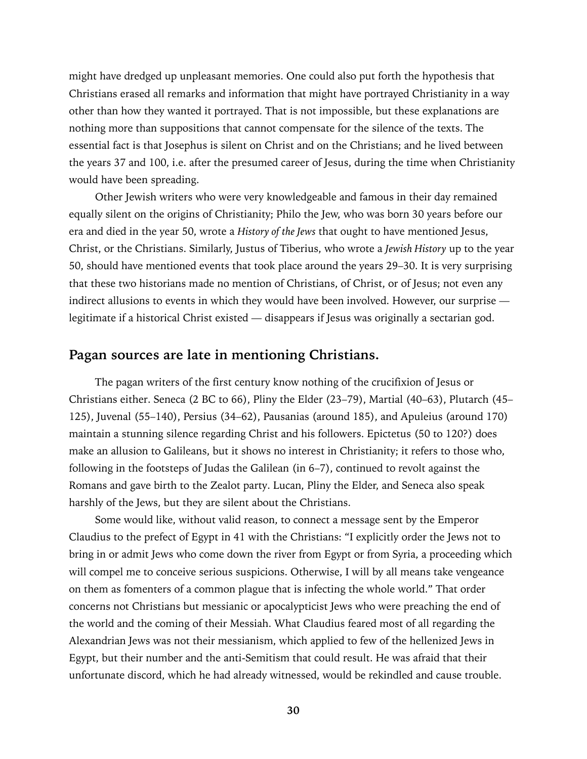might have dredged up unpleasant memories. One could also put forth the hypothesis that Christians erased all remarks and information that might have portrayed Christianity in a way other than how they wanted it portrayed. That is not impossible, but these explanations are nothing more than suppositions that cannot compensate for the silence of the texts. The essential fact is that Josephus is silent on Christ and on the Christians; and he lived between the years 37 and 100, i.e. after the presumed career of Jesus, during the time when Christianity would have been spreading.

Other Jewish writers who were very knowledgeable and famous in their day remained equally silent on the origins of Christianity; Philo the Jew, who was born 30 years before our era and died in the year 50, wrote a *History of the Jews* that ought to have mentioned Jesus, Christ, or the Christians. Similarly, Justus of Tiberius, who wrote a *Jewish History* up to the year 50, should have mentioned events that took place around the years 29–30. It is very surprising that these two historians made no mention of Christians, of Christ, or of Jesus; not even any indirect allusions to events in which they would have been involved. However, our surprise — legitimate if a historical Christ existed — disappears if Jesus was originally a sectarian god.

## Pagan sources are late in mentioning Christians.

The pagan writers of the first century know nothing of the crucifixion of Jesus or Christians either. Seneca (2 BC to 66), Pliny the Elder (23–79), Martial (40–63), Plutarch (45–125), Juvenal (55–140), Persius (34–62), Pausanias (around 185), and Apuleius (around 170) maintain a stunning silence regarding Christ and his followers. Epictetus (50 to 120?) does make an allusion to Galileans, but it shows no interest in Christianity; it refers to those who, following in the footsteps of Judas the Galilean (in 6–7), continued to revolt against the Romans and gave birth to the Zealot party. Lucan, Pliny the Elder, and Seneca also speak harshly of the Jews, but they are silent about the Christians.

Some would like, without valid reason, to connect a message sent by the Emperor Claudius to the prefect of Egypt in 41 with the Christians: "I explicitly order the Jews not to bring in or admit Jews who come down the river from Egypt or from Syria, a proceeding which will compel me to conceive serious suspicions. Otherwise, I will by all means take vengeance on them as fomenters of a common plague that is infecting the whole world." That order concerns not Christians but messianic or apocalypticist Jews who were preaching the end of the world and the coming of their Messiah. What Claudius feared most of all regarding the Alexandrian Jews was not their messianism, which applied to few of the hellenized Jews in Egypt, but their number and the anti-Semitism that could result. He was afraid that their unfortunate discord, which he had already witnessed, would be rekindled and cause trouble.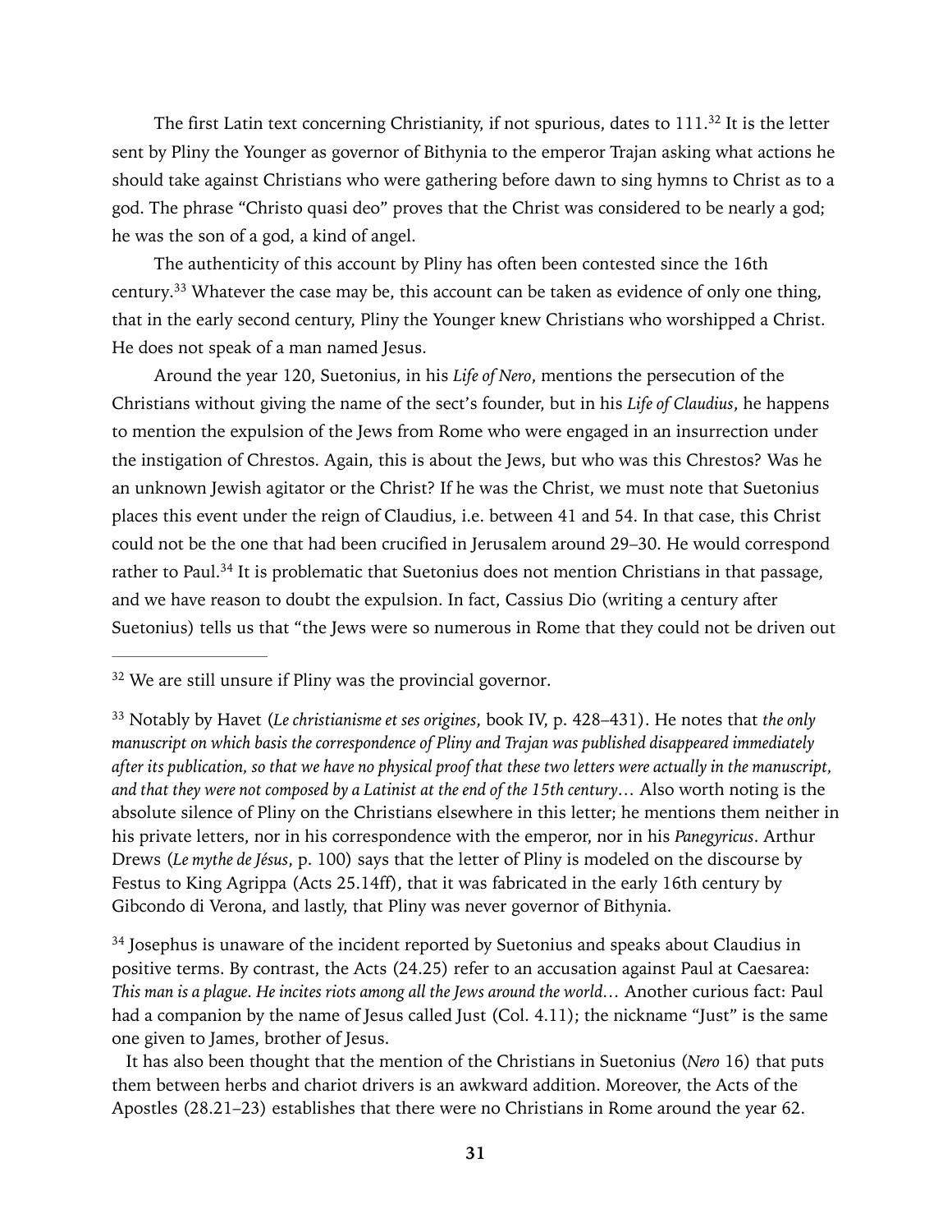The first Latin text concerning Christianity, if not spurious, dates to 111.[32] It is the letter sent by Pliny the Younger as governor of Bithynia to the emperor Trajan asking what actions he should take against Christians who were gathering before dawn to sing hymns to Christ as to a god. The phrase "Christo quasi deo" proves that the Christ was considered to be nearly a god; he was the son of a god, a kind of angel.

The authenticity of this account by Pliny has often been contested since the 16th century.[33] Whatever the case may be, this account can be taken as evidence of only one thing, that in the early second century, Pliny the Younger knew Christians who worshipped a Christ. He does not speak of a man named Jesus.

Around the year 120, Suetonius, in his *Life of Nero*, mentions the persecution of the Christians without giving the name of the sect's founder, but in his *Life of Claudius*, he happens to mention the expulsion of the Jews from Rome who were engaged in an insurrection under the instigation of Chrestos. Again, this is about the Jews, but who was this Chrestos? Was he an unknown Jewish agitator or the Christ? If he was the Christ, we must note that Suetonius places this event under the reign of Claudius, i.e. between 41 and 54. In that case, this Christ could not be the one that had been crucified in Jerusalem around 29–30. He would correspond rather to Paul.[34] It is problematic that Suetonius does not mention Christians in that passage, and we have reason to doubt the expulsion. In fact, Cassius Dio (writing a century after Suetonius) tells us that "the Jews were so numerous in Rome that they could not be driven out

---

[32] We are still unsure if Pliny was the provincial governor.

[33] Notably by Havet (*Le christianisme et ses origines*, book IV, p. 428–431). He notes that *the only manuscript on which basis the correspondence of Pliny and Trajan was published disappeared immediately after its publication, so that we have no physical proof that these two letters were actually in the manuscript, and that they were not composed by a Latinist at the end of the 15th century*… Also worth noting is the absolute silence of Pliny on the Christians elsewhere in this letter; he mentions them neither in his private letters, nor in his correspondence with the emperor, nor in his *Panegyricus*. Arthur Drews (*Le mythe de Jésus*, p. 100) says that the letter of Pliny is modeled on the discourse by Festus to King Agrippa (Acts 25.14ff), that it was fabricated in the early 16th century by Gibcondo di Verona, and lastly, that Pliny was never governor of Bithynia.

[34] Josephus is unaware of the incident reported by Suetonius and speaks about Claudius in positive terms. By contrast, the Acts (24.25) refer to an accusation against Paul at Caesarea: *This man is a plague. He incites riots among all the Jews around the world*… Another curious fact: Paul had a companion by the name of Jesus called Just (Col. 4.11); the nickname "Just" is the same one given to James, brother of Jesus.

It has also been thought that the mention of the Christians in Suetonius (*Nero* 16) that puts them between herbs and chariot drivers is an awkward addition. Moreover, the Acts of the Apostles (28.21–23) establishes that there were no Christians in Rome around the year 62.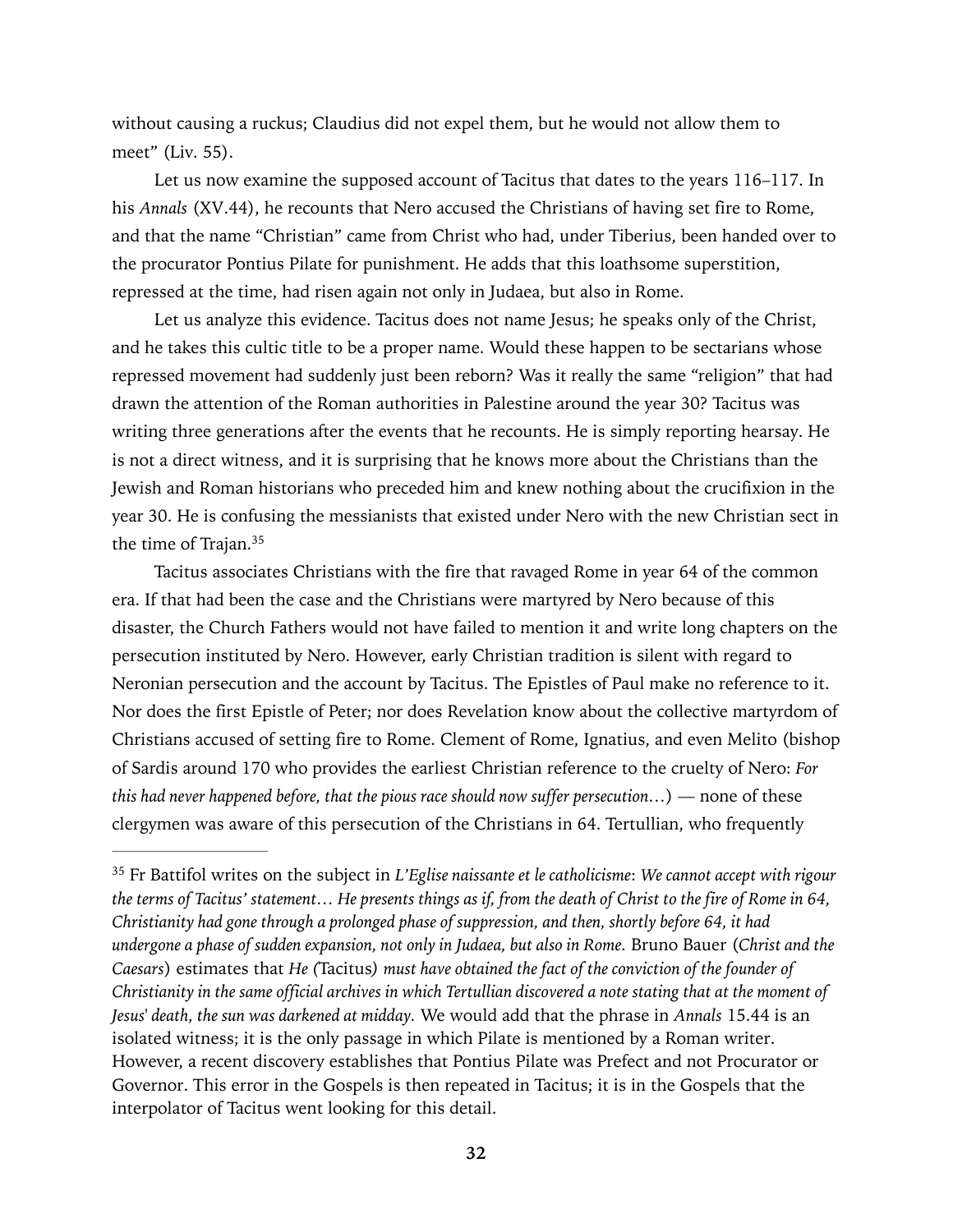without causing a ruckus; Claudius did not expel them, but he would not allow them to meet" (Liv. 55).

Let us now examine the supposed account of Tacitus that dates to the years 116–117. In his *Annals* (XV.44), he recounts that Nero accused the Christians of having set fire to Rome, and that the name "Christian" came from Christ who had, under Tiberius, been handed over to the procurator Pontius Pilate for punishment. He adds that this loathsome superstition, repressed at the time, had risen again not only in Judaea, but also in Rome.

Let us analyze this evidence. Tacitus does not name Jesus; he speaks only of the Christ, and he takes this cultic title to be a proper name. Would these happen to be sectarians whose repressed movement had suddenly just been reborn? Was it really the same "religion" that had drawn the attention of the Roman authorities in Palestine around the year 30? Tacitus was writing three generations after the events that he recounts. He is simply reporting hearsay. He is not a direct witness, and it is surprising that he knows more about the Christians than the Jewish and Roman historians who preceded him and knew nothing about the crucifixion in the year 30. He is confusing the messianists that existed under Nero with the new Christian sect in the time of Trajan.[35]

Tacitus associates Christians with the fire that ravaged Rome in year 64 of the common era. If that had been the case and the Christians were martyred by Nero because of this disaster, the Church Fathers would not have failed to mention it and write long chapters on the persecution instituted by Nero. However, early Christian tradition is silent with regard to Neronian persecution and the account by Tacitus. The Epistles of Paul make no reference to it. Nor does the first Epistle of Peter; nor does Revelation know about the collective martyrdom of Christians accused of setting fire to Rome. Clement of Rome, Ignatius, and even Melito (bishop of Sardis around 170 who provides the earliest Christian reference to the cruelty of Nero: *For this had never happened before, that the pious race should now suffer persecution…*) — none of these clergymen was aware of this persecution of the Christians in 64. Tertullian, who frequently

---

[35] Fr Battifol writes on the subject in *L'Eglise naissante et le catholicisme*: *We cannot accept with rigour the terms of Tacitus' statement… He presents things as if, from the death of Christ to the fire of Rome in 64, Christianity had gone through a prolonged phase of suppression, and then, shortly before 64, it had undergone a phase of sudden expansion, not only in Judaea, but also in Rome.* Bruno Bauer (*Christ and the Caesars*) estimates that *He (*Tacitus*) must have obtained the fact of the conviction of the founder of Christianity in the same official archives in which Tertullian discovered a note stating that at the moment of Jesus' death, the sun was darkened at midday.* We would add that the phrase in *Annals* 15.44 is an isolated witness; it is the only passage in which Pilate is mentioned by a Roman writer. However, a recent discovery establishes that Pontius Pilate was Prefect and not Procurator or Governor. This error in the Gospels is then repeated in Tacitus; it is in the Gospels that the interpolator of Tacitus went looking for this detail.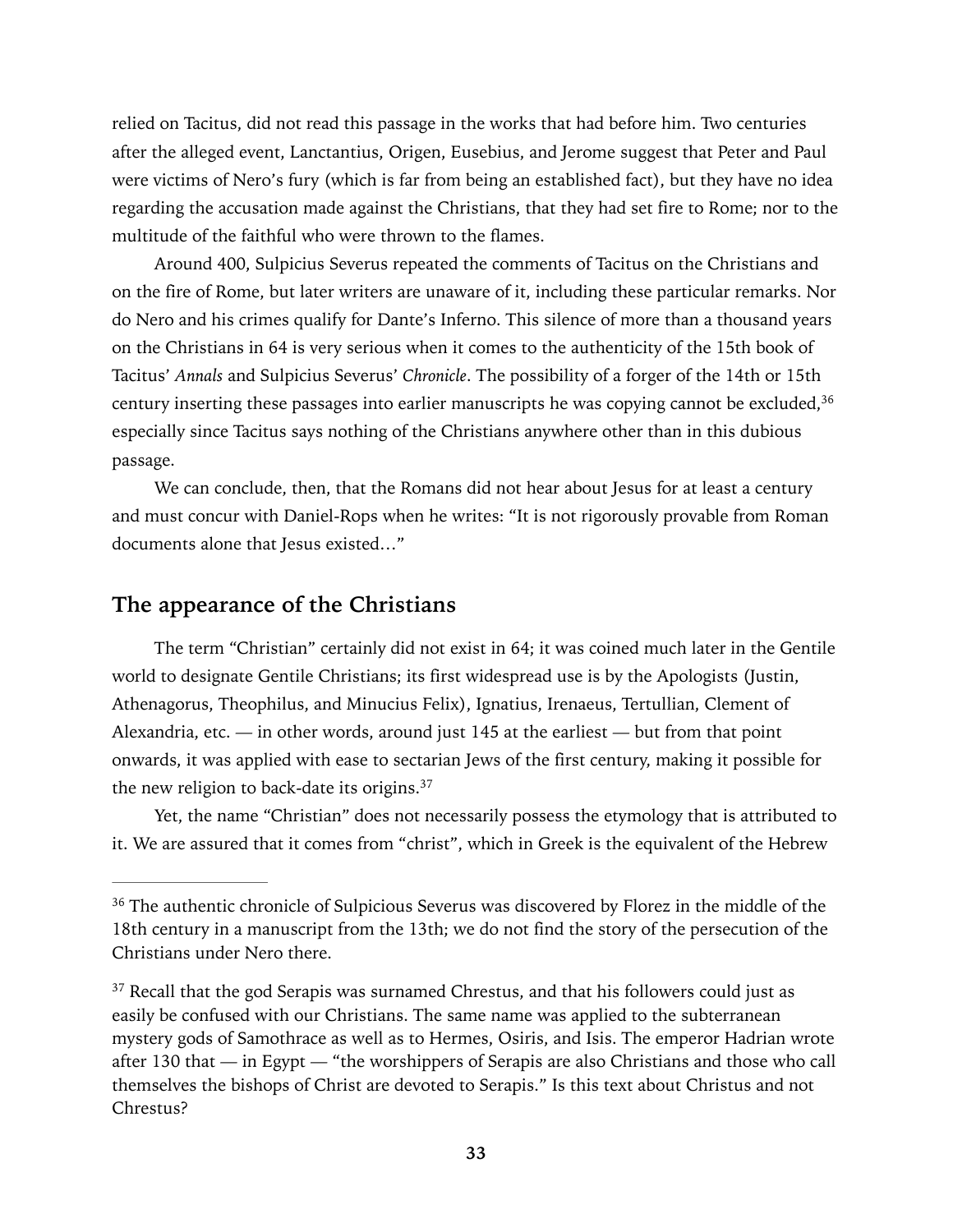relied on Tacitus, did not read this passage in the works that had before him. Two centuries after the alleged event, Lanctantius, Origen, Eusebius, and Jerome suggest that Peter and Paul were victims of Nero's fury (which is far from being an established fact), but they have no idea regarding the accusation made against the Christians, that they had set fire to Rome; nor to the multitude of the faithful who were thrown to the flames.

Around 400, Sulpicius Severus repeated the comments of Tacitus on the Christians and on the fire of Rome, but later writers are unaware of it, including these particular remarks. Nor do Nero and his crimes qualify for Dante's Inferno. This silence of more than a thousand years on the Christians in 64 is very serious when it comes to the authenticity of the 15th book of Tacitus' *Annals* and Sulpicius Severus' *Chronicle*. The possibility of a forger of the 14th or 15th century inserting these passages into earlier manuscripts he was copying cannot be excluded,[36] especially since Tacitus says nothing of the Christians anywhere other than in this dubious passage.

We can conclude, then, that the Romans did not hear about Jesus for at least a century and must concur with Daniel-Rops when he writes: "It is not rigorously provable from Roman documents alone that Jesus existed…"

## The appearance of the Christians

The term "Christian" certainly did not exist in 64; it was coined much later in the Gentile world to designate Gentile Christians; its first widespread use is by the Apologists (Justin, Athenagorus, Theophilus, and Minucius Felix), Ignatius, Irenaeus, Tertullian, Clement of Alexandria, etc. — in other words, around just 145 at the earliest — but from that point onwards, it was applied with ease to sectarian Jews of the first century, making it possible for the new religion to back-date its origins.[37]

Yet, the name "Christian" does not necessarily possess the etymology that is attributed to it. We are assured that it comes from "christ", which in Greek is the equivalent of the Hebrew

---

[36] The authentic chronicle of Sulpicious Severus was discovered by Florez in the middle of the 18th century in a manuscript from the 13th; we do not find the story of the persecution of the Christians under Nero there.

[37] Recall that the god Serapis was surnamed Chrestus, and that his followers could just as easily be confused with our Christians. The same name was applied to the subterranean mystery gods of Samothrace as well as to Hermes, Osiris, and Isis. The emperor Hadrian wrote after 130 that — in Egypt — "the worshippers of Serapis are also Christians and those who call themselves the bishops of Christ are devoted to Serapis." Is this text about Christus and not Chrestus?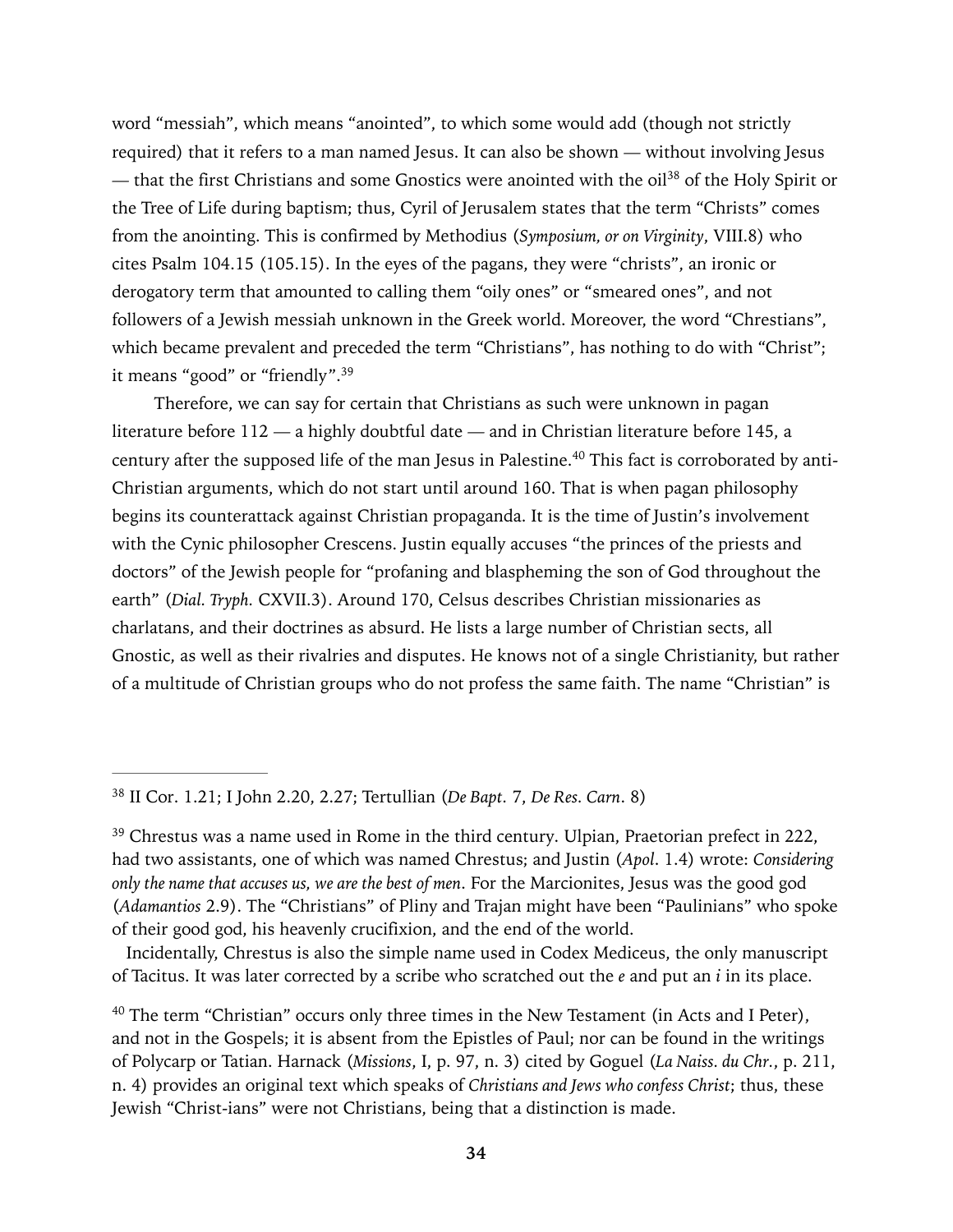word "messiah", which means "anointed", to which some would add (though not strictly required) that it refers to a man named Jesus. It can also be shown — without involving Jesus — that the first Christians and some Gnostics were anointed with the oil[38] of the Holy Spirit or the Tree of Life during baptism; thus, Cyril of Jerusalem states that the term "Christs" comes from the anointing. This is confirmed by Methodius (*Symposium, or on Virginity*, VIII.8) who cites Psalm 104.15 (105.15). In the eyes of the pagans, they were "christs", an ironic or derogatory term that amounted to calling them "oily ones" or "smeared ones", and not followers of a Jewish messiah unknown in the Greek world. Moreover, the word "Chrestians", which became prevalent and preceded the term "Christians", has nothing to do with "Christ"; it means "good" or "friendly".[39]

Therefore, we can say for certain that Christians as such were unknown in pagan literature before 112 — a highly doubtful date — and in Christian literature before 145, a century after the supposed life of the man Jesus in Palestine.[40] This fact is corroborated by anti-Christian arguments, which do not start until around 160. That is when pagan philosophy begins its counterattack against Christian propaganda. It is the time of Justin's involvement with the Cynic philosopher Crescens. Justin equally accuses "the princes of the priests and doctors" of the Jewish people for "profaning and blaspheming the son of God throughout the earth" (*Dial. Tryph.* CXVII.3). Around 170, Celsus describes Christian missionaries as charlatans, and their doctrines as absurd. He lists a large number of Christian sects, all Gnostic, as well as their rivalries and disputes. He knows not of a single Christianity, but rather of a multitude of Christian groups who do not profess the same faith. The name "Christian" is

---

[38] II Cor. 1.21; I John 2.20, 2.27; Tertullian (*De Bapt.* 7, *De Res. Carn*. 8)

[39] Chrestus was a name used in Rome in the third century. Ulpian, Praetorian prefect in 222, had two assistants, one of which was named Chrestus; and Justin (*Apol*. 1.4) wrote: *Considering only the name that accuses us, we are the best of men*. For the Marcionites, Jesus was the good god (*Adamantios* 2.9). The "Christians" of Pliny and Trajan might have been "Paulinians" who spoke of their good god, his heavenly crucifixion, and the end of the world.

Incidentally, Chrestus is also the simple name used in Codex Mediceus, the only manuscript of Tacitus. It was later corrected by a scribe who scratched out the *e* and put an *i* in its place.

[40] The term "Christian" occurs only three times in the New Testament (in Acts and I Peter), and not in the Gospels; it is absent from the Epistles of Paul; nor can be found in the writings of Polycarp or Tatian. Harnack (*Missions*, I, p. 97, n. 3) cited by Goguel (*La Naiss. du Chr.*, p. 211, n. 4) provides an original text which speaks of *Christians and Jews who confess Christ*; thus, these Jewish "Christ-ians" were not Christians, being that a distinction is made.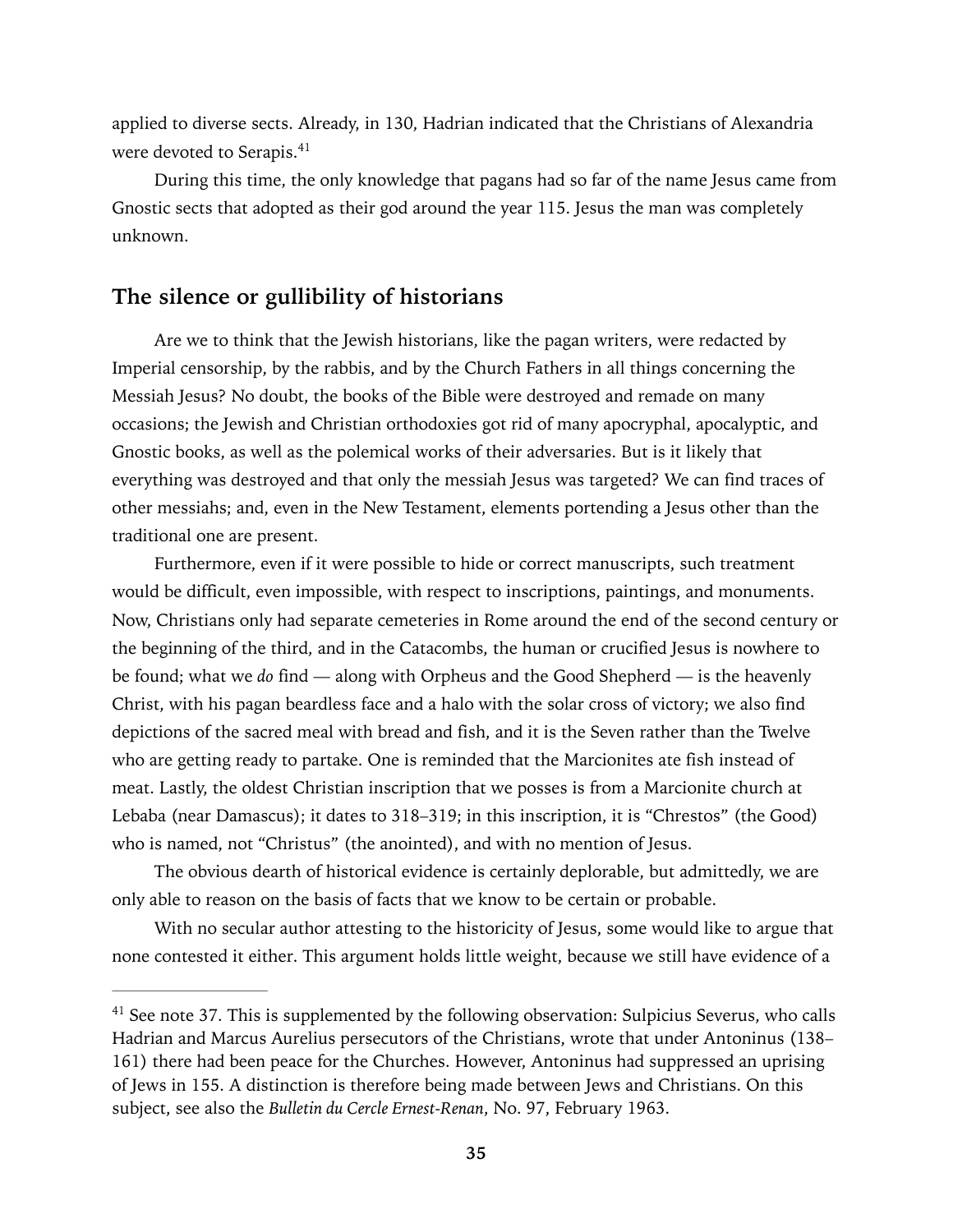applied to diverse sects. Already, in 130, Hadrian indicated that the Christians of Alexandria were devoted to Serapis.[41]

During this time, the only knowledge that pagans had so far of the name Jesus came from Gnostic sects that adopted as their god around the year 115. Jesus the man was completely unknown.

## The silence or gullibility of historians

Are we to think that the Jewish historians, like the pagan writers, were redacted by Imperial censorship, by the rabbis, and by the Church Fathers in all things concerning the Messiah Jesus? No doubt, the books of the Bible were destroyed and remade on many occasions; the Jewish and Christian orthodoxies got rid of many apocryphal, apocalyptic, and Gnostic books, as well as the polemical works of their adversaries. But is it likely that everything was destroyed and that only the messiah Jesus was targeted? We can find traces of other messiahs; and, even in the New Testament, elements portending a Jesus other than the traditional one are present.

Furthermore, even if it were possible to hide or correct manuscripts, such treatment would be difficult, even impossible, with respect to inscriptions, paintings, and monuments. Now, Christians only had separate cemeteries in Rome around the end of the second century or the beginning of the third, and in the Catacombs, the human or crucified Jesus is nowhere to be found; what we *do* find — along with Orpheus and the Good Shepherd — is the heavenly Christ, with his pagan beardless face and a halo with the solar cross of victory; we also find depictions of the sacred meal with bread and fish, and it is the Seven rather than the Twelve who are getting ready to partake. One is reminded that the Marcionites ate fish instead of meat. Lastly, the oldest Christian inscription that we posses is from a Marcionite church at Lebaba (near Damascus); it dates to 318–319; in this inscription, it is "Chrestos" (the Good) who is named, not "Christus" (the anointed), and with no mention of Jesus.

The obvious dearth of historical evidence is certainly deplorable, but admittedly, we are only able to reason on the basis of facts that we know to be certain or probable.

With no secular author attesting to the historicity of Jesus, some would like to argue that none contested it either. This argument holds little weight, because we still have evidence of a

---

[41] See note 37. This is supplemented by the following observation: Sulpicius Severus, who calls Hadrian and Marcus Aurelius persecutors of the Christians, wrote that under Antoninus (138–161) there had been peace for the Churches. However, Antoninus had suppressed an uprising of Jews in 155. A distinction is therefore being made between Jews and Christians. On this subject, see also the *Bulletin du Cercle Ernest-Renan*, No. 97, February 1963.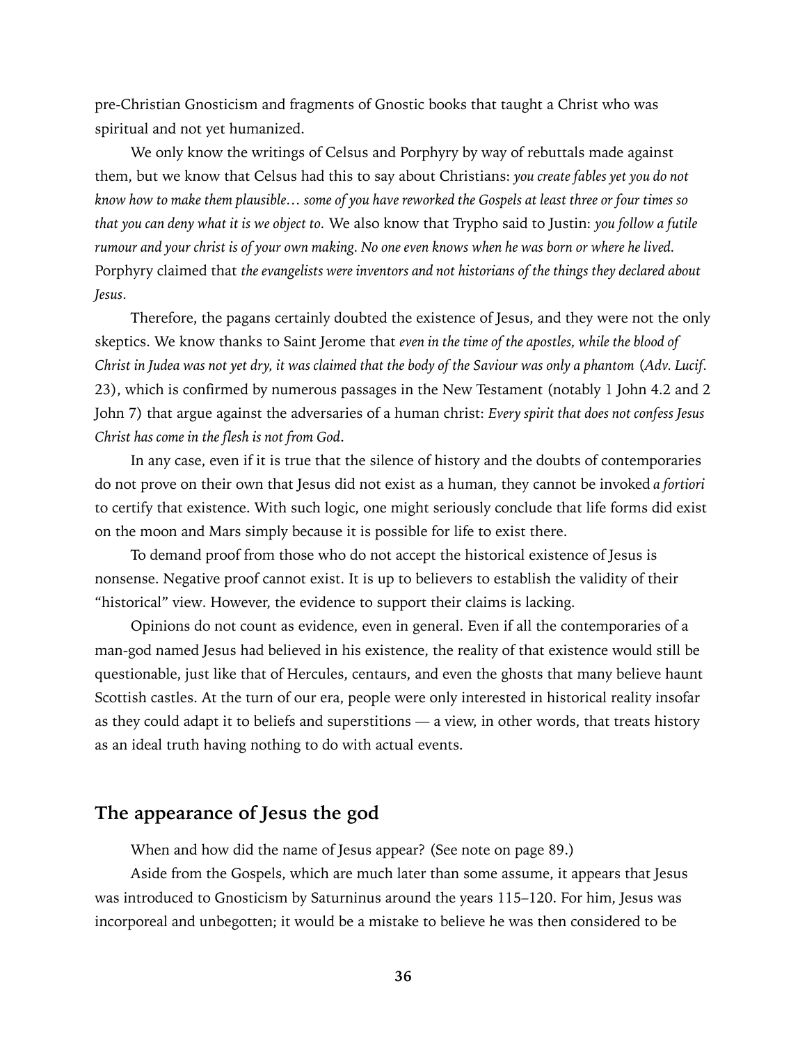pre-Christian Gnosticism and fragments of Gnostic books that taught a Christ who was spiritual and not yet humanized.

We only know the writings of Celsus and Porphyry by way of rebuttals made against them, but we know that Celsus had this to say about Christians: *you create fables yet you do not know how to make them plausible… some of you have reworked the Gospels at least three or four times so that you can deny what it is we object to.* We also know that Trypho said to Justin: *you follow a futile rumour and your christ is of your own making. No one even knows when he was born or where he lived.* Porphyry claimed that *the evangelists were inventors and not historians of the things they declared about Jesus*.

Therefore, the pagans certainly doubted the existence of Jesus, and they were not the only skeptics. We know thanks to Saint Jerome that *even in the time of the apostles, while the blood of Christ in Judea was not yet dry, it was claimed that the body of the Saviour was only a phantom* (*Adv. Lucif.* 23), which is confirmed by numerous passages in the New Testament (notably 1 John 4.2 and 2 John 7) that argue against the adversaries of a human christ: *Every spirit that does not confess Jesus Christ has come in the flesh is not from God*.

In any case, even if it is true that the silence of history and the doubts of contemporaries do not prove on their own that Jesus did not exist as a human, they cannot be invoked *a fortiori* to certify that existence. With such logic, one might seriously conclude that life forms did exist on the moon and Mars simply because it is possible for life to exist there.

To demand proof from those who do not accept the historical existence of Jesus is nonsense. Negative proof cannot exist. It is up to believers to establish the validity of their "historical" view. However, the evidence to support their claims is lacking.

Opinions do not count as evidence, even in general. Even if all the contemporaries of a man-god named Jesus had believed in his existence, the reality of that existence would still be questionable, just like that of Hercules, centaurs, and even the ghosts that many believe haunt Scottish castles. At the turn of our era, people were only interested in historical reality insofar as they could adapt it to beliefs and superstitions — a view, in other words, that treats history as an ideal truth having nothing to do with actual events.

## The appearance of Jesus the god

When and how did the name of Jesus appear? (See note on page 89.)

Aside from the Gospels, which are much later than some assume, it appears that Jesus was introduced to Gnosticism by Saturninus around the years 115–120. For him, Jesus was incorporeal and unbegotten; it would be a mistake to believe he was then considered to be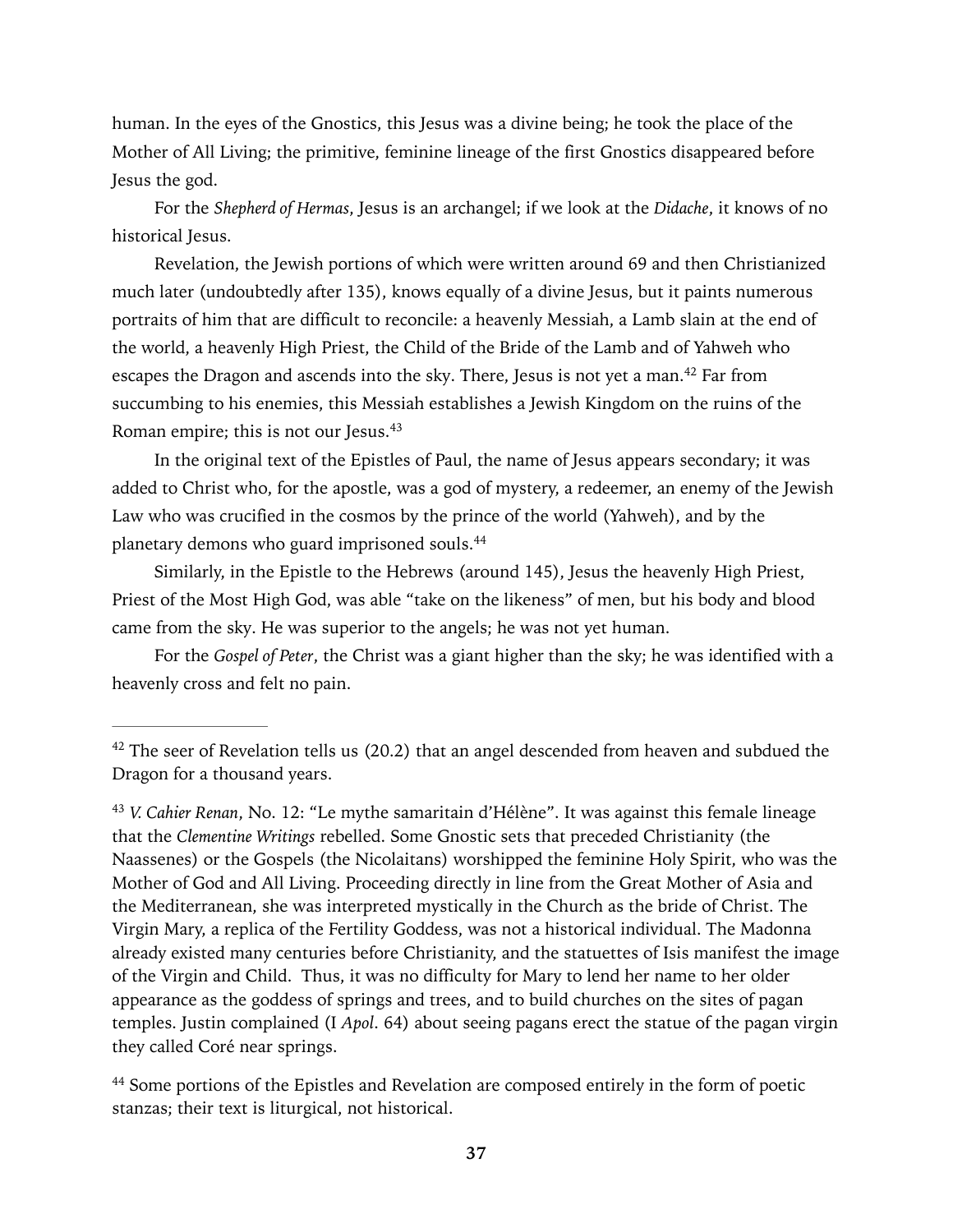human. In the eyes of the Gnostics, this Jesus was a divine being; he took the place of the Mother of All Living; the primitive, feminine lineage of the first Gnostics disappeared before Jesus the god.

For the *Shepherd of Hermas*, Jesus is an archangel; if we look at the *Didache*, it knows of no historical Jesus.

Revelation, the Jewish portions of which were written around 69 and then Christianized much later (undoubtedly after 135), knows equally of a divine Jesus, but it paints numerous portraits of him that are difficult to reconcile: a heavenly Messiah, a Lamb slain at the end of the world, a heavenly High Priest, the Child of the Bride of the Lamb and of Yahweh who escapes the Dragon and ascends into the sky. There, Jesus is not yet a man.[42] Far from succumbing to his enemies, this Messiah establishes a Jewish Kingdom on the ruins of the Roman empire; this is not our Jesus.[43]

In the original text of the Epistles of Paul, the name of Jesus appears secondary; it was added to Christ who, for the apostle, was a god of mystery, a redeemer, an enemy of the Jewish Law who was crucified in the cosmos by the prince of the world (Yahweh), and by the planetary demons who guard imprisoned souls.[44]

Similarly, in the Epistle to the Hebrews (around 145), Jesus the heavenly High Priest, Priest of the Most High God, was able "take on the likeness" of men, but his body and blood came from the sky. He was superior to the angels; he was not yet human.

For the *Gospel of Peter*, the Christ was a giant higher than the sky; he was identified with a heavenly cross and felt no pain.

---

[42] The seer of Revelation tells us (20.2) that an angel descended from heaven and subdued the Dragon for a thousand years.

[43] *V. Cahier Renan*, No. 12: "Le mythe samaritain d'Hélène". It was against this female lineage that the *Clementine Writings* rebelled. Some Gnostic sets that preceded Christianity (the Naassenes) or the Gospels (the Nicolaitans) worshipped the feminine Holy Spirit, who was the Mother of God and All Living. Proceeding directly in line from the Great Mother of Asia and the Mediterranean, she was interpreted mystically in the Church as the bride of Christ. The Virgin Mary, a replica of the Fertility Goddess, was not a historical individual. The Madonna already existed many centuries before Christianity, and the statuettes of Isis manifest the image of the Virgin and Child. Thus, it was no difficulty for Mary to lend her name to her older appearance as the goddess of springs and trees, and to build churches on the sites of pagan temples. Justin complained (I *Apol*. 64) about seeing pagans erect the statue of the pagan virgin they called Coré near springs.

[44] Some portions of the Epistles and Revelation are composed entirely in the form of poetic stanzas; their text is liturgical, not historical.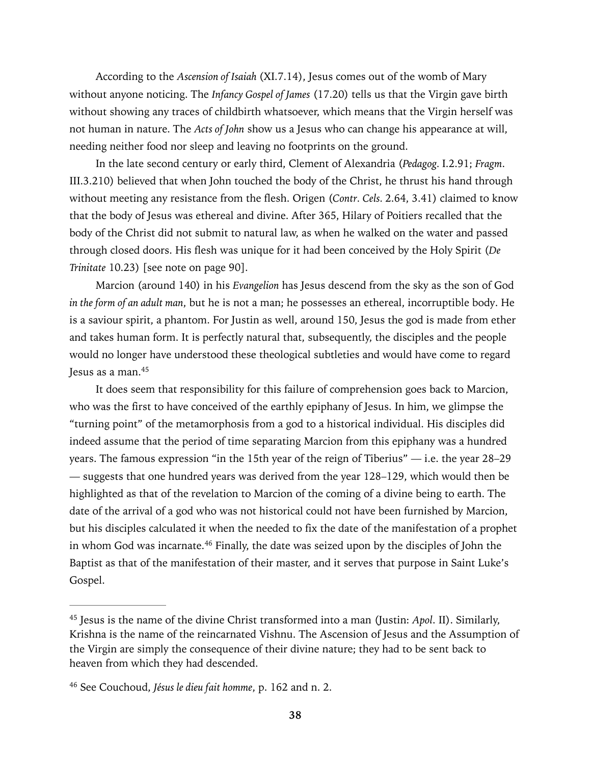According to the *Ascension of Isaiah* (XI.7.14), Jesus comes out of the womb of Mary without anyone noticing. The *Infancy Gospel of James* (17.20) tells us that the Virgin gave birth without showing any traces of childbirth whatsoever, which means that the Virgin herself was not human in nature. The *Acts of John* show us a Jesus who can change his appearance at will, needing neither food nor sleep and leaving no footprints on the ground.

In the late second century or early third, Clement of Alexandria (*Pedagog*. I.2.91; *Fragm*. III.3.210) believed that when John touched the body of the Christ, he thrust his hand through without meeting any resistance from the flesh. Origen (*Contr. Cels*. 2.64, 3.41) claimed to know that the body of Jesus was ethereal and divine. After 365, Hilary of Poitiers recalled that the body of the Christ did not submit to natural law, as when he walked on the water and passed through closed doors. His flesh was unique for it had been conceived by the Holy Spirit (*De Trinitate* 10.23) [see note on page 90].

Marcion (around 140) in his *Evangelion* has Jesus descend from the sky as the son of God *in the form of an adult man*, but he is not a man; he possesses an ethereal, incorruptible body. He is a saviour spirit, a phantom. For Justin as well, around 150, Jesus the god is made from ether and takes human form. It is perfectly natural that, subsequently, the disciples and the people would no longer have understood these theological subtleties and would have come to regard Jesus as a man.[45]

It does seem that responsibility for this failure of comprehension goes back to Marcion, who was the first to have conceived of the earthly epiphany of Jesus. In him, we glimpse the "turning point" of the metamorphosis from a god to a historical individual. His disciples did indeed assume that the period of time separating Marcion from this epiphany was a hundred years. The famous expression "in the 15th year of the reign of Tiberius" — i.e. the year 28–29 — suggests that one hundred years was derived from the year 128–129, which would then be highlighted as that of the revelation to Marcion of the coming of a divine being to earth. The date of the arrival of a god who was not historical could not have been furnished by Marcion, but his disciples calculated it when the needed to fix the date of the manifestation of a prophet in whom God was incarnate.[46] Finally, the date was seized upon by the disciples of John the Baptist as that of the manifestation of their master, and it serves that purpose in Saint Luke's Gospel.

---

[45] Jesus is the name of the divine Christ transformed into a man (Justin: *Apol*. II). Similarly, Krishna is the name of the reincarnated Vishnu. The Ascension of Jesus and the Assumption of the Virgin are simply the consequence of their divine nature; they had to be sent back to heaven from which they had descended.

[46] See Couchoud, *Jésus le dieu fait homme*, p. 162 and n. 2.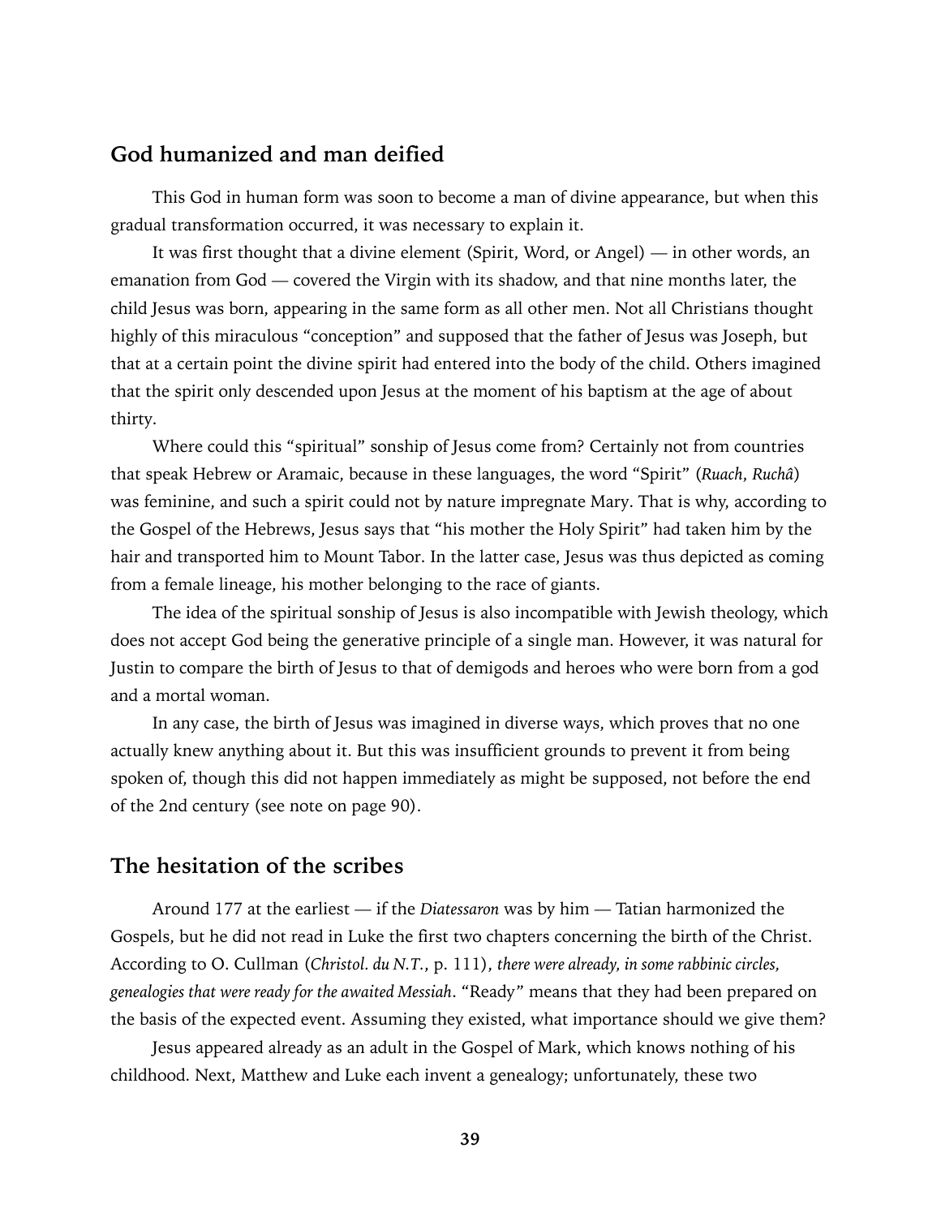## God humanized and man deified

This God in human form was soon to become a man of divine appearance, but when this gradual transformation occurred, it was necessary to explain it.

It was first thought that a divine element (Spirit, Word, or Angel) — in other words, an emanation from God — covered the Virgin with its shadow, and that nine months later, the child Jesus was born, appearing in the same form as all other men. Not all Christians thought highly of this miraculous "conception" and supposed that the father of Jesus was Joseph, but that at a certain point the divine spirit had entered into the body of the child. Others imagined that the spirit only descended upon Jesus at the moment of his baptism at the age of about thirty.

Where could this "spiritual" sonship of Jesus come from? Certainly not from countries that speak Hebrew or Aramaic, because in these languages, the word "Spirit" (*Ruach*, *Ruchâ*) was feminine, and such a spirit could not by nature impregnate Mary. That is why, according to the Gospel of the Hebrews, Jesus says that "his mother the Holy Spirit" had taken him by the hair and transported him to Mount Tabor. In the latter case, Jesus was thus depicted as coming from a female lineage, his mother belonging to the race of giants.

The idea of the spiritual sonship of Jesus is also incompatible with Jewish theology, which does not accept God being the generative principle of a single man. However, it was natural for Justin to compare the birth of Jesus to that of demigods and heroes who were born from a god and a mortal woman.

In any case, the birth of Jesus was imagined in diverse ways, which proves that no one actually knew anything about it. But this was insufficient grounds to prevent it from being spoken of, though this did not happen immediately as might be supposed, not before the end of the 2nd century (see note on page 90).

## The hesitation of the scribes

Around 177 at the earliest — if the *Diatessaron* was by him — Tatian harmonized the Gospels, but he did not read in Luke the first two chapters concerning the birth of the Christ. According to O. Cullman (*Christol. du N.T.*, p. 111), *there were already, in some rabbinic circles, genealogies that were ready for the awaited Messiah*. "Ready" means that they had been prepared on the basis of the expected event. Assuming they existed, what importance should we give them?

Jesus appeared already as an adult in the Gospel of Mark, which knows nothing of his childhood. Next, Matthew and Luke each invent a genealogy; unfortunately, these two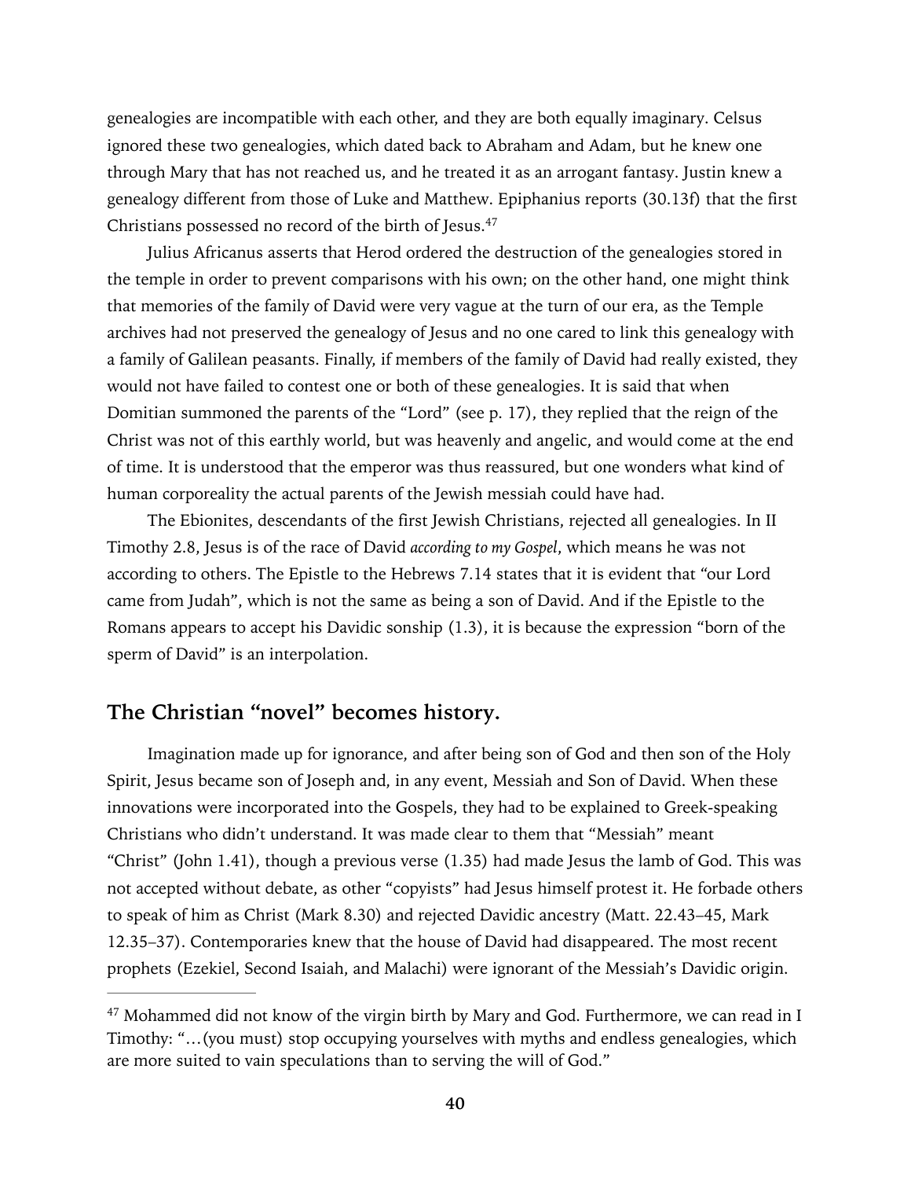genealogies are incompatible with each other, and they are both equally imaginary. Celsus ignored these two genealogies, which dated back to Abraham and Adam, but he knew one through Mary that has not reached us, and he treated it as an arrogant fantasy. Justin knew a genealogy different from those of Luke and Matthew. Epiphanius reports (30.13f) that the first Christians possessed no record of the birth of Jesus.[47]

Julius Africanus asserts that Herod ordered the destruction of the genealogies stored in the temple in order to prevent comparisons with his own; on the other hand, one might think that memories of the family of David were very vague at the turn of our era, as the Temple archives had not preserved the genealogy of Jesus and no one cared to link this genealogy with a family of Galilean peasants. Finally, if members of the family of David had really existed, they would not have failed to contest one or both of these genealogies. It is said that when Domitian summoned the parents of the "Lord" (see p. 17), they replied that the reign of the Christ was not of this earthly world, but was heavenly and angelic, and would come at the end of time. It is understood that the emperor was thus reassured, but one wonders what kind of human corporeality the actual parents of the Jewish messiah could have had.

The Ebionites, descendants of the first Jewish Christians, rejected all genealogies. In II Timothy 2.8, Jesus is of the race of David *according to my Gospel*, which means he was not according to others. The Epistle to the Hebrews 7.14 states that it is evident that "our Lord came from Judah", which is not the same as being a son of David. And if the Epistle to the Romans appears to accept his Davidic sonship (1.3), it is because the expression "born of the sperm of David" is an interpolation.

## The Christian "novel" becomes history.

Imagination made up for ignorance, and after being son of God and then son of the Holy Spirit, Jesus became son of Joseph and, in any event, Messiah and Son of David. When these innovations were incorporated into the Gospels, they had to be explained to Greek-speaking Christians who didn't understand. It was made clear to them that "Messiah" meant "Christ" (John 1.41), though a previous verse (1.35) had made Jesus the lamb of God. This was not accepted without debate, as other "copyists" had Jesus himself protest it. He forbade others to speak of him as Christ (Mark 8.30) and rejected Davidic ancestry (Matt. 22.43–45, Mark 12.35–37). Contemporaries knew that the house of David had disappeared. The most recent prophets (Ezekiel, Second Isaiah, and Malachi) were ignorant of the Messiah's Davidic origin.

---

[47] Mohammed did not know of the virgin birth by Mary and God. Furthermore, we can read in I Timothy: "…(you must) stop occupying yourselves with myths and endless genealogies, which are more suited to vain speculations than to serving the will of God."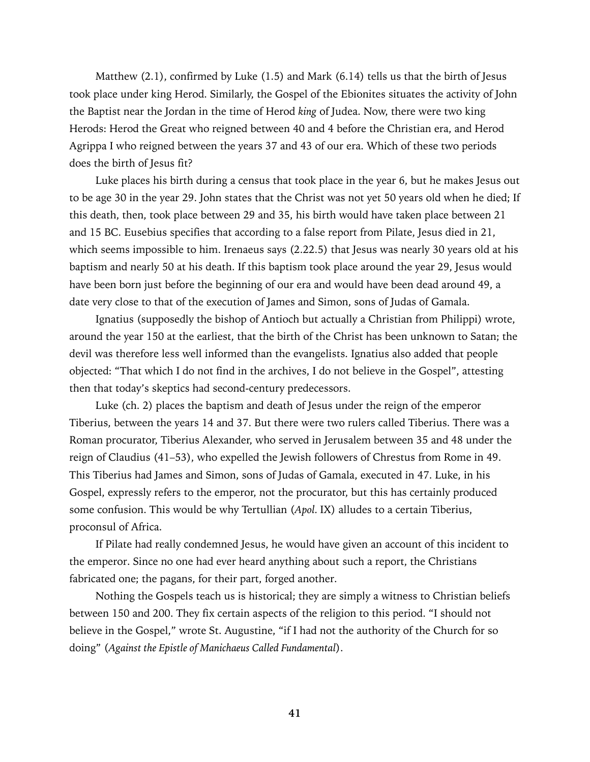Matthew (2.1), confirmed by Luke (1.5) and Mark (6.14) tells us that the birth of Jesus took place under king Herod. Similarly, the Gospel of the Ebionites situates the activity of John the Baptist near the Jordan in the time of Herod *king* of Judea. Now, there were two king Herods: Herod the Great who reigned between 40 and 4 before the Christian era, and Herod Agrippa I who reigned between the years 37 and 43 of our era. Which of these two periods does the birth of Jesus fit?

Luke places his birth during a census that took place in the year 6, but he makes Jesus out to be age 30 in the year 29. John states that the Christ was not yet 50 years old when he died; If this death, then, took place between 29 and 35, his birth would have taken place between 21 and 15 BC. Eusebius specifies that according to a false report from Pilate, Jesus died in 21, which seems impossible to him. Irenaeus says (2.22.5) that Jesus was nearly 30 years old at his baptism and nearly 50 at his death. If this baptism took place around the year 29, Jesus would have been born just before the beginning of our era and would have been dead around 49, a date very close to that of the execution of James and Simon, sons of Judas of Gamala.

Ignatius (supposedly the bishop of Antioch but actually a Christian from Philippi) wrote, around the year 150 at the earliest, that the birth of the Christ has been unknown to Satan; the devil was therefore less well informed than the evangelists. Ignatius also added that people objected: "That which I do not find in the archives, I do not believe in the Gospel", attesting then that today's skeptics had second-century predecessors.

Luke (ch. 2) places the baptism and death of Jesus under the reign of the emperor Tiberius, between the years 14 and 37. But there were two rulers called Tiberius. There was a Roman procurator, Tiberius Alexander, who served in Jerusalem between 35 and 48 under the reign of Claudius (41–53), who expelled the Jewish followers of Chrestus from Rome in 49. This Tiberius had James and Simon, sons of Judas of Gamala, executed in 47. Luke, in his Gospel, expressly refers to the emperor, not the procurator, but this has certainly produced some confusion. This would be why Tertullian (*Apol.* IX) alludes to a certain Tiberius, proconsul of Africa.

If Pilate had really condemned Jesus, he would have given an account of this incident to the emperor. Since no one had ever heard anything about such a report, the Christians fabricated one; the pagans, for their part, forged another.

Nothing the Gospels teach us is historical; they are simply a witness to Christian beliefs between 150 and 200. They fix certain aspects of the religion to this period. "I should not believe in the Gospel," wrote St. Augustine, "if I had not the authority of the Church for so doing" (*Against the Epistle of Manichaeus Called Fundamental*).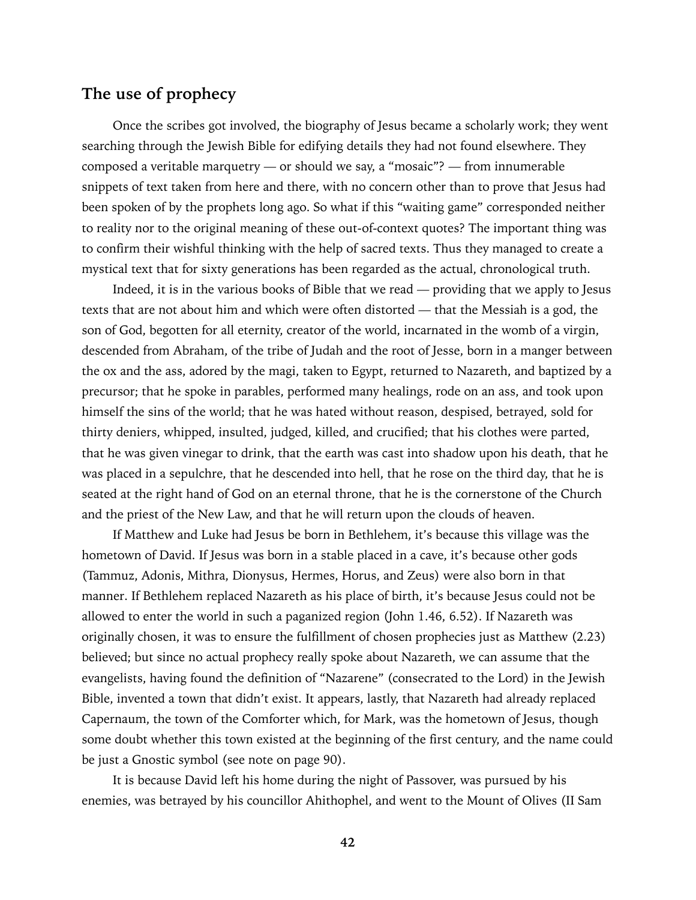## The use of prophecy

Once the scribes got involved, the biography of Jesus became a scholarly work; they went searching through the Jewish Bible for edifying details they had not found elsewhere. They composed a veritable marquetry — or should we say, a "mosaic"? — from innumerable snippets of text taken from here and there, with no concern other than to prove that Jesus had been spoken of by the prophets long ago. So what if this "waiting game" corresponded neither to reality nor to the original meaning of these out-of-context quotes? The important thing was to confirm their wishful thinking with the help of sacred texts. Thus they managed to create a mystical text that for sixty generations has been regarded as the actual, chronological truth.

Indeed, it is in the various books of Bible that we read — providing that we apply to Jesus texts that are not about him and which were often distorted — that the Messiah is a god, the son of God, begotten for all eternity, creator of the world, incarnated in the womb of a virgin, descended from Abraham, of the tribe of Judah and the root of Jesse, born in a manger between the ox and the ass, adored by the magi, taken to Egypt, returned to Nazareth, and baptized by a precursor; that he spoke in parables, performed many healings, rode on an ass, and took upon himself the sins of the world; that he was hated without reason, despised, betrayed, sold for thirty deniers, whipped, insulted, judged, killed, and crucified; that his clothes were parted, that he was given vinegar to drink, that the earth was cast into shadow upon his death, that he was placed in a sepulchre, that he descended into hell, that he rose on the third day, that he is seated at the right hand of God on an eternal throne, that he is the cornerstone of the Church and the priest of the New Law, and that he will return upon the clouds of heaven.

If Matthew and Luke had Jesus be born in Bethlehem, it's because this village was the hometown of David. If Jesus was born in a stable placed in a cave, it's because other gods (Tammuz, Adonis, Mithra, Dionysus, Hermes, Horus, and Zeus) were also born in that manner. If Bethlehem replaced Nazareth as his place of birth, it's because Jesus could not be allowed to enter the world in such a paganized region (John 1.46, 6.52). If Nazareth was originally chosen, it was to ensure the fulfillment of chosen prophecies just as Matthew (2.23) believed; but since no actual prophecy really spoke about Nazareth, we can assume that the evangelists, having found the definition of "Nazarene" (consecrated to the Lord) in the Jewish Bible, invented a town that didn't exist. It appears, lastly, that Nazareth had already replaced Capernaum, the town of the Comforter which, for Mark, was the hometown of Jesus, though some doubt whether this town existed at the beginning of the first century, and the name could be just a Gnostic symbol (see note on page 90).

It is because David left his home during the night of Passover, was pursued by his enemies, was betrayed by his councillor Ahithophel, and went to the Mount of Olives (II Sam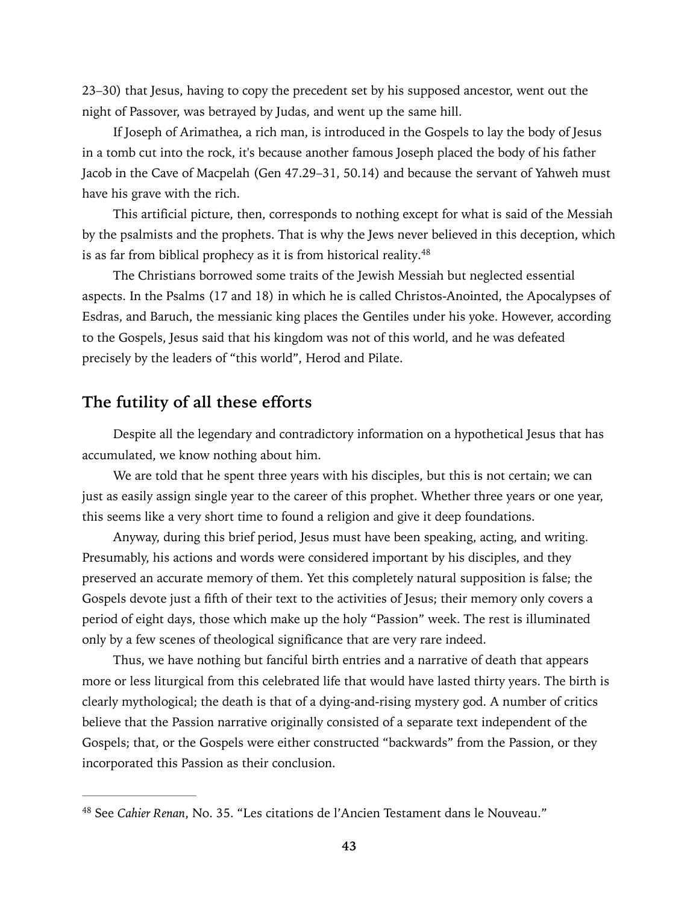23–30) that Jesus, having to copy the precedent set by his supposed ancestor, went out the night of Passover, was betrayed by Judas, and went up the same hill.

If Joseph of Arimathea, a rich man, is introduced in the Gospels to lay the body of Jesus in a tomb cut into the rock, it's because another famous Joseph placed the body of his father Jacob in the Cave of Macpelah (Gen 47.29–31, 50.14) and because the servant of Yahweh must have his grave with the rich.

This artificial picture, then, corresponds to nothing except for what is said of the Messiah by the psalmists and the prophets. That is why the Jews never believed in this deception, which is as far from biblical prophecy as it is from historical reality.[48]

The Christians borrowed some traits of the Jewish Messiah but neglected essential aspects. In the Psalms (17 and 18) in which he is called Christos-Anointed, the Apocalypses of Esdras, and Baruch, the messianic king places the Gentiles under his yoke. However, according to the Gospels, Jesus said that his kingdom was not of this world, and he was defeated precisely by the leaders of "this world", Herod and Pilate.

## The futility of all these efforts

Despite all the legendary and contradictory information on a hypothetical Jesus that has accumulated, we know nothing about him.

We are told that he spent three years with his disciples, but this is not certain; we can just as easily assign single year to the career of this prophet. Whether three years or one year, this seems like a very short time to found a religion and give it deep foundations.

Anyway, during this brief period, Jesus must have been speaking, acting, and writing. Presumably, his actions and words were considered important by his disciples, and they preserved an accurate memory of them. Yet this completely natural supposition is false; the Gospels devote just a fifth of their text to the activities of Jesus; their memory only covers a period of eight days, those which make up the holy "Passion" week. The rest is illuminated only by a few scenes of theological significance that are very rare indeed.

Thus, we have nothing but fanciful birth entries and a narrative of death that appears more or less liturgical from this celebrated life that would have lasted thirty years. The birth is clearly mythological; the death is that of a dying-and-rising mystery god. A number of critics believe that the Passion narrative originally consisted of a separate text independent of the Gospels; that, or the Gospels were either constructed "backwards" from the Passion, or they incorporated this Passion as their conclusion.

---

[48] See *Cahier Renan*, No. 35. "Les citations de l'Ancien Testament dans le Nouveau."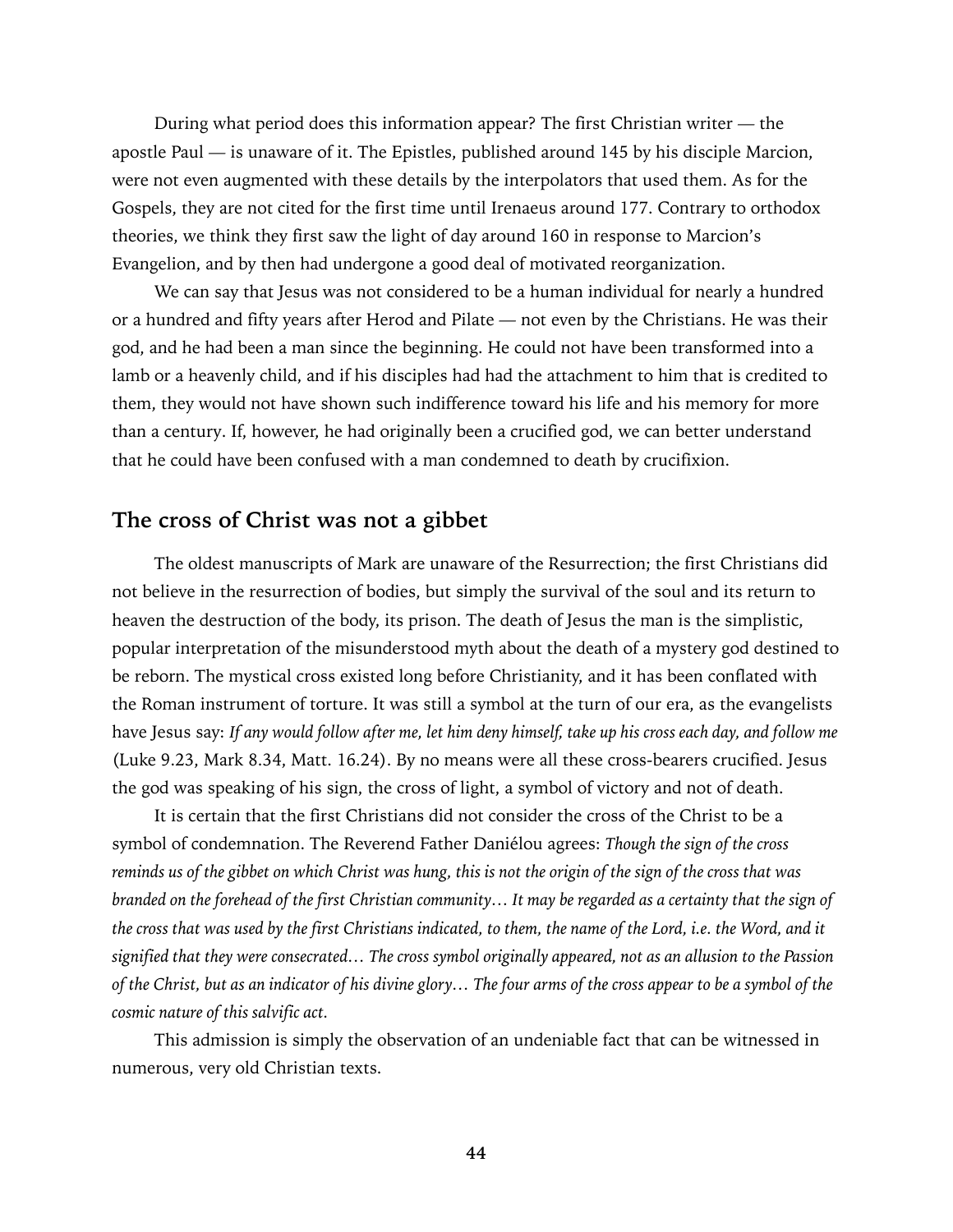During what period does this information appear? The first Christian writer — the apostle Paul — is unaware of it. The Epistles, published around 145 by his disciple Marcion, were not even augmented with these details by the interpolators that used them. As for the Gospels, they are not cited for the first time until Irenaeus around 177. Contrary to orthodox theories, we think they first saw the light of day around 160 in response to Marcion's Evangelion, and by then had undergone a good deal of motivated reorganization.

We can say that Jesus was not considered to be a human individual for nearly a hundred or a hundred and fifty years after Herod and Pilate — not even by the Christians. He was their god, and he had been a man since the beginning. He could not have been transformed into a lamb or a heavenly child, and if his disciples had had the attachment to him that is credited to them, they would not have shown such indifference toward his life and his memory for more than a century. If, however, he had originally been a crucified god, we can better understand that he could have been confused with a man condemned to death by crucifixion.

## The cross of Christ was not a gibbet

The oldest manuscripts of Mark are unaware of the Resurrection; the first Christians did not believe in the resurrection of bodies, but simply the survival of the soul and its return to heaven the destruction of the body, its prison. The death of Jesus the man is the simplistic, popular interpretation of the misunderstood myth about the death of a mystery god destined to be reborn. The mystical cross existed long before Christianity, and it has been conflated with the Roman instrument of torture. It was still a symbol at the turn of our era, as the evangelists have Jesus say: *If any would follow after me, let him deny himself, take up his cross each day, and follow me* (Luke 9.23, Mark 8.34, Matt. 16.24). By no means were all these cross-bearers crucified. Jesus the god was speaking of his sign, the cross of light, a symbol of victory and not of death.

It is certain that the first Christians did not consider the cross of the Christ to be a symbol of condemnation. The Reverend Father Daniélou agrees: *Though the sign of the cross reminds us of the gibbet on which Christ was hung, this is not the origin of the sign of the cross that was branded on the forehead of the first Christian community… It may be regarded as a certainty that the sign of the cross that was used by the first Christians indicated, to them, the name of the Lord, i.e. the Word, and it signified that they were consecrated… The cross symbol originally appeared, not as an allusion to the Passion of the Christ, but as an indicator of his divine glory… The four arms of the cross appear to be a symbol of the cosmic nature of this salvific act.*

This admission is simply the observation of an undeniable fact that can be witnessed in numerous, very old Christian texts.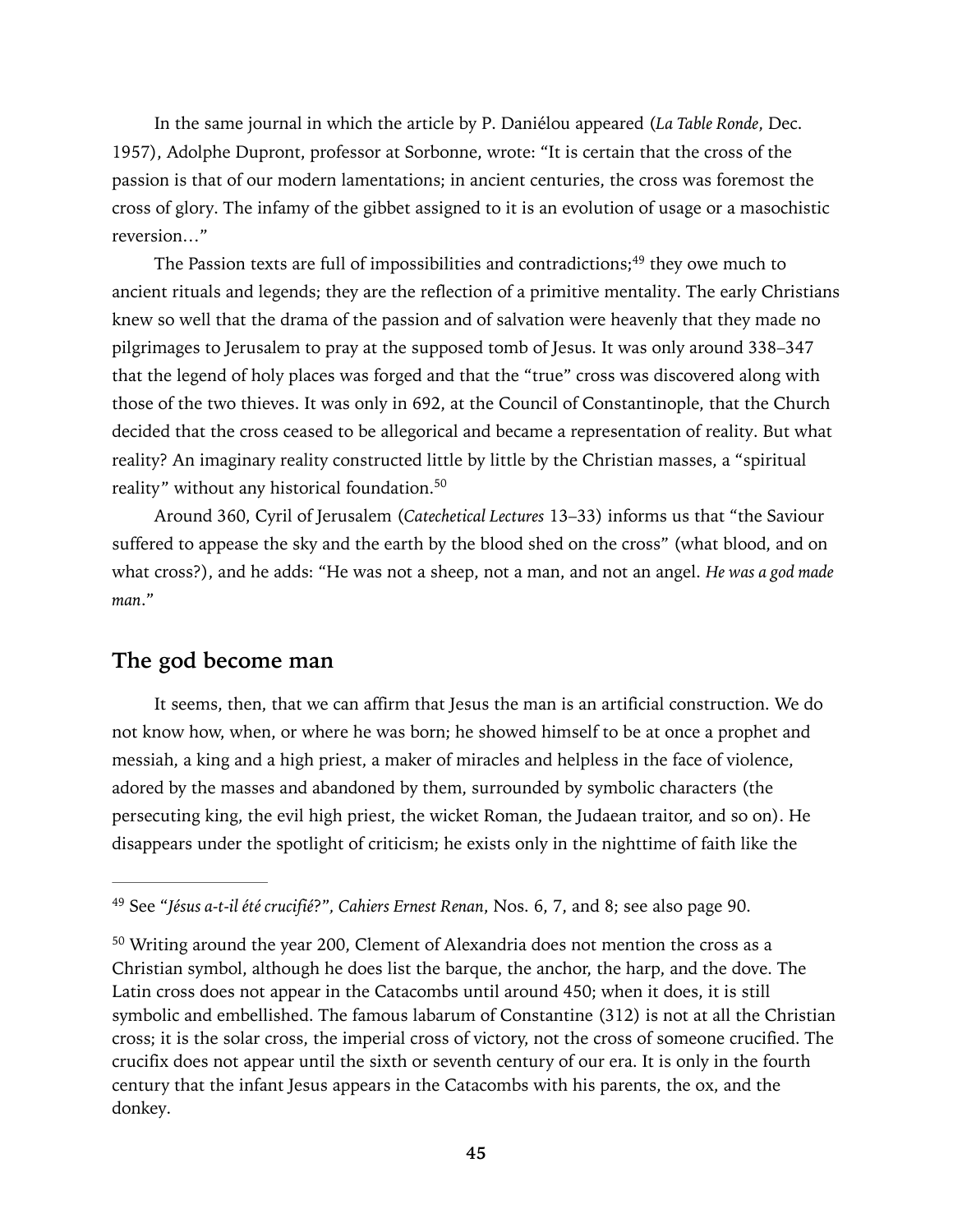In the same journal in which the article by P. Daniélou appeared (*La Table Ronde*, Dec. 1957), Adolphe Dupront, professor at Sorbonne, wrote: "It is certain that the cross of the passion is that of our modern lamentations; in ancient centuries, the cross was foremost the cross of glory. The infamy of the gibbet assigned to it is an evolution of usage or a masochistic reversion…"

The Passion texts are full of impossibilities and contradictions;[49] they owe much to ancient rituals and legends; they are the reflection of a primitive mentality. The early Christians knew so well that the drama of the passion and of salvation were heavenly that they made no pilgrimages to Jerusalem to pray at the supposed tomb of Jesus. It was only around 338–347 that the legend of holy places was forged and that the "true" cross was discovered along with those of the two thieves. It was only in 692, at the Council of Constantinople, that the Church decided that the cross ceased to be allegorical and became a representation of reality. But what reality? An imaginary reality constructed little by little by the Christian masses, a "spiritual reality" without any historical foundation.[50]

Around 360, Cyril of Jerusalem (*Catechetical Lectures* 13–33) informs us that "the Saviour suffered to appease the sky and the earth by the blood shed on the cross" (what blood, and on what cross?), and he adds: "He was not a sheep, not a man, and not an angel. *He was a god made man*."

## The god become man

It seems, then, that we can affirm that Jesus the man is an artificial construction. We do not know how, when, or where he was born; he showed himself to be at once a prophet and messiah, a king and a high priest, a maker of miracles and helpless in the face of violence, adored by the masses and abandoned by them, surrounded by symbolic characters (the persecuting king, the evil high priest, the wicket Roman, the Judaean traitor, and so on). He disappears under the spotlight of criticism; he exists only in the nighttime of faith like the

---

[49] See *"Jésus a-t-il été crucifié?", Cahiers Ernest Renan*, Nos. 6, 7, and 8; see also page 90.

[50] Writing around the year 200, Clement of Alexandria does not mention the cross as a Christian symbol, although he does list the barque, the anchor, the harp, and the dove. The Latin cross does not appear in the Catacombs until around 450; when it does, it is still symbolic and embellished. The famous labarum of Constantine (312) is not at all the Christian cross; it is the solar cross, the imperial cross of victory, not the cross of someone crucified. The crucifix does not appear until the sixth or seventh century of our era. It is only in the fourth century that the infant Jesus appears in the Catacombs with his parents, the ox, and the donkey.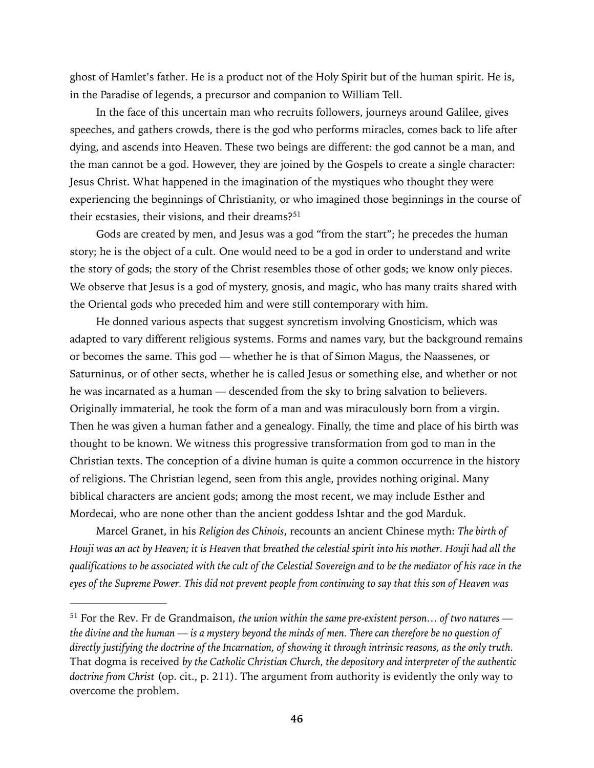ghost of Hamlet's father. He is a product not of the Holy Spirit but of the human spirit. He is, in the Paradise of legends, a precursor and companion to William Tell.

In the face of this uncertain man who recruits followers, journeys around Galilee, gives speeches, and gathers crowds, there is the god who performs miracles, comes back to life after dying, and ascends into Heaven. These two beings are different: the god cannot be a man, and the man cannot be a god. However, they are joined by the Gospels to create a single character: Jesus Christ. What happened in the imagination of the mystiques who thought they were experiencing the beginnings of Christianity, or who imagined those beginnings in the course of their ecstasies, their visions, and their dreams?[51]

Gods are created by men, and Jesus was a god "from the start"; he precedes the human story; he is the object of a cult. One would need to be a god in order to understand and write the story of gods; the story of the Christ resembles those of other gods; we know only pieces. We observe that Jesus is a god of mystery, gnosis, and magic, who has many traits shared with the Oriental gods who preceded him and were still contemporary with him.

He donned various aspects that suggest syncretism involving Gnosticism, which was adapted to vary different religious systems. Forms and names vary, but the background remains or becomes the same. This god — whether he is that of Simon Magus, the Naassenes, or Saturninus, or of other sects, whether he is called Jesus or something else, and whether or not he was incarnated as a human — descended from the sky to bring salvation to believers. Originally immaterial, he took the form of a man and was miraculously born from a virgin. Then he was given a human father and a genealogy. Finally, the time and place of his birth was thought to be known. We witness this progressive transformation from god to man in the Christian texts. The conception of a divine human is quite a common occurrence in the history of religions. The Christian legend, seen from this angle, provides nothing original. Many biblical characters are ancient gods; among the most recent, we may include Esther and Mordecai, who are none other than the ancient goddess Ishtar and the god Marduk.

Marcel Granet, in his *Religion des Chinois*, recounts an ancient Chinese myth: *The birth of Houji was an act by Heaven; it is Heaven that breathed the celestial spirit into his mother. Houji had all the qualifications to be associated with the cult of the Celestial Sovereign and to be the mediator of his race in the eyes of the Supreme Power. This did not prevent people from continuing to say that this son of Heaven was*

---

[51] For the Rev. Fr de Grandmaison, *the union within the same pre-existent person… of two natures — the divine and the human — is a mystery beyond the minds of men. There can therefore be no question of directly justifying the doctrine of the Incarnation, of showing it through intrinsic reasons, as the only truth.* That dogma is received *by the Catholic Christian Church, the depository and interpreter of the authentic doctrine from Christ* (op. cit., p. 211). The argument from authority is evidently the only way to overcome the problem.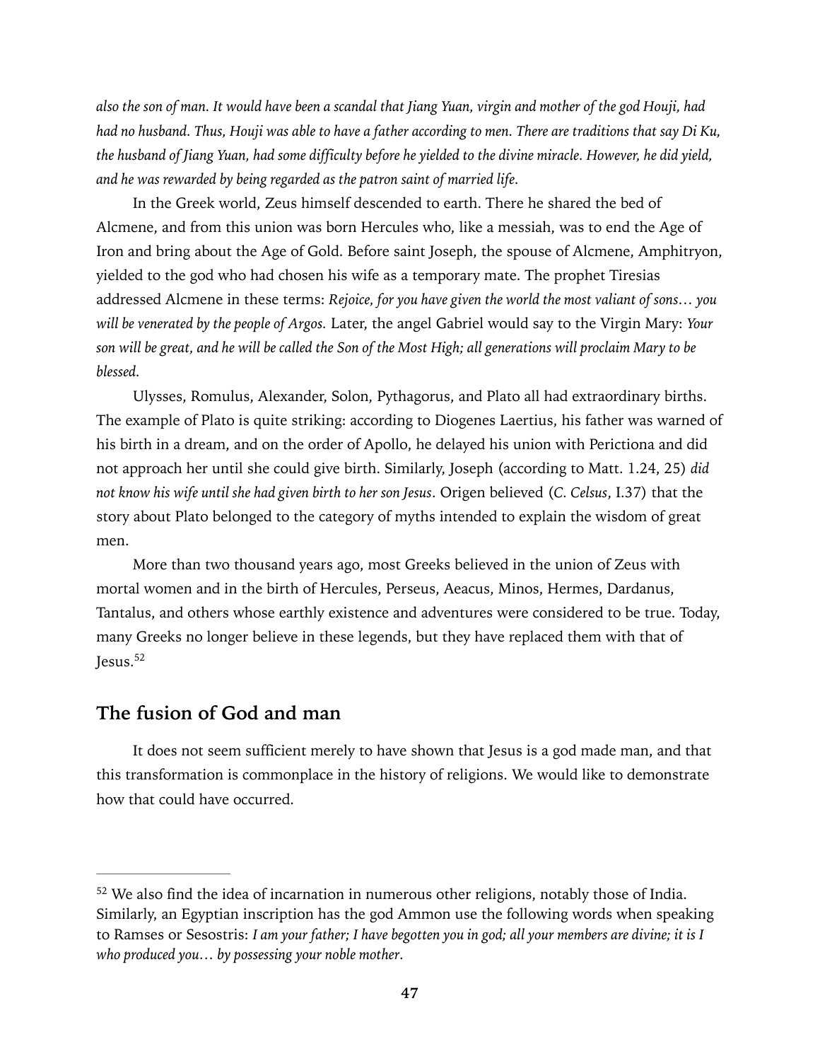*also the son of man. It would have been a scandal that Jiang Yuan, virgin and mother of the god Houji, had had no husband. Thus, Houji was able to have a father according to men. There are traditions that say Di Ku, the husband of Jiang Yuan, had some difficulty before he yielded to the divine miracle. However, he did yield, and he was rewarded by being regarded as the patron saint of married life.*

In the Greek world, Zeus himself descended to earth. There he shared the bed of Alcmene, and from this union was born Hercules who, like a messiah, was to end the Age of Iron and bring about the Age of Gold. Before saint Joseph, the spouse of Alcmene, Amphitryon, yielded to the god who had chosen his wife as a temporary mate. The prophet Tiresias addressed Alcmene in these terms: *Rejoice, for you have given the world the most valiant of sons… you will be venerated by the people of Argos.* Later, the angel Gabriel would say to the Virgin Mary: *Your son will be great, and he will be called the Son of the Most High; all generations will proclaim Mary to be blessed.*

Ulysses, Romulus, Alexander, Solon, Pythagorus, and Plato all had extraordinary births. The example of Plato is quite striking: according to Diogenes Laertius, his father was warned of his birth in a dream, and on the order of Apollo, he delayed his union with Perictiona and did not approach her until she could give birth. Similarly, Joseph (according to Matt. 1.24, 25) *did not know his wife until she had given birth to her son Jesus*. Origen believed (*C. Celsus*, I.37) that the story about Plato belonged to the category of myths intended to explain the wisdom of great men.

More than two thousand years ago, most Greeks believed in the union of Zeus with mortal women and in the birth of Hercules, Perseus, Aeacus, Minos, Hermes, Dardanus, Tantalus, and others whose earthly existence and adventures were considered to be true. Today, many Greeks no longer believe in these legends, but they have replaced them with that of Jesus.[52]

## The fusion of God and man

It does not seem sufficient merely to have shown that Jesus is a god made man, and that this transformation is commonplace in the history of religions. We would like to demonstrate how that could have occurred.

---

[52] We also find the idea of incarnation in numerous other religions, notably those of India. Similarly, an Egyptian inscription has the god Ammon use the following words when speaking to Ramses or Sesostris: *I am your father; I have begotten you in god; all your members are divine; it is I who produced you… by possessing your noble mother*.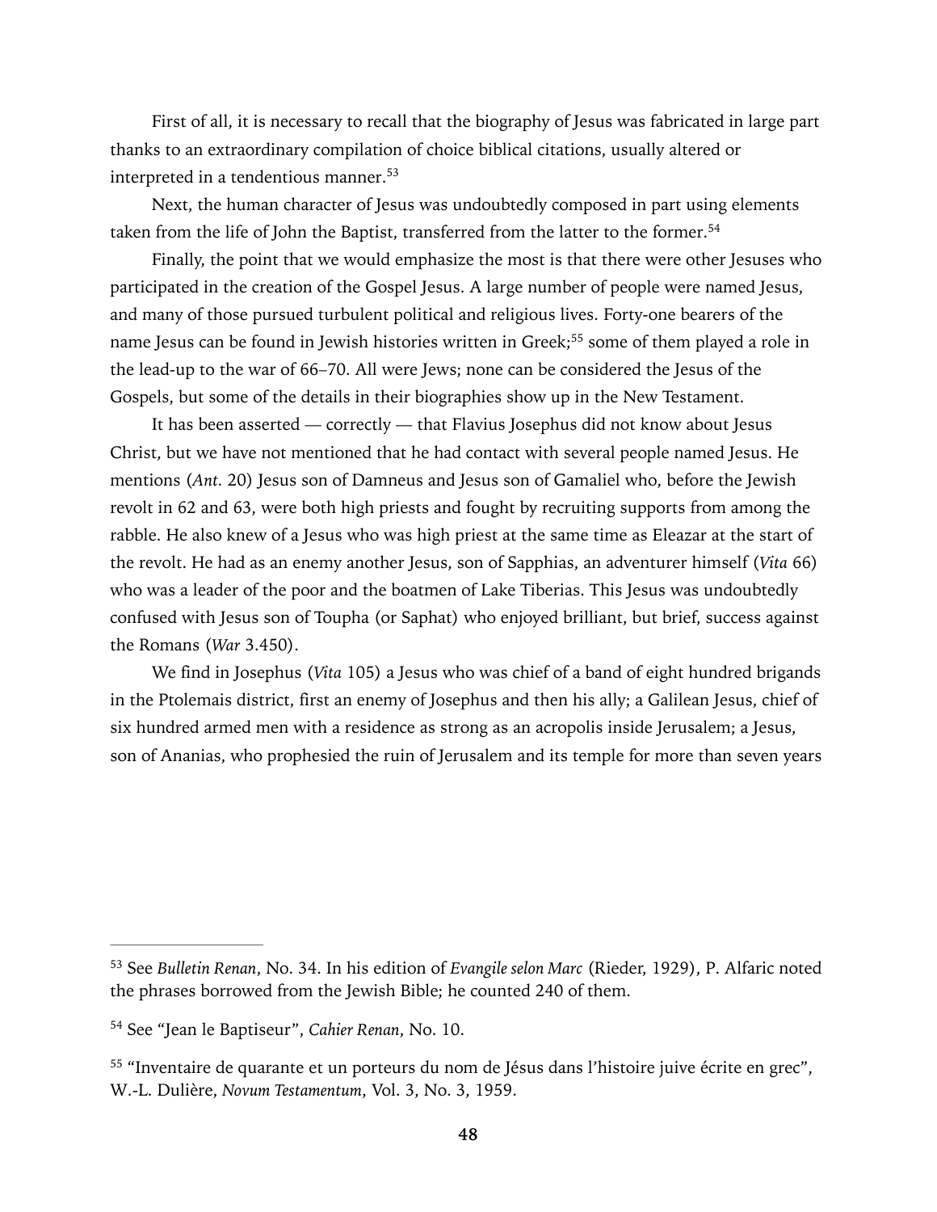First of all, it is necessary to recall that the biography of Jesus was fabricated in large part thanks to an extraordinary compilation of choice biblical citations, usually altered or interpreted in a tendentious manner.[53]

Next, the human character of Jesus was undoubtedly composed in part using elements taken from the life of John the Baptist, transferred from the latter to the former.[54]

Finally, the point that we would emphasize the most is that there were other Jesuses who participated in the creation of the Gospel Jesus. A large number of people were named Jesus, and many of those pursued turbulent political and religious lives. Forty-one bearers of the name Jesus can be found in Jewish histories written in Greek;[55] some of them played a role in the lead-up to the war of 66–70. All were Jews; none can be considered the Jesus of the Gospels, but some of the details in their biographies show up in the New Testament.

It has been asserted — correctly — that Flavius Josephus did not know about Jesus Christ, but we have not mentioned that he had contact with several people named Jesus. He mentions (*Ant.* 20) Jesus son of Damneus and Jesus son of Gamaliel who, before the Jewish revolt in 62 and 63, were both high priests and fought by recruiting supports from among the rabble. He also knew of a Jesus who was high priest at the same time as Eleazar at the start of the revolt. He had as an enemy another Jesus, son of Sapphias, an adventurer himself (*Vita* 66) who was a leader of the poor and the boatmen of Lake Tiberias. This Jesus was undoubtedly confused with Jesus son of Toupha (or Saphat) who enjoyed brilliant, but brief, success against the Romans (*War* 3.450).

We find in Josephus (*Vita* 105) a Jesus who was chief of a band of eight hundred brigands in the Ptolemais district, first an enemy of Josephus and then his ally; a Galilean Jesus, chief of six hundred armed men with a residence as strong as an acropolis inside Jerusalem; a Jesus, son of Ananias, who prophesied the ruin of Jerusalem and its temple for more than seven years

---

[53] See *Bulletin Renan*, No. 34. In his edition of *Evangile selon Marc* (Rieder, 1929), P. Alfaric noted the phrases borrowed from the Jewish Bible; he counted 240 of them.

[54] See "Jean le Baptiseur", *Cahier Renan*, No. 10.

[55] "Inventaire de quarante et un porteurs du nom de Jésus dans l'histoire juive écrite en grec", W.-L. Dulière, *Novum Testamentum*, Vol. 3, No. 3, 1959.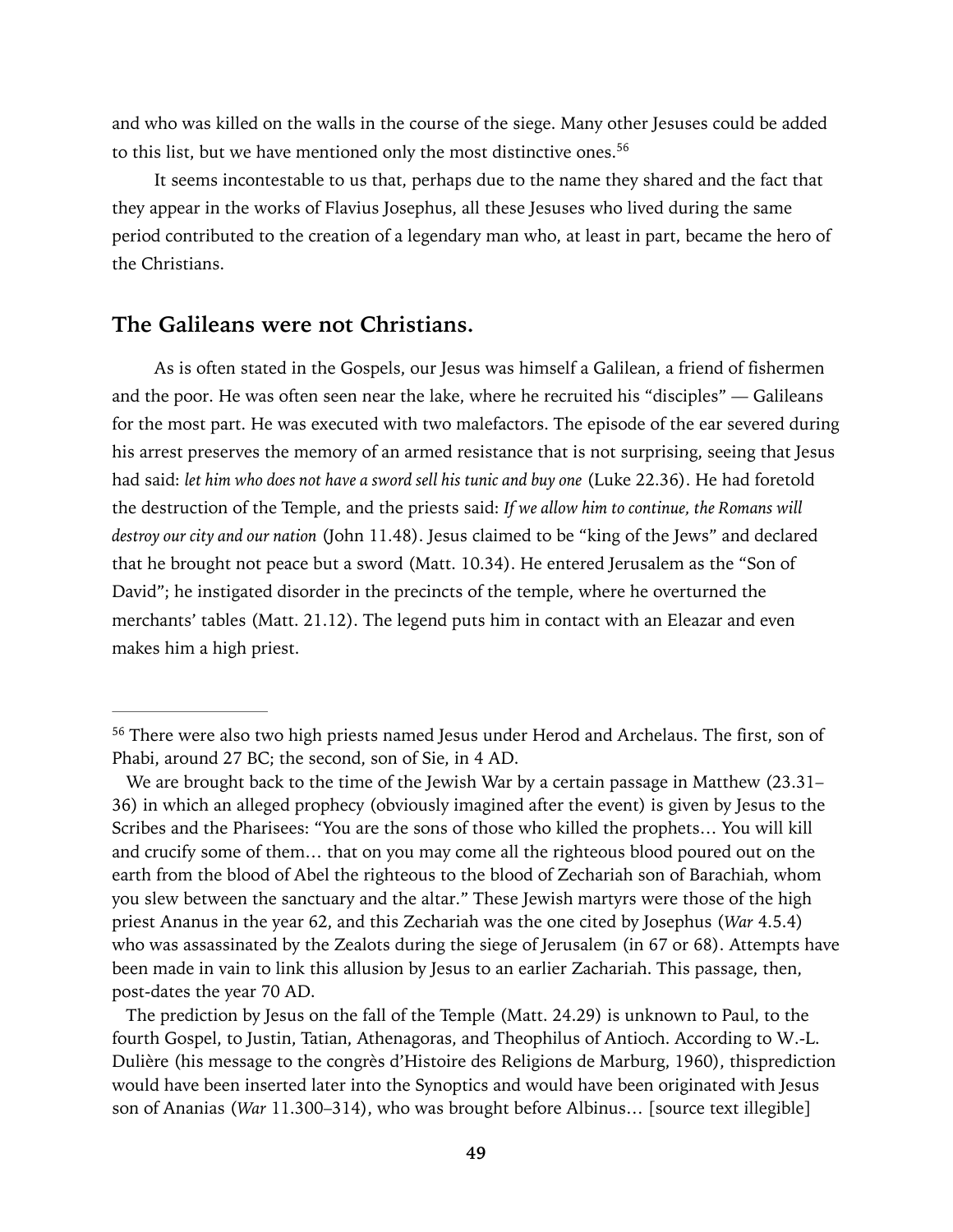and who was killed on the walls in the course of the siege. Many other Jesuses could be added to this list, but we have mentioned only the most distinctive ones.[56]

It seems incontestable to us that, perhaps due to the name they shared and the fact that they appear in the works of Flavius Josephus, all these Jesuses who lived during the same period contributed to the creation of a legendary man who, at least in part, became the hero of the Christians.

## The Galileans were not Christians.

As is often stated in the Gospels, our Jesus was himself a Galilean, a friend of fishermen and the poor. He was often seen near the lake, where he recruited his "disciples" — Galileans for the most part. He was executed with two malefactors. The episode of the ear severed during his arrest preserves the memory of an armed resistance that is not surprising, seeing that Jesus had said: *let him who does not have a sword sell his tunic and buy one* (Luke 22.36). He had foretold the destruction of the Temple, and the priests said: *If we allow him to continue, the Romans will destroy our city and our nation* (John 11.48). Jesus claimed to be "king of the Jews" and declared that he brought not peace but a sword (Matt. 10.34). He entered Jerusalem as the "Son of David"; he instigated disorder in the precincts of the temple, where he overturned the merchants' tables (Matt. 21.12). The legend puts him in contact with an Eleazar and even makes him a high priest.

---

[56] There were also two high priests named Jesus under Herod and Archelaus. The first, son of Phabi, around 27 BC; the second, son of Sie, in 4 AD.

We are brought back to the time of the Jewish War by a certain passage in Matthew (23.31–36) in which an alleged prophecy (obviously imagined after the event) is given by Jesus to the Scribes and the Pharisees: "You are the sons of those who killed the prophets… You will kill and crucify some of them… that on you may come all the righteous blood poured out on the earth from the blood of Abel the righteous to the blood of Zechariah son of Barachiah, whom you slew between the sanctuary and the altar." These Jewish martyrs were those of the high priest Ananus in the year 62, and this Zechariah was the one cited by Josephus (*War* 4.5.4) who was assassinated by the Zealots during the siege of Jerusalem (in 67 or 68). Attempts have been made in vain to link this allusion by Jesus to an earlier Zachariah. This passage, then, post-dates the year 70 AD.

The prediction by Jesus on the fall of the Temple (Matt. 24.29) is unknown to Paul, to the fourth Gospel, to Justin, Tatian, Athenagoras, and Theophilus of Antioch. According to W.-L. Dulière (his message to the congrès d'Histoire des Religions de Marburg, 1960), thisprediction would have been inserted later into the Synoptics and would have been originated with Jesus son of Ananias (*War* 11.300–314), who was brought before Albinus… [source text illegible]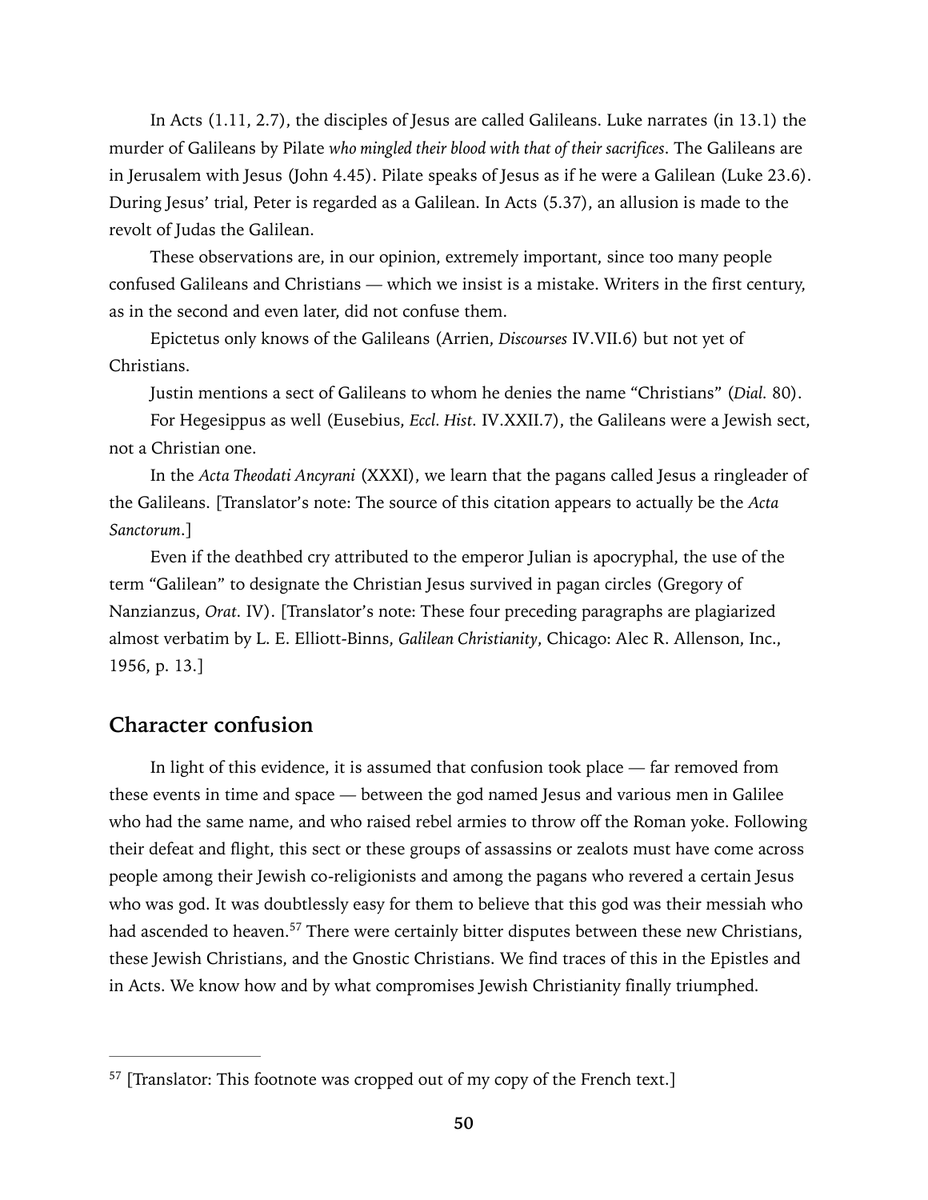In Acts (1.11, 2.7), the disciples of Jesus are called Galileans. Luke narrates (in 13.1) the murder of Galileans by Pilate *who mingled their blood with that of their sacrifices*. The Galileans are in Jerusalem with Jesus (John 4.45). Pilate speaks of Jesus as if he were a Galilean (Luke 23.6). During Jesus' trial, Peter is regarded as a Galilean. In Acts (5.37), an allusion is made to the revolt of Judas the Galilean.

These observations are, in our opinion, extremely important, since too many people confused Galileans and Christians — which we insist is a mistake. Writers in the first century, as in the second and even later, did not confuse them.

Epictetus only knows of the Galileans (Arrien, *Discourses* IV.VII.6) but not yet of Christians.

Justin mentions a sect of Galileans to whom he denies the name "Christians" (*Dial.* 80).

For Hegesippus as well (Eusebius, *Eccl. Hist.* IV.XXII.7), the Galileans were a Jewish sect, not a Christian one.

In the *Acta Theodati Ancyrani* (XXXI), we learn that the pagans called Jesus a ringleader of the Galileans. [Translator's note: The source of this citation appears to actually be the *Acta Sanctorum*.]

Even if the deathbed cry attributed to the emperor Julian is apocryphal, the use of the term "Galilean" to designate the Christian Jesus survived in pagan circles (Gregory of Nanzianzus, *Orat.* IV). [Translator's note: These four preceding paragraphs are plagiarized almost verbatim by L. E. Elliott-Binns, *Galilean Christianity*, Chicago: Alec R. Allenson, Inc., 1956, p. 13.]

## Character confusion

In light of this evidence, it is assumed that confusion took place — far removed from these events in time and space — between the god named Jesus and various men in Galilee who had the same name, and who raised rebel armies to throw off the Roman yoke. Following their defeat and flight, this sect or these groups of assassins or zealots must have come across people among their Jewish co-religionists and among the pagans who revered a certain Jesus who was god. It was doubtlessly easy for them to believe that this god was their messiah who had ascended to heaven.[57] There were certainly bitter disputes between these new Christians, these Jewish Christians, and the Gnostic Christians. We find traces of this in the Epistles and in Acts. We know how and by what compromises Jewish Christianity finally triumphed.

---

[57] [Translator: This footnote was cropped out of my copy of the French text.]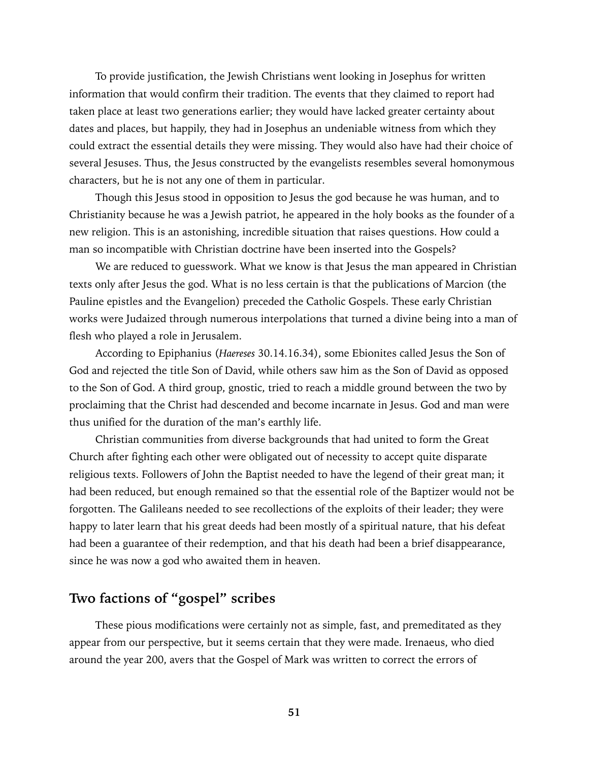To provide justification, the Jewish Christians went looking in Josephus for written information that would confirm their tradition. The events that they claimed to report had taken place at least two generations earlier; they would have lacked greater certainty about dates and places, but happily, they had in Josephus an undeniable witness from which they could extract the essential details they were missing. They would also have had their choice of several Jesuses. Thus, the Jesus constructed by the evangelists resembles several homonymous characters, but he is not any one of them in particular.

Though this Jesus stood in opposition to Jesus the god because he was human, and to Christianity because he was a Jewish patriot, he appeared in the holy books as the founder of a new religion. This is an astonishing, incredible situation that raises questions. How could a man so incompatible with Christian doctrine have been inserted into the Gospels?

We are reduced to guesswork. What we know is that Jesus the man appeared in Christian texts only after Jesus the god. What is no less certain is that the publications of Marcion (the Pauline epistles and the Evangelion) preceded the Catholic Gospels. These early Christian works were Judaized through numerous interpolations that turned a divine being into a man of flesh who played a role in Jerusalem.

According to Epiphanius (*Haereses* 30.14.16.34), some Ebionites called Jesus the Son of God and rejected the title Son of David, while others saw him as the Son of David as opposed to the Son of God. A third group, gnostic, tried to reach a middle ground between the two by proclaiming that the Christ had descended and become incarnate in Jesus. God and man were thus unified for the duration of the man's earthly life.

Christian communities from diverse backgrounds that had united to form the Great Church after fighting each other were obligated out of necessity to accept quite disparate religious texts. Followers of John the Baptist needed to have the legend of their great man; it had been reduced, but enough remained so that the essential role of the Baptizer would not be forgotten. The Galileans needed to see recollections of the exploits of their leader; they were happy to later learn that his great deeds had been mostly of a spiritual nature, that his defeat had been a guarantee of their redemption, and that his death had been a brief disappearance, since he was now a god who awaited them in heaven.

## Two factions of "gospel" scribes

These pious modifications were certainly not as simple, fast, and premeditated as they appear from our perspective, but it seems certain that they were made. Irenaeus, who died around the year 200, avers that the Gospel of Mark was written to correct the errors of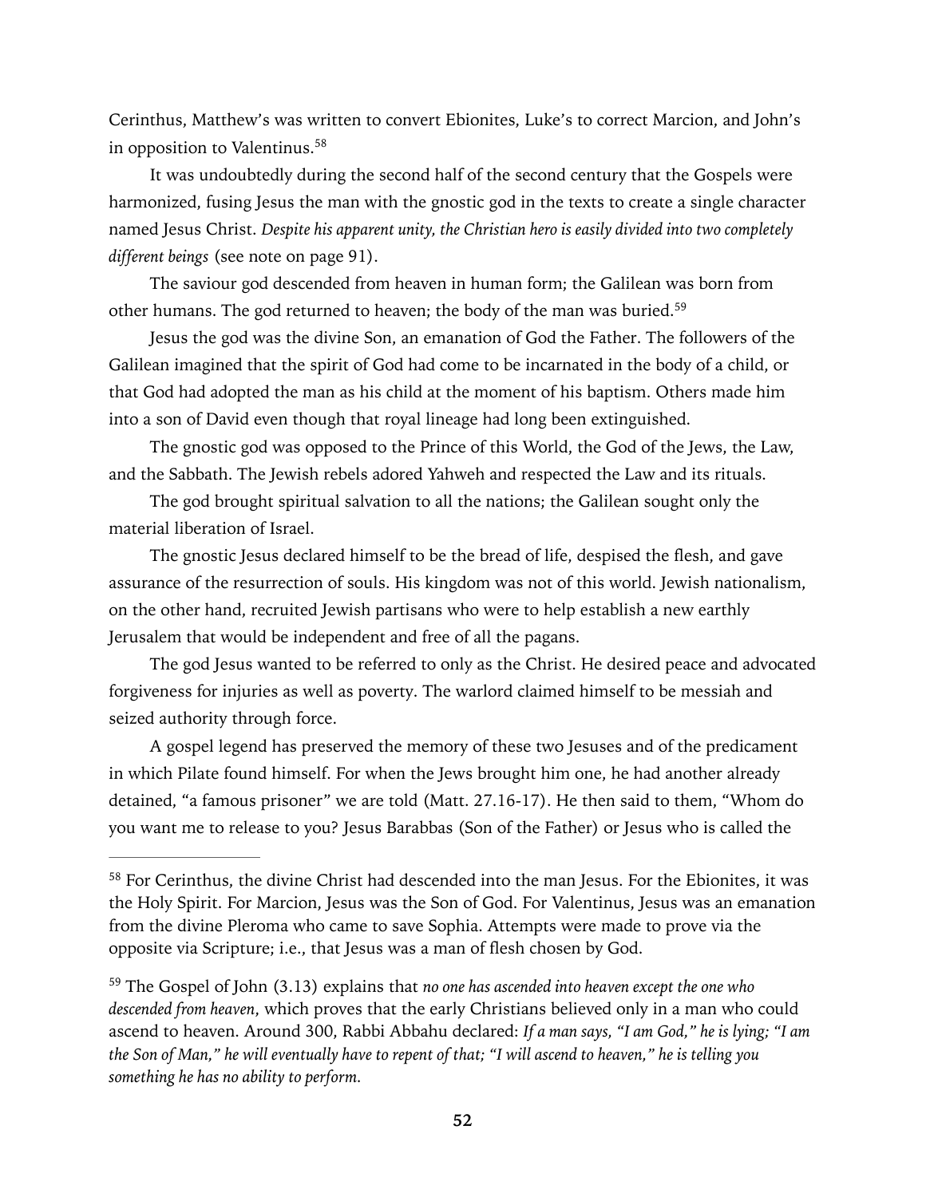Cerinthus, Matthew's was written to convert Ebionites, Luke's to correct Marcion, and John's in opposition to Valentinus.[58]

It was undoubtedly during the second half of the second century that the Gospels were harmonized, fusing Jesus the man with the gnostic god in the texts to create a single character named Jesus Christ. *Despite his apparent unity, the Christian hero is easily divided into two completely different beings* (see note on page 91).

The saviour god descended from heaven in human form; the Galilean was born from other humans. The god returned to heaven; the body of the man was buried.[59]

Jesus the god was the divine Son, an emanation of God the Father. The followers of the Galilean imagined that the spirit of God had come to be incarnated in the body of a child, or that God had adopted the man as his child at the moment of his baptism. Others made him into a son of David even though that royal lineage had long been extinguished.

The gnostic god was opposed to the Prince of this World, the God of the Jews, the Law, and the Sabbath. The Jewish rebels adored Yahweh and respected the Law and its rituals.

The god brought spiritual salvation to all the nations; the Galilean sought only the material liberation of Israel.

The gnostic Jesus declared himself to be the bread of life, despised the flesh, and gave assurance of the resurrection of souls. His kingdom was not of this world. Jewish nationalism, on the other hand, recruited Jewish partisans who were to help establish a new earthly Jerusalem that would be independent and free of all the pagans.

The god Jesus wanted to be referred to only as the Christ. He desired peace and advocated forgiveness for injuries as well as poverty. The warlord claimed himself to be messiah and seized authority through force.

A gospel legend has preserved the memory of these two Jesuses and of the predicament in which Pilate found himself. For when the Jews brought him one, he had another already detained, "a famous prisoner" we are told (Matt. 27.16-17). He then said to them, "Whom do you want me to release to you? Jesus Barabbas (Son of the Father) or Jesus who is called the

---

[58] For Cerinthus, the divine Christ had descended into the man Jesus. For the Ebionites, it was the Holy Spirit. For Marcion, Jesus was the Son of God. For Valentinus, Jesus was an emanation from the divine Pleroma who came to save Sophia. Attempts were made to prove via the opposite via Scripture; i.e., that Jesus was a man of flesh chosen by God.

[59] The Gospel of John (3.13) explains that *no one has ascended into heaven except the one who descended from heaven*, which proves that the early Christians believed only in a man who could ascend to heaven. Around 300, Rabbi Abbahu declared: *If a man says, "I am God," he is lying; "I am the Son of Man," he will eventually have to repent of that; "I will ascend to heaven," he is telling you something he has no ability to perform.*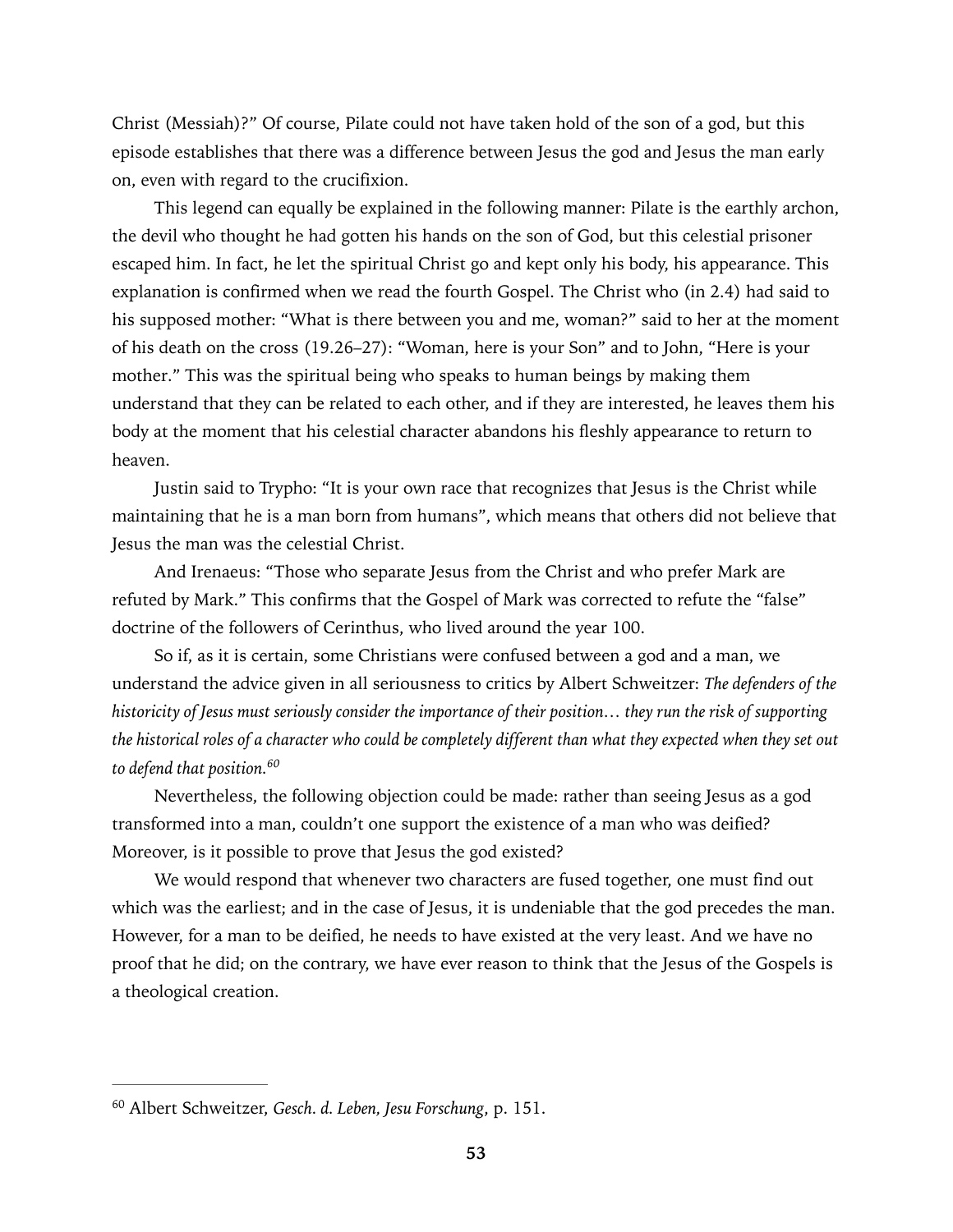Christ (Messiah)?" Of course, Pilate could not have taken hold of the son of a god, but this episode establishes that there was a difference between Jesus the god and Jesus the man early on, even with regard to the crucifixion.

This legend can equally be explained in the following manner: Pilate is the earthly archon, the devil who thought he had gotten his hands on the son of God, but this celestial prisoner escaped him. In fact, he let the spiritual Christ go and kept only his body, his appearance. This explanation is confirmed when we read the fourth Gospel. The Christ who (in 2.4) had said to his supposed mother: "What is there between you and me, woman?" said to her at the moment of his death on the cross (19.26–27): "Woman, here is your Son" and to John, "Here is your mother." This was the spiritual being who speaks to human beings by making them understand that they can be related to each other, and if they are interested, he leaves them his body at the moment that his celestial character abandons his fleshly appearance to return to heaven.

Justin said to Trypho: "It is your own race that recognizes that Jesus is the Christ while maintaining that he is a man born from humans", which means that others did not believe that Jesus the man was the celestial Christ.

And Irenaeus: "Those who separate Jesus from the Christ and who prefer Mark are refuted by Mark." This confirms that the Gospel of Mark was corrected to refute the "false" doctrine of the followers of Cerinthus, who lived around the year 100.

So if, as it is certain, some Christians were confused between a god and a man, we understand the advice given in all seriousness to critics by Albert Schweitzer: *The defenders of the historicity of Jesus must seriously consider the importance of their position… they run the risk of supporting the historical roles of a character who could be completely different than what they expected when they set out to defend that position.*[60]

Nevertheless, the following objection could be made: rather than seeing Jesus as a god transformed into a man, couldn't one support the existence of a man who was deified? Moreover, is it possible to prove that Jesus the god existed?

We would respond that whenever two characters are fused together, one must find out which was the earliest; and in the case of Jesus, it is undeniable that the god precedes the man. However, for a man to be deified, he needs to have existed at the very least. And we have no proof that he did; on the contrary, we have ever reason to think that the Jesus of the Gospels is a theological creation.

---

[60] Albert Schweitzer, *Gesch. d. Leben, Jesu Forschung*, p. 151.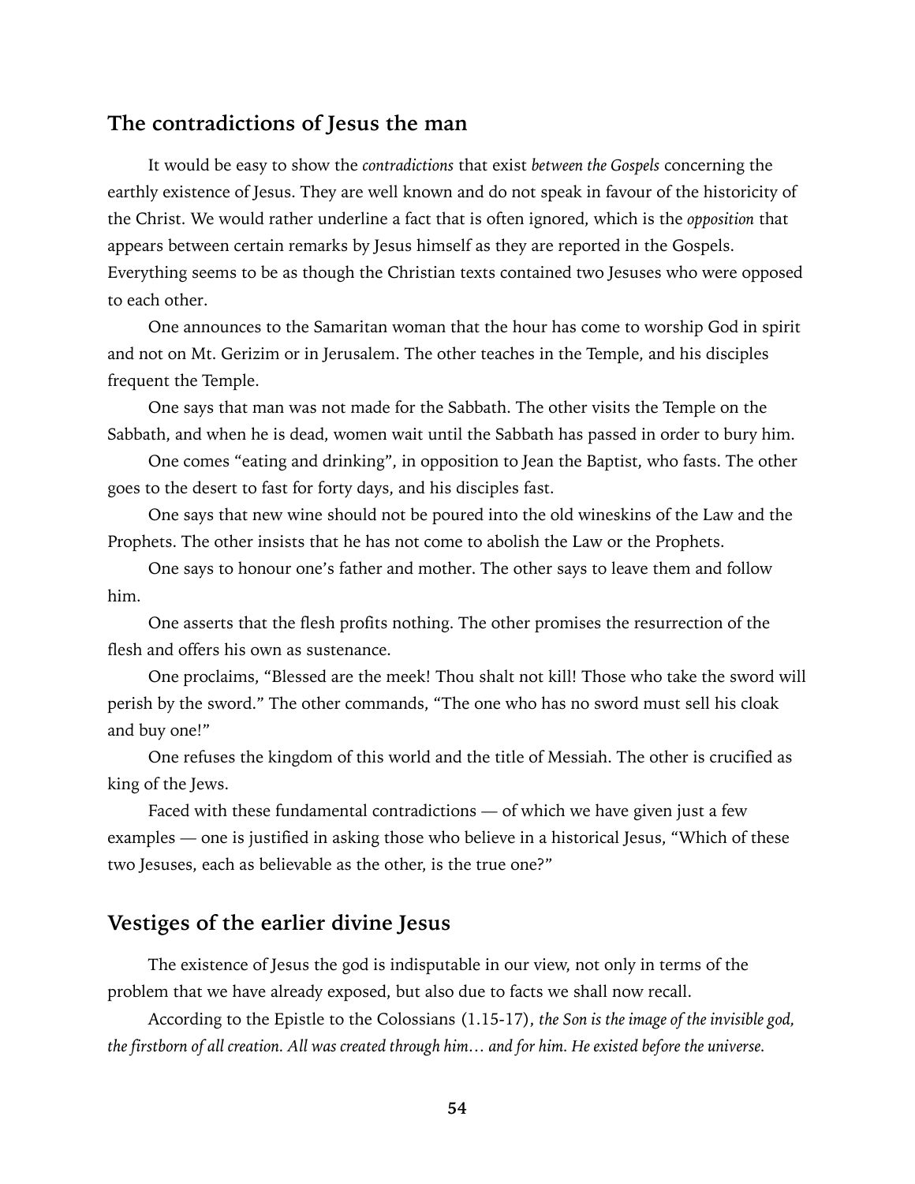## The contradictions of Jesus the man

It would be easy to show the *contradictions* that exist *between the Gospels* concerning the earthly existence of Jesus. They are well known and do not speak in favour of the historicity of the Christ. We would rather underline a fact that is often ignored, which is the *opposition* that appears between certain remarks by Jesus himself as they are reported in the Gospels. Everything seems to be as though the Christian texts contained two Jesuses who were opposed to each other.

One announces to the Samaritan woman that the hour has come to worship God in spirit and not on Mt. Gerizim or in Jerusalem. The other teaches in the Temple, and his disciples frequent the Temple.

One says that man was not made for the Sabbath. The other visits the Temple on the Sabbath, and when he is dead, women wait until the Sabbath has passed in order to bury him.

One comes "eating and drinking", in opposition to Jean the Baptist, who fasts. The other goes to the desert to fast for forty days, and his disciples fast.

One says that new wine should not be poured into the old wineskins of the Law and the Prophets. The other insists that he has not come to abolish the Law or the Prophets.

One says to honour one's father and mother. The other says to leave them and follow him.

One asserts that the flesh profits nothing. The other promises the resurrection of the flesh and offers his own as sustenance.

One proclaims, "Blessed are the meek! Thou shalt not kill! Those who take the sword will perish by the sword." The other commands, "The one who has no sword must sell his cloak and buy one!"

One refuses the kingdom of this world and the title of Messiah. The other is crucified as king of the Jews.

Faced with these fundamental contradictions — of which we have given just a few examples — one is justified in asking those who believe in a historical Jesus, "Which of these two Jesuses, each as believable as the other, is the true one?"

## Vestiges of the earlier divine Jesus

The existence of Jesus the god is indisputable in our view, not only in terms of the problem that we have already exposed, but also due to facts we shall now recall.

According to the Epistle to the Colossians (1.15-17), *the Son is the image of the invisible god, the firstborn of all creation. All was created through him… and for him. He existed before the universe.*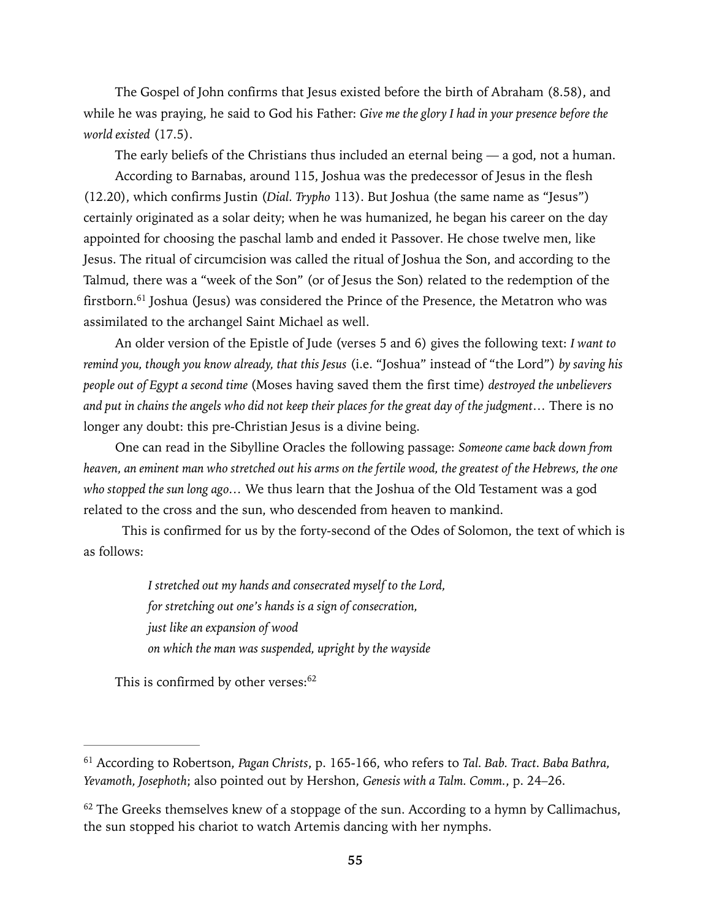The Gospel of John confirms that Jesus existed before the birth of Abraham (8.58), and while he was praying, he said to God his Father: *Give me the glory I had in your presence before the world existed* (17.5).

The early beliefs of the Christians thus included an eternal being — a god, not a human.

According to Barnabas, around 115, Joshua was the predecessor of Jesus in the flesh (12.20), which confirms Justin (*Dial. Trypho* 113). But Joshua (the same name as "Jesus") certainly originated as a solar deity; when he was humanized, he began his career on the day appointed for choosing the paschal lamb and ended it Passover. He chose twelve men, like Jesus. The ritual of circumcision was called the ritual of Joshua the Son, and according to the Talmud, there was a "week of the Son" (or of Jesus the Son) related to the redemption of the firstborn.[61] Joshua (Jesus) was considered the Prince of the Presence, the Metatron who was assimilated to the archangel Saint Michael as well.

An older version of the Epistle of Jude (verses 5 and 6) gives the following text: *I want to remind you, though you know already, that this Jesus* (i.e. "Joshua" instead of "the Lord") *by saving his people out of Egypt a second time* (Moses having saved them the first time) *destroyed the unbelievers and put in chains the angels who did not keep their places for the great day of the judgment*… There is no longer any doubt: this pre-Christian Jesus is a divine being.

One can read in the Sibylline Oracles the following passage: *Someone came back down from heaven, an eminent man who stretched out his arms on the fertile wood, the greatest of the Hebrews, the one who stopped the sun long ago*… We thus learn that the Joshua of the Old Testament was a god related to the cross and the sun, who descended from heaven to mankind.

This is confirmed for us by the forty-second of the Odes of Solomon, the text of which is as follows:

> *I stretched out my hands and consecrated myself to the Lord,*
> *for stretching out one's hands is a sign of consecration,*
> *just like an expansion of wood*
> *on which the man was suspended, upright by the wayside*

This is confirmed by other verses:[62]

---

[61] According to Robertson, *Pagan Christs*, p. 165-166, who refers to *Tal. Bab. Tract. Baba Bathra, Yevamoth, Josephoth*; also pointed out by Hershon, *Genesis with a Talm. Comm.*, p. 24–26.

[62] The Greeks themselves knew of a stoppage of the sun. According to a hymn by Callimachus, the sun stopped his chariot to watch Artemis dancing with her nymphs.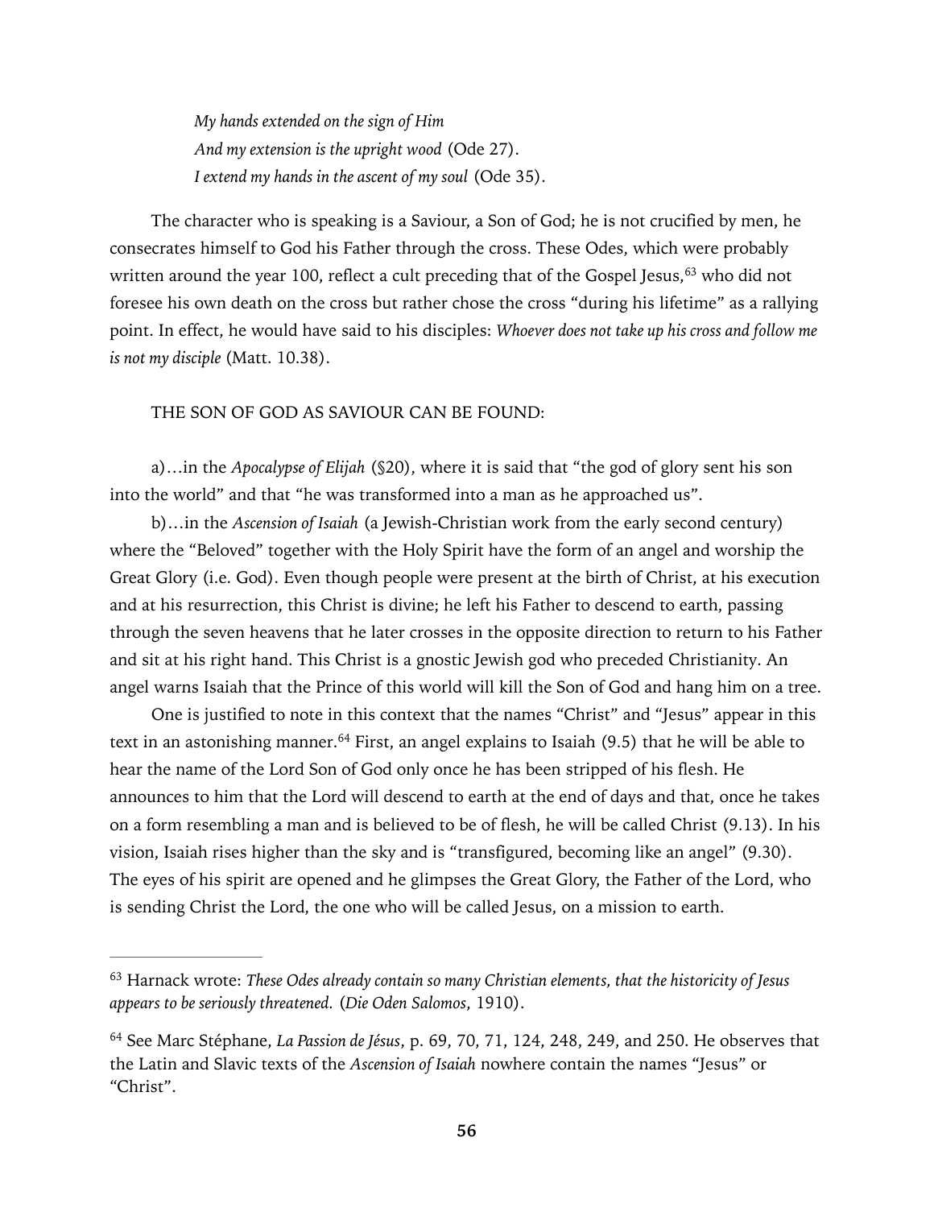*My hands extended on the sign of Him*
*And my extension is the upright wood* (Ode 27).
*I extend my hands in the ascent of my soul* (Ode 35).

The character who is speaking is a Saviour, a Son of God; he is not crucified by men, he consecrates himself to God his Father through the cross. These Odes, which were probably written around the year 100, reflect a cult preceding that of the Gospel Jesus,[63] who did not foresee his own death on the cross but rather chose the cross "during his lifetime" as a rallying point. In effect, he would have said to his disciples: *Whoever does not take up his cross and follow me is not my disciple* (Matt. 10.38).

THE SON OF GOD AS SAVIOUR CAN BE FOUND:

a)…in the *Apocalypse of Elijah* (§20), where it is said that "the god of glory sent his son into the world" and that "he was transformed into a man as he approached us".

b)…in the *Ascension of Isaiah* (a Jewish-Christian work from the early second century) where the "Beloved" together with the Holy Spirit have the form of an angel and worship the Great Glory (i.e. God). Even though people were present at the birth of Christ, at his execution and at his resurrection, this Christ is divine; he left his Father to descend to earth, passing through the seven heavens that he later crosses in the opposite direction to return to his Father and sit at his right hand. This Christ is a gnostic Jewish god who preceded Christianity. An angel warns Isaiah that the Prince of this world will kill the Son of God and hang him on a tree.

One is justified to note in this context that the names "Christ" and "Jesus" appear in this text in an astonishing manner.[64] First, an angel explains to Isaiah (9.5) that he will be able to hear the name of the Lord Son of God only once he has been stripped of his flesh. He announces to him that the Lord will descend to earth at the end of days and that, once he takes on a form resembling a man and is believed to be of flesh, he will be called Christ (9.13). In his vision, Isaiah rises higher than the sky and is "transfigured, becoming like an angel" (9.30). The eyes of his spirit are opened and he glimpses the Great Glory, the Father of the Lord, who is sending Christ the Lord, the one who will be called Jesus, on a mission to earth.

---

[63] Harnack wrote: *These Odes already contain so many Christian elements, that the historicity of Jesus appears to be seriously threatened.* (*Die Oden Salomos*, 1910).

[64] See Marc Stéphane, *La Passion de Jésus*, p. 69, 70, 71, 124, 248, 249, and 250. He observes that the Latin and Slavic texts of the *Ascension of Isaiah* nowhere contain the names "Jesus" or "Christ".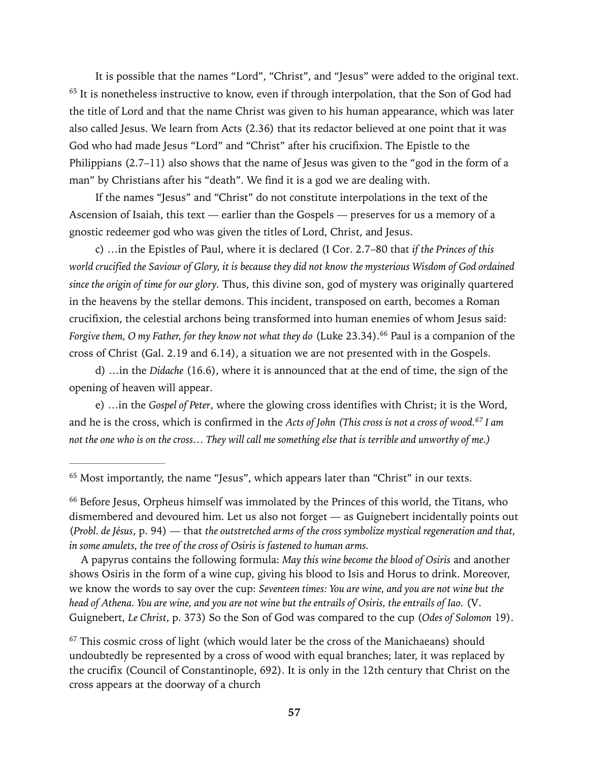It is possible that the names “Lord”, “Christ”, and “Jesus” were added to the original text. [65] It is nonetheless instructive to know, even if through interpolation, that the Son of God had the title of Lord and that the name Christ was given to his human appearance, which was later also called Jesus. We learn from Acts (2.36) that its redactor believed at one point that it was God who had made Jesus “Lord” and “Christ” after his crucifixion. The Epistle to the Philippians (2.7–11) also shows that the name of Jesus was given to the “god in the form of a man” by Christians after his “death”. We find it is a god we are dealing with.

If the names “Jesus” and “Christ” do not constitute interpolations in the text of the Ascension of Isaiah, this text — earlier than the Gospels — preserves for us a memory of a gnostic redeemer god who was given the titles of Lord, Christ, and Jesus.

c) …in the Epistles of Paul, where it is declared (I Cor. 2.7–80 that *if the Princes of this world crucified the Saviour of Glory, it is because they did not know the mysterious Wisdom of God ordained since the origin of time for our glory*. Thus, this divine son, god of mystery was originally quartered in the heavens by the stellar demons. This incident, transposed on earth, becomes a Roman crucifixion, the celestial archons being transformed into human enemies of whom Jesus said: *Forgive them, O my Father, for they know not what they do* (Luke 23.34).[66] Paul is a companion of the cross of Christ (Gal. 2.19 and 6.14), a situation we are not presented with in the Gospels.

d) …in the *Didache* (16.6), where it is announced that at the end of time, the sign of the opening of heaven will appear.

e) …in the *Gospel of Peter*, where the glowing cross identifies with Christ; it is the Word, and he is the cross, which is confirmed in the *Acts of John (This cross is not a cross of wood.[67] I am not the one who is on the cross… They will call me something else that is terrible and unworthy of me.)*

---

[65] Most importantly, the name “Jesus”, which appears later than “Christ” in our texts.

[66] Before Jesus, Orpheus himself was immolated by the Princes of this world, the Titans, who dismembered and devoured him. Let us also not forget — as Guignebert incidentally points out (*Probl. de Jésus*, p. 94) — that *the outstretched arms of the cross symbolize mystical regeneration and that, in some amulets, the tree of the cross of Osiris is fastened to human arms.*

A papyrus contains the following formula: *May this wine become the blood of Osiris* and another shows Osiris in the form of a wine cup, giving his blood to Isis and Horus to drink. Moreover, we know the words to say over the cup: *Seventeen times: You are wine, and you are not wine but the head of Athena. You are wine, and you are not wine but the entrails of Osiris, the entrails of Iao.* (V. Guignebert, *Le Christ*, p. 373) So the Son of God was compared to the cup (*Odes of Solomon* 19).

[67] This cosmic cross of light (which would later be the cross of the Manichaeans) should undoubtedly be represented by a cross of wood with equal branches; later, it was replaced by the crucifix (Council of Constantinople, 692). It is only in the 12th century that Christ on the cross appears at the doorway of a church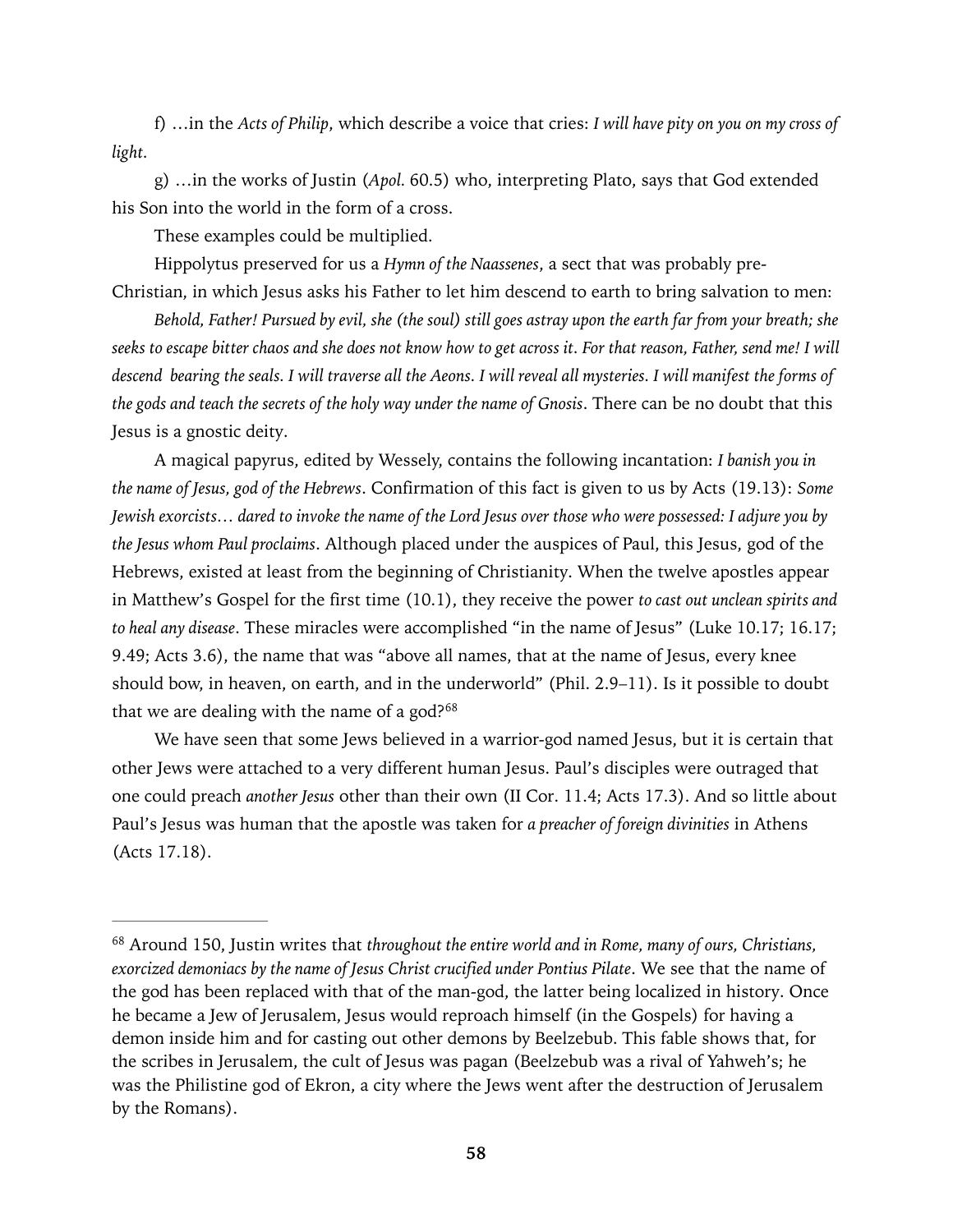f) …in the *Acts of Philip*, which describe a voice that cries: *I will have pity on you on my cross of light*.

g) …in the works of Justin (*Apol.* 60.5) who, interpreting Plato, says that God extended his Son into the world in the form of a cross.

These examples could be multiplied.

Hippolytus preserved for us a *Hymn of the Naassenes*, a sect that was probably pre-Christian, in which Jesus asks his Father to let him descend to earth to bring salvation to men:

*Behold, Father! Pursued by evil, she (the soul) still goes astray upon the earth far from your breath; she seeks to escape bitter chaos and she does not know how to get across it. For that reason, Father, send me! I will descend bearing the seals. I will traverse all the Aeons. I will reveal all mysteries. I will manifest the forms of the gods and teach the secrets of the holy way under the name of Gnosis*. There can be no doubt that this Jesus is a gnostic deity.

A magical papyrus, edited by Wessely, contains the following incantation: *I banish you in the name of Jesus, god of the Hebrews*. Confirmation of this fact is given to us by Acts (19.13): *Some Jewish exorcists… dared to invoke the name of the Lord Jesus over those who were possessed: I adjure you by the Jesus whom Paul proclaims*. Although placed under the auspices of Paul, this Jesus, god of the Hebrews, existed at least from the beginning of Christianity. When the twelve apostles appear in Matthew's Gospel for the first time (10.1), they receive the power *to cast out unclean spirits and to heal any disease*. These miracles were accomplished "in the name of Jesus" (Luke 10.17; 16.17; 9.49; Acts 3.6), the name that was "above all names, that at the name of Jesus, every knee should bow, in heaven, on earth, and in the underworld" (Phil. 2.9–11). Is it possible to doubt that we are dealing with the name of a god?[68]

We have seen that some Jews believed in a warrior-god named Jesus, but it is certain that other Jews were attached to a very different human Jesus. Paul's disciples were outraged that one could preach *another Jesus* other than their own (II Cor. 11.4; Acts 17.3). And so little about Paul's Jesus was human that the apostle was taken for *a preacher of foreign divinities* in Athens (Acts 17.18).

---

[68] Around 150, Justin writes that *throughout the entire world and in Rome, many of ours, Christians, exorcized demoniacs by the name of Jesus Christ crucified under Pontius Pilate*. We see that the name of the god has been replaced with that of the man-god, the latter being localized in history. Once he became a Jew of Jerusalem, Jesus would reproach himself (in the Gospels) for having a demon inside him and for casting out other demons by Beelzebub. This fable shows that, for the scribes in Jerusalem, the cult of Jesus was pagan (Beelzebub was a rival of Yahweh's; he was the Philistine god of Ekron, a city where the Jews went after the destruction of Jerusalem by the Romans).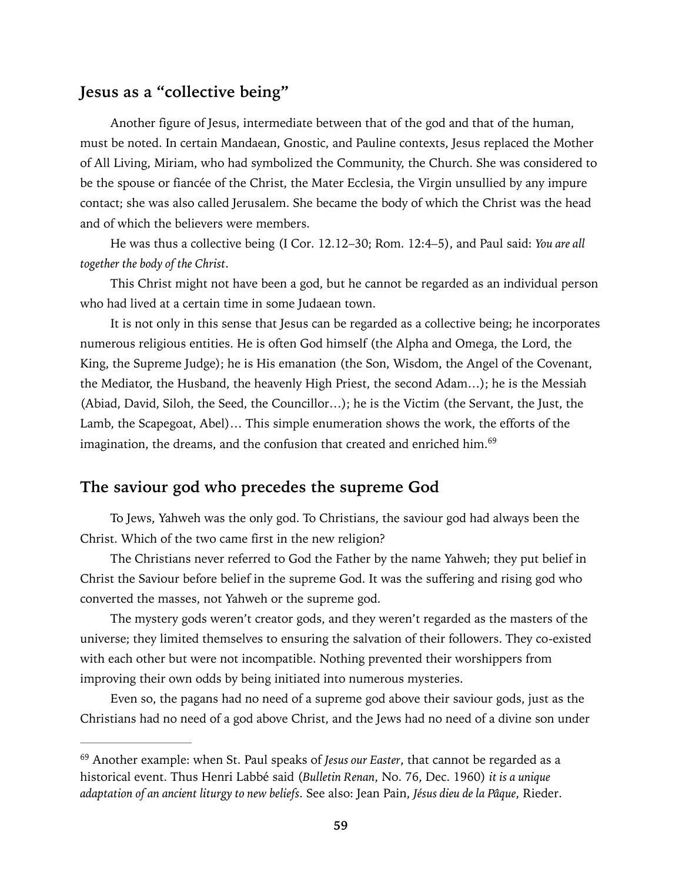## Jesus as a "collective being"

Another figure of Jesus, intermediate between that of the god and that of the human, must be noted. In certain Mandaean, Gnostic, and Pauline contexts, Jesus replaced the Mother of All Living, Miriam, who had symbolized the Community, the Church. She was considered to be the spouse or fiancée of the Christ, the Mater Ecclesia, the Virgin unsullied by any impure contact; she was also called Jerusalem. She became the body of which the Christ was the head and of which the believers were members.

He was thus a collective being (I Cor. 12.12–30; Rom. 12:4–5), and Paul said: *You are all together the body of the Christ*.

This Christ might not have been a god, but he cannot be regarded as an individual person who had lived at a certain time in some Judaean town.

It is not only in this sense that Jesus can be regarded as a collective being; he incorporates numerous religious entities. He is often God himself (the Alpha and Omega, the Lord, the King, the Supreme Judge); he is His emanation (the Son, Wisdom, the Angel of the Covenant, the Mediator, the Husband, the heavenly High Priest, the second Adam…); he is the Messiah (Abiad, David, Siloh, the Seed, the Councillor…); he is the Victim (the Servant, the Just, the Lamb, the Scapegoat, Abel)… This simple enumeration shows the work, the efforts of the imagination, the dreams, and the confusion that created and enriched him.[69]

## The saviour god who precedes the supreme God

To Jews, Yahweh was the only god. To Christians, the saviour god had always been the Christ. Which of the two came first in the new religion?

The Christians never referred to God the Father by the name Yahweh; they put belief in Christ the Saviour before belief in the supreme God. It was the suffering and rising god who converted the masses, not Yahweh or the supreme god.

The mystery gods weren't creator gods, and they weren't regarded as the masters of the universe; they limited themselves to ensuring the salvation of their followers. They co-existed with each other but were not incompatible. Nothing prevented their worshippers from improving their own odds by being initiated into numerous mysteries.

Even so, the pagans had no need of a supreme god above their saviour gods, just as the Christians had no need of a god above Christ, and the Jews had no need of a divine son under

---

[69] Another example: when St. Paul speaks of *Jesus our Easter*, that cannot be regarded as a historical event. Thus Henri Labbé said (*Bulletin Renan*, No. 76, Dec. 1960) *it is a unique adaptation of an ancient liturgy to new beliefs*. See also: Jean Pain, *Jésus dieu de la Pâque*, Rieder.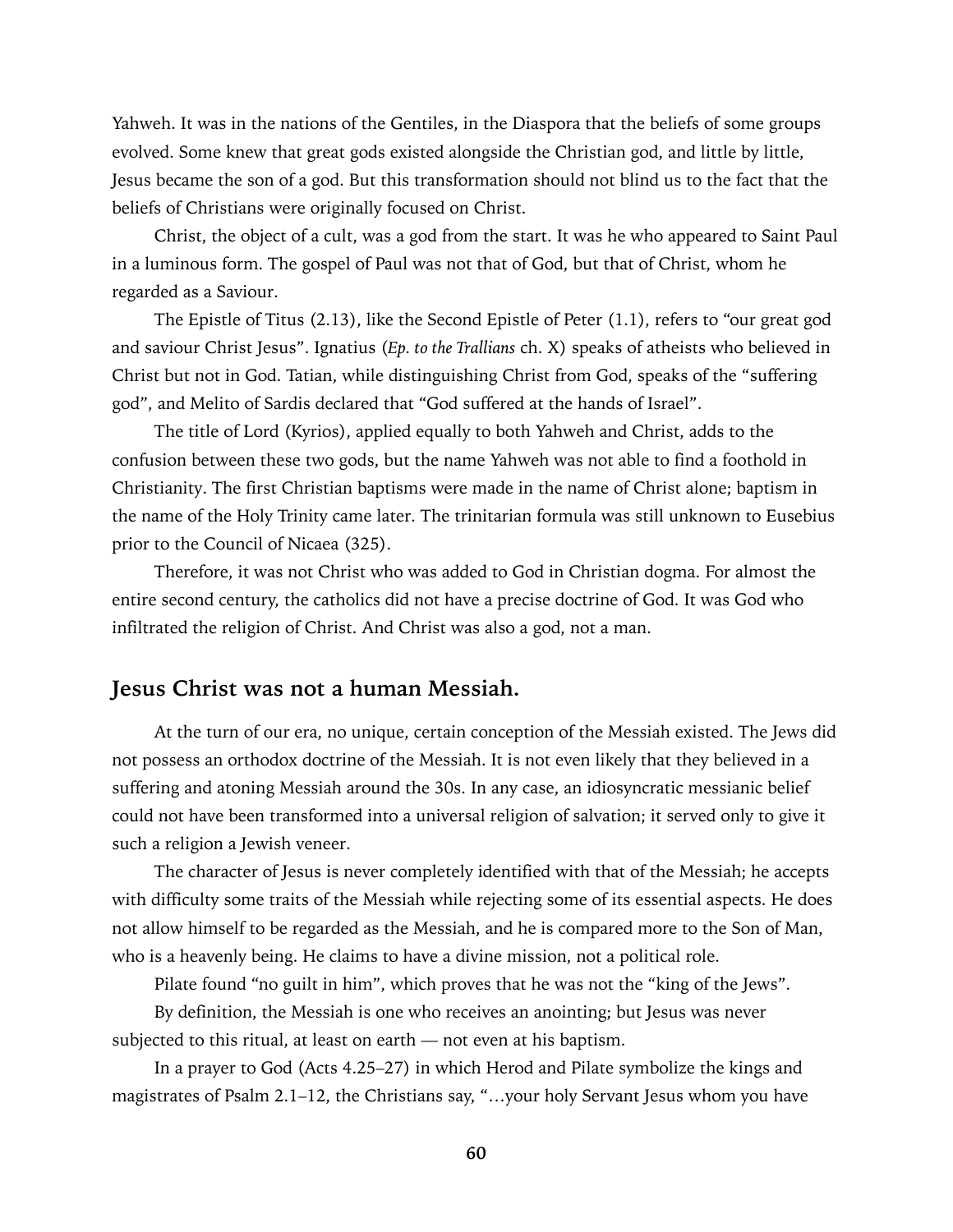Yahweh. It was in the nations of the Gentiles, in the Diaspora that the beliefs of some groups evolved. Some knew that great gods existed alongside the Christian god, and little by little, Jesus became the son of a god. But this transformation should not blind us to the fact that the beliefs of Christians were originally focused on Christ.

Christ, the object of a cult, was a god from the start. It was he who appeared to Saint Paul in a luminous form. The gospel of Paul was not that of God, but that of Christ, whom he regarded as a Saviour.

The Epistle of Titus (2.13), like the Second Epistle of Peter (1.1), refers to "our great god and saviour Christ Jesus". Ignatius (*Ep. to the Trallians* ch. X) speaks of atheists who believed in Christ but not in God. Tatian, while distinguishing Christ from God, speaks of the "suffering god", and Melito of Sardis declared that "God suffered at the hands of Israel".

The title of Lord (Kyrios), applied equally to both Yahweh and Christ, adds to the confusion between these two gods, but the name Yahweh was not able to find a foothold in Christianity. The first Christian baptisms were made in the name of Christ alone; baptism in the name of the Holy Trinity came later. The trinitarian formula was still unknown to Eusebius prior to the Council of Nicaea (325).

Therefore, it was not Christ who was added to God in Christian dogma. For almost the entire second century, the catholics did not have a precise doctrine of God. It was God who infiltrated the religion of Christ. And Christ was also a god, not a man.

## Jesus Christ was not a human Messiah.

At the turn of our era, no unique, certain conception of the Messiah existed. The Jews did not possess an orthodox doctrine of the Messiah. It is not even likely that they believed in a suffering and atoning Messiah around the 30s. In any case, an idiosyncratic messianic belief could not have been transformed into a universal religion of salvation; it served only to give it such a religion a Jewish veneer.

The character of Jesus is never completely identified with that of the Messiah; he accepts with difficulty some traits of the Messiah while rejecting some of its essential aspects. He does not allow himself to be regarded as the Messiah, and he is compared more to the Son of Man, who is a heavenly being. He claims to have a divine mission, not a political role.

Pilate found "no guilt in him", which proves that he was not the "king of the Jews".

By definition, the Messiah is one who receives an anointing; but Jesus was never subjected to this ritual, at least on earth — not even at his baptism.

In a prayer to God (Acts 4.25–27) in which Herod and Pilate symbolize the kings and magistrates of Psalm 2.1–12, the Christians say, "…your holy Servant Jesus whom you have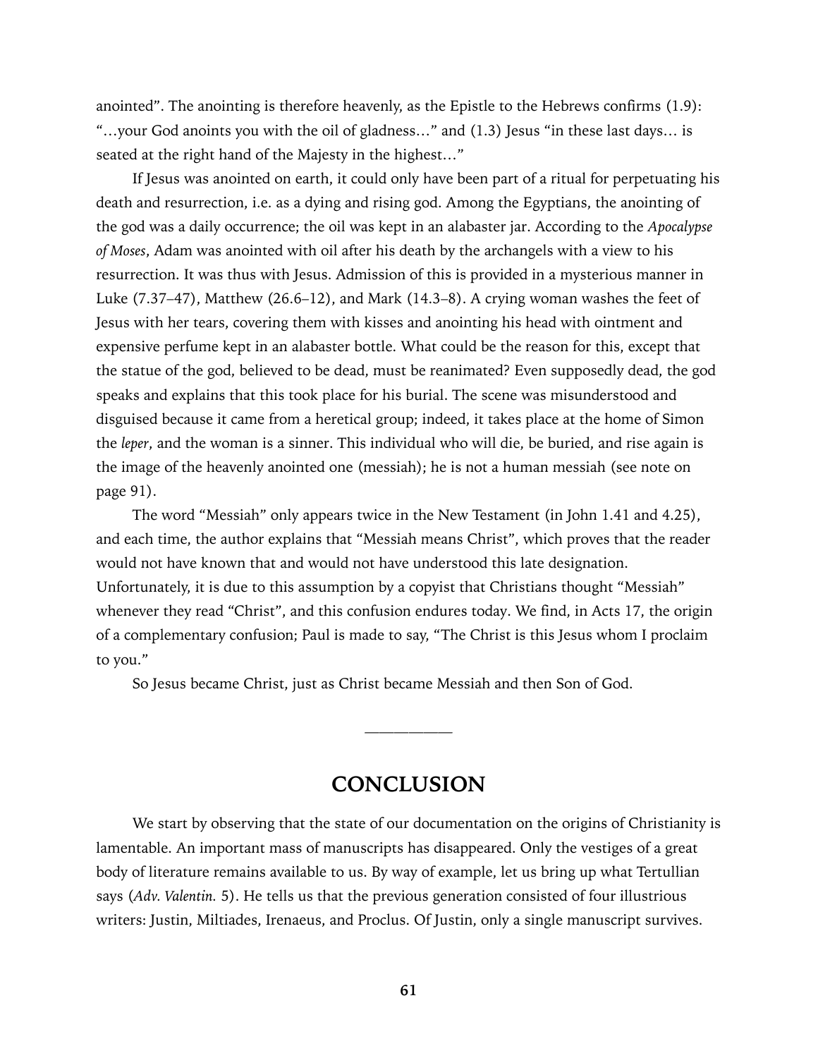anointed". The anointing is therefore heavenly, as the Epistle to the Hebrews confirms (1.9): "…your God anoints you with the oil of gladness…" and (1.3) Jesus "in these last days… is seated at the right hand of the Majesty in the highest…"

If Jesus was anointed on earth, it could only have been part of a ritual for perpetuating his death and resurrection, i.e. as a dying and rising god. Among the Egyptians, the anointing of the god was a daily occurrence; the oil was kept in an alabaster jar. According to the *Apocalypse of Moses*, Adam was anointed with oil after his death by the archangels with a view to his resurrection. It was thus with Jesus. Admission of this is provided in a mysterious manner in Luke (7.37–47), Matthew (26.6–12), and Mark (14.3–8). A crying woman washes the feet of Jesus with her tears, covering them with kisses and anointing his head with ointment and expensive perfume kept in an alabaster bottle. What could be the reason for this, except that the statue of the god, believed to be dead, must be reanimated? Even supposedly dead, the god speaks and explains that this took place for his burial. The scene was misunderstood and disguised because it came from a heretical group; indeed, it takes place at the home of Simon the *leper*, and the woman is a sinner. This individual who will die, be buried, and rise again is the image of the heavenly anointed one (messiah); he is not a human messiah (see note on page 91).

The word "Messiah" only appears twice in the New Testament (in John 1.41 and 4.25), and each time, the author explains that "Messiah means Christ", which proves that the reader would not have known that and would not have understood this late designation. Unfortunately, it is due to this assumption by a copyist that Christians thought "Messiah" whenever they read "Christ", and this confusion endures today. We find, in Acts 17, the origin of a complementary confusion; Paul is made to say, "The Christ is this Jesus whom I proclaim to you."

So Jesus became Christ, just as Christ became Messiah and then Son of God.

———————

## CONCLUSION

We start by observing that the state of our documentation on the origins of Christianity is lamentable. An important mass of manuscripts has disappeared. Only the vestiges of a great body of literature remains available to us. By way of example, let us bring up what Tertullian says (*Adv. Valentin.* 5). He tells us that the previous generation consisted of four illustrious writers: Justin, Miltiades, Irenaeus, and Proclus. Of Justin, only a single manuscript survives.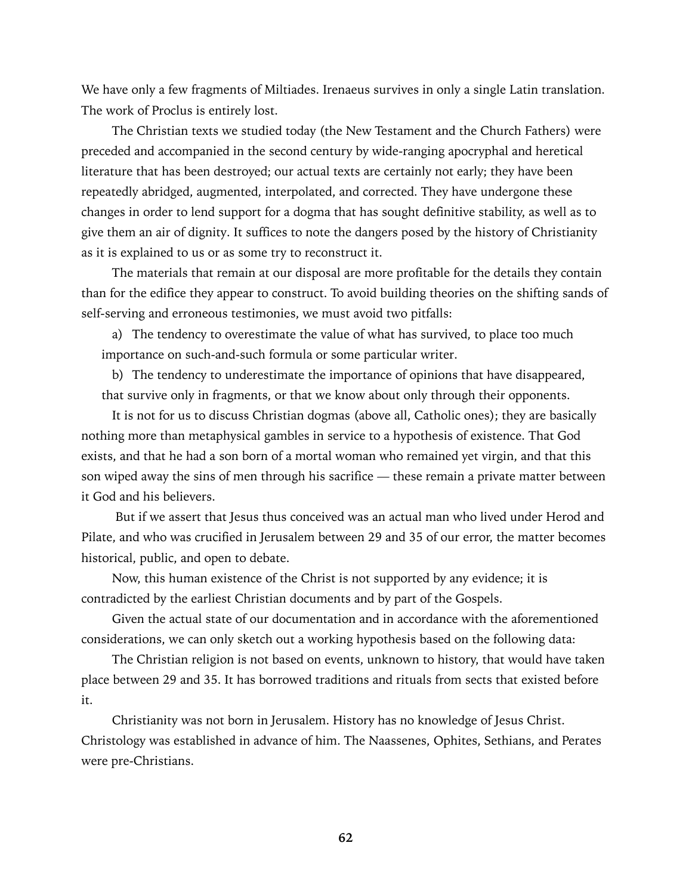We have only a few fragments of Miltiades. Irenaeus survives in only a single Latin translation. The work of Proclus is entirely lost.

The Christian texts we studied today (the New Testament and the Church Fathers) were preceded and accompanied in the second century by wide-ranging apocryphal and heretical literature that has been destroyed; our actual texts are certainly not early; they have been repeatedly abridged, augmented, interpolated, and corrected. They have undergone these changes in order to lend support for a dogma that has sought definitive stability, as well as to give them an air of dignity. It suffices to note the dangers posed by the history of Christianity as it is explained to us or as some try to reconstruct it.

The materials that remain at our disposal are more profitable for the details they contain than for the edifice they appear to construct. To avoid building theories on the shifting sands of self-serving and erroneous testimonies, we must avoid two pitfalls:

a) The tendency to overestimate the value of what has survived, to place too much importance on such-and-such formula or some particular writer.

b) The tendency to underestimate the importance of opinions that have disappeared, that survive only in fragments, or that we know about only through their opponents.

It is not for us to discuss Christian dogmas (above all, Catholic ones); they are basically nothing more than metaphysical gambles in service to a hypothesis of existence. That God exists, and that he had a son born of a mortal woman who remained yet virgin, and that this son wiped away the sins of men through his sacrifice — these remain a private matter between it God and his believers.

But if we assert that Jesus thus conceived was an actual man who lived under Herod and Pilate, and who was crucified in Jerusalem between 29 and 35 of our error, the matter becomes historical, public, and open to debate.

Now, this human existence of the Christ is not supported by any evidence; it is contradicted by the earliest Christian documents and by part of the Gospels.

Given the actual state of our documentation and in accordance with the aforementioned considerations, we can only sketch out a working hypothesis based on the following data:

The Christian religion is not based on events, unknown to history, that would have taken place between 29 and 35. It has borrowed traditions and rituals from sects that existed before it.

Christianity was not born in Jerusalem. History has no knowledge of Jesus Christ. Christology was established in advance of him. The Naassenes, Ophites, Sethians, and Perates were pre-Christians.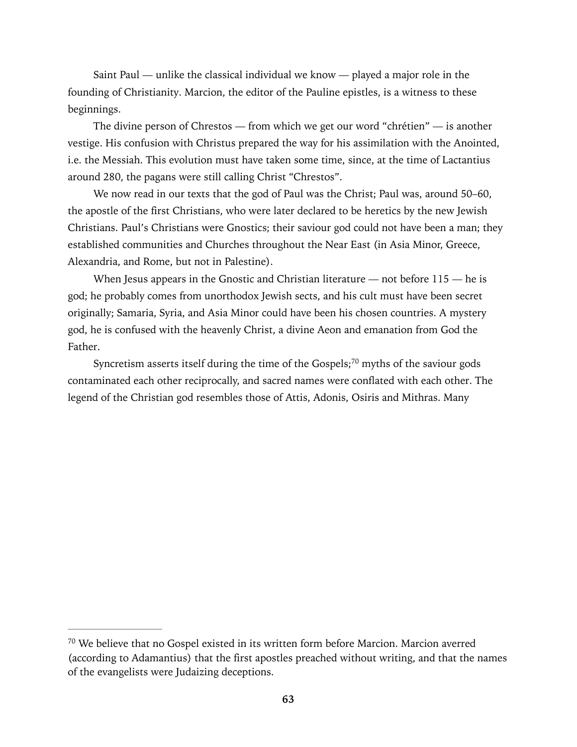Saint Paul — unlike the classical individual we know — played a major role in the founding of Christianity. Marcion, the editor of the Pauline epistles, is a witness to these beginnings.

The divine person of Chrestos — from which we get our word "chrétien" — is another vestige. His confusion with Christus prepared the way for his assimilation with the Anointed, i.e. the Messiah. This evolution must have taken some time, since, at the time of Lactantius around 280, the pagans were still calling Christ "Chrestos".

We now read in our texts that the god of Paul was the Christ; Paul was, around 50–60, the apostle of the first Christians, who were later declared to be heretics by the new Jewish Christians. Paul's Christians were Gnostics; their saviour god could not have been a man; they established communities and Churches throughout the Near East (in Asia Minor, Greece, Alexandria, and Rome, but not in Palestine).

When Jesus appears in the Gnostic and Christian literature — not before 115 — he is god; he probably comes from unorthodox Jewish sects, and his cult must have been secret originally; Samaria, Syria, and Asia Minor could have been his chosen countries. A mystery god, he is confused with the heavenly Christ, a divine Aeon and emanation from God the Father.

Syncretism asserts itself during the time of the Gospels;[70] myths of the saviour gods contaminated each other reciprocally, and sacred names were conflated with each other. The legend of the Christian god resembles those of Attis, Adonis, Osiris and Mithras. Many

---

[70] We believe that no Gospel existed in its written form before Marcion. Marcion averred (according to Adamantius) that the first apostles preached without writing, and that the names of the evangelists were Judaizing deceptions.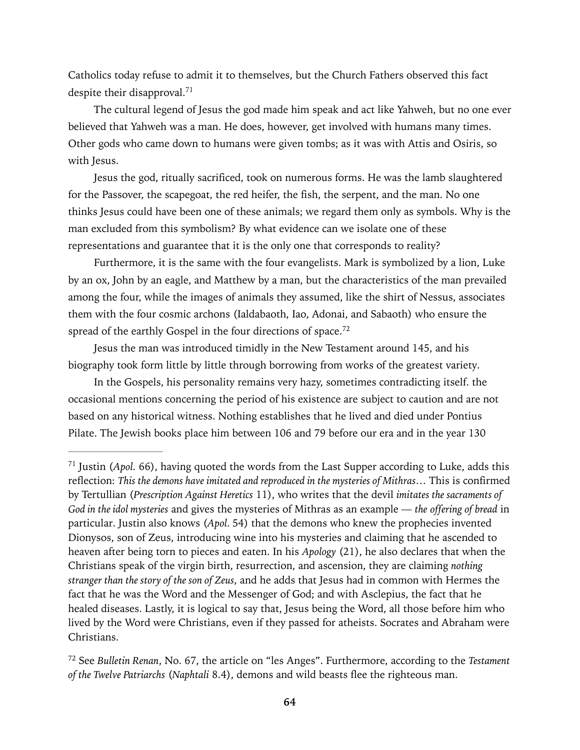Catholics today refuse to admit it to themselves, but the Church Fathers observed this fact despite their disapproval.[71]

The cultural legend of Jesus the god made him speak and act like Yahweh, but no one ever believed that Yahweh was a man. He does, however, get involved with humans many times. Other gods who came down to humans were given tombs; as it was with Attis and Osiris, so with Jesus.

Jesus the god, ritually sacrificed, took on numerous forms. He was the lamb slaughtered for the Passover, the scapegoat, the red heifer, the fish, the serpent, and the man. No one thinks Jesus could have been one of these animals; we regard them only as symbols. Why is the man excluded from this symbolism? By what evidence can we isolate one of these representations and guarantee that it is the only one that corresponds to reality?

Furthermore, it is the same with the four evangelists. Mark is symbolized by a lion, Luke by an ox, John by an eagle, and Matthew by a man, but the characteristics of the man prevailed among the four, while the images of animals they assumed, like the shirt of Nessus, associates them with the four cosmic archons (Ialdabaoth, Iao, Adonai, and Sabaoth) who ensure the spread of the earthly Gospel in the four directions of space.[72]

Jesus the man was introduced timidly in the New Testament around 145, and his biography took form little by little through borrowing from works of the greatest variety.

In the Gospels, his personality remains very hazy, sometimes contradicting itself. the occasional mentions concerning the period of his existence are subject to caution and are not based on any historical witness. Nothing establishes that he lived and died under Pontius Pilate. The Jewish books place him between 106 and 79 before our era and in the year 130

---

[71] Justin (*Apol.* 66), having quoted the words from the Last Supper according to Luke, adds this reflection: *This the demons have imitated and reproduced in the mysteries of Mithras…* This is confirmed by Tertullian (*Prescription Against Heretics* 11), who writes that the devil *imitates the sacraments of God in the idol mysteries* and gives the mysteries of Mithras as an example — *the offering of bread* in particular. Justin also knows (*Apol.* 54) that the demons who knew the prophecies invented Dionysos, son of Zeus, introducing wine into his mysteries and claiming that he ascended to heaven after being torn to pieces and eaten. In his *Apology* (21), he also declares that when the Christians speak of the virgin birth, resurrection, and ascension, they are claiming *nothing stranger than the story of the son of Zeus*, and he adds that Jesus had in common with Hermes the fact that he was the Word and the Messenger of God; and with Asclepius, the fact that he healed diseases. Lastly, it is logical to say that, Jesus being the Word, all those before him who lived by the Word were Christians, even if they passed for atheists. Socrates and Abraham were Christians.

[72] See *Bulletin Renan*, No. 67, the article on "les Anges". Furthermore, according to the *Testament of the Twelve Patriarchs* (*Naphtali* 8.4), demons and wild beasts flee the righteous man.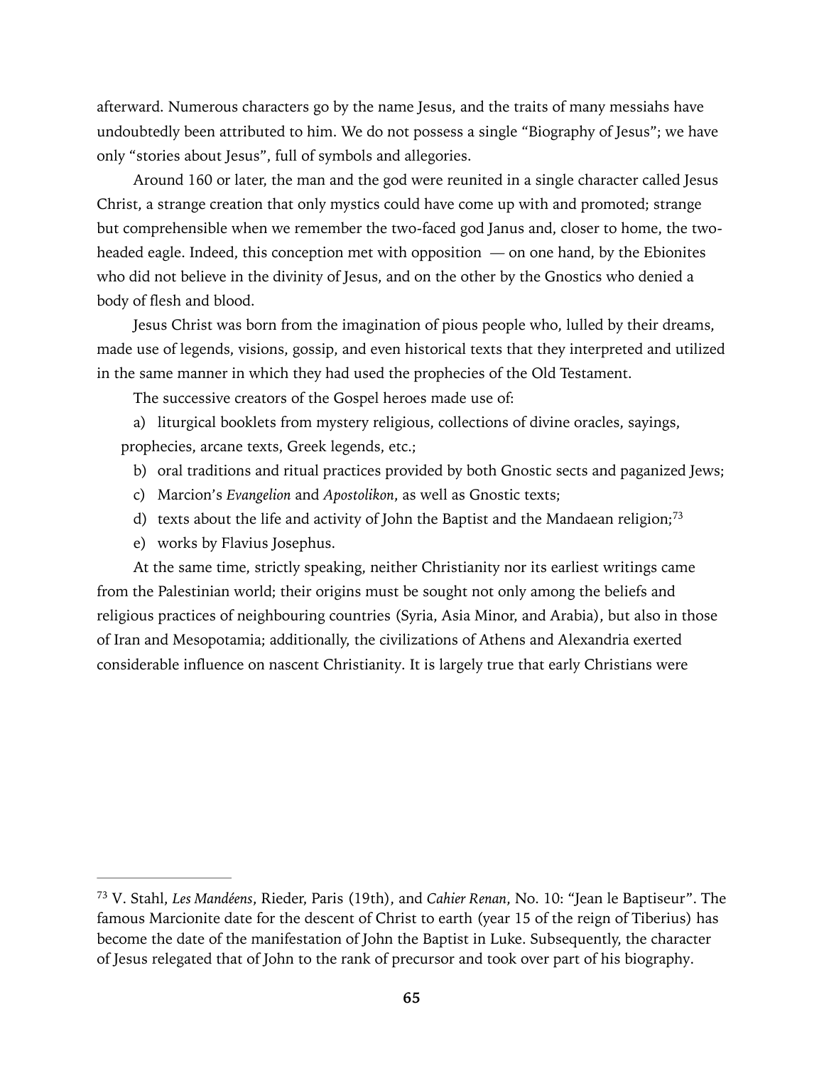afterward. Numerous characters go by the name Jesus, and the traits of many messiahs have undoubtedly been attributed to him. We do not possess a single "Biography of Jesus"; we have only "stories about Jesus", full of symbols and allegories.

Around 160 or later, the man and the god were reunited in a single character called Jesus Christ, a strange creation that only mystics could have come up with and promoted; strange but comprehensible when we remember the two-faced god Janus and, closer to home, the two-headed eagle. Indeed, this conception met with opposition — on one hand, by the Ebionites who did not believe in the divinity of Jesus, and on the other by the Gnostics who denied a body of flesh and blood.

Jesus Christ was born from the imagination of pious people who, lulled by their dreams, made use of legends, visions, gossip, and even historical texts that they interpreted and utilized in the same manner in which they had used the prophecies of the Old Testament.

The successive creators of the Gospel heroes made use of:

a) liturgical booklets from mystery religious, collections of divine oracles, sayings, prophecies, arcane texts, Greek legends, etc.;

b) oral traditions and ritual practices provided by both Gnostic sects and paganized Jews;

c) Marcion's *Evangelion* and *Apostolikon*, as well as Gnostic texts;

d) texts about the life and activity of John the Baptist and the Mandaean religion;[73]

e) works by Flavius Josephus.

At the same time, strictly speaking, neither Christianity nor its earliest writings came from the Palestinian world; their origins must be sought not only among the beliefs and religious practices of neighbouring countries (Syria, Asia Minor, and Arabia), but also in those of Iran and Mesopotamia; additionally, the civilizations of Athens and Alexandria exerted considerable influence on nascent Christianity. It is largely true that early Christians were

---

[73] V. Stahl, *Les Mandéens*, Rieder, Paris (19th), and *Cahier Renan*, No. 10: "Jean le Baptiseur". The famous Marcionite date for the descent of Christ to earth (year 15 of the reign of Tiberius) has become the date of the manifestation of John the Baptist in Luke. Subsequently, the character of Jesus relegated that of John to the rank of precursor and took over part of his biography.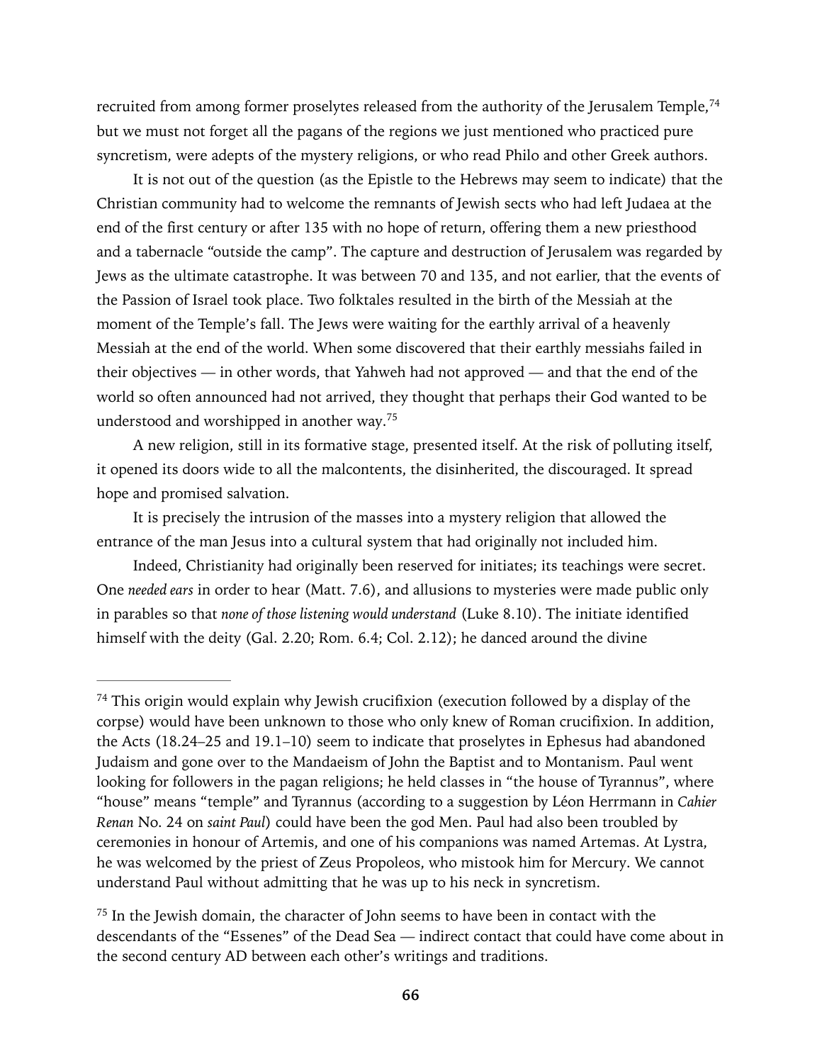recruited from among former proselytes released from the authority of the Jerusalem Temple,[74] but we must not forget all the pagans of the regions we just mentioned who practiced pure syncretism, were adepts of the mystery religions, or who read Philo and other Greek authors.

It is not out of the question (as the Epistle to the Hebrews may seem to indicate) that the Christian community had to welcome the remnants of Jewish sects who had left Judaea at the end of the first century or after 135 with no hope of return, offering them a new priesthood and a tabernacle "outside the camp". The capture and destruction of Jerusalem was regarded by Jews as the ultimate catastrophe. It was between 70 and 135, and not earlier, that the events of the Passion of Israel took place. Two folktales resulted in the birth of the Messiah at the moment of the Temple's fall. The Jews were waiting for the earthly arrival of a heavenly Messiah at the end of the world. When some discovered that their earthly messiahs failed in their objectives — in other words, that Yahweh had not approved — and that the end of the world so often announced had not arrived, they thought that perhaps their God wanted to be understood and worshipped in another way.[75]

A new religion, still in its formative stage, presented itself. At the risk of polluting itself, it opened its doors wide to all the malcontents, the disinherited, the discouraged. It spread hope and promised salvation.

It is precisely the intrusion of the masses into a mystery religion that allowed the entrance of the man Jesus into a cultural system that had originally not included him.

Indeed, Christianity had originally been reserved for initiates; its teachings were secret. One *needed ears* in order to hear (Matt. 7.6), and allusions to mysteries were made public only in parables so that *none of those listening would understand* (Luke 8.10). The initiate identified himself with the deity (Gal. 2.20; Rom. 6.4; Col. 2.12); he danced around the divine

---

[74] This origin would explain why Jewish crucifixion (execution followed by a display of the corpse) would have been unknown to those who only knew of Roman crucifixion. In addition, the Acts (18.24–25 and 19.1–10) seem to indicate that proselytes in Ephesus had abandoned Judaism and gone over to the Mandaeism of John the Baptist and to Montanism. Paul went looking for followers in the pagan religions; he held classes in "the house of Tyrannus", where "house" means "temple" and Tyrannus (according to a suggestion by Léon Herrmann in *Cahier Renan* No. 24 on *saint Paul*) could have been the god Men. Paul had also been troubled by ceremonies in honour of Artemis, and one of his companions was named Artemas. At Lystra, he was welcomed by the priest of Zeus Propoleos, who mistook him for Mercury. We cannot understand Paul without admitting that he was up to his neck in syncretism.

[75] In the Jewish domain, the character of John seems to have been in contact with the descendants of the "Essenes" of the Dead Sea — indirect contact that could have come about in the second century AD between each other's writings and traditions.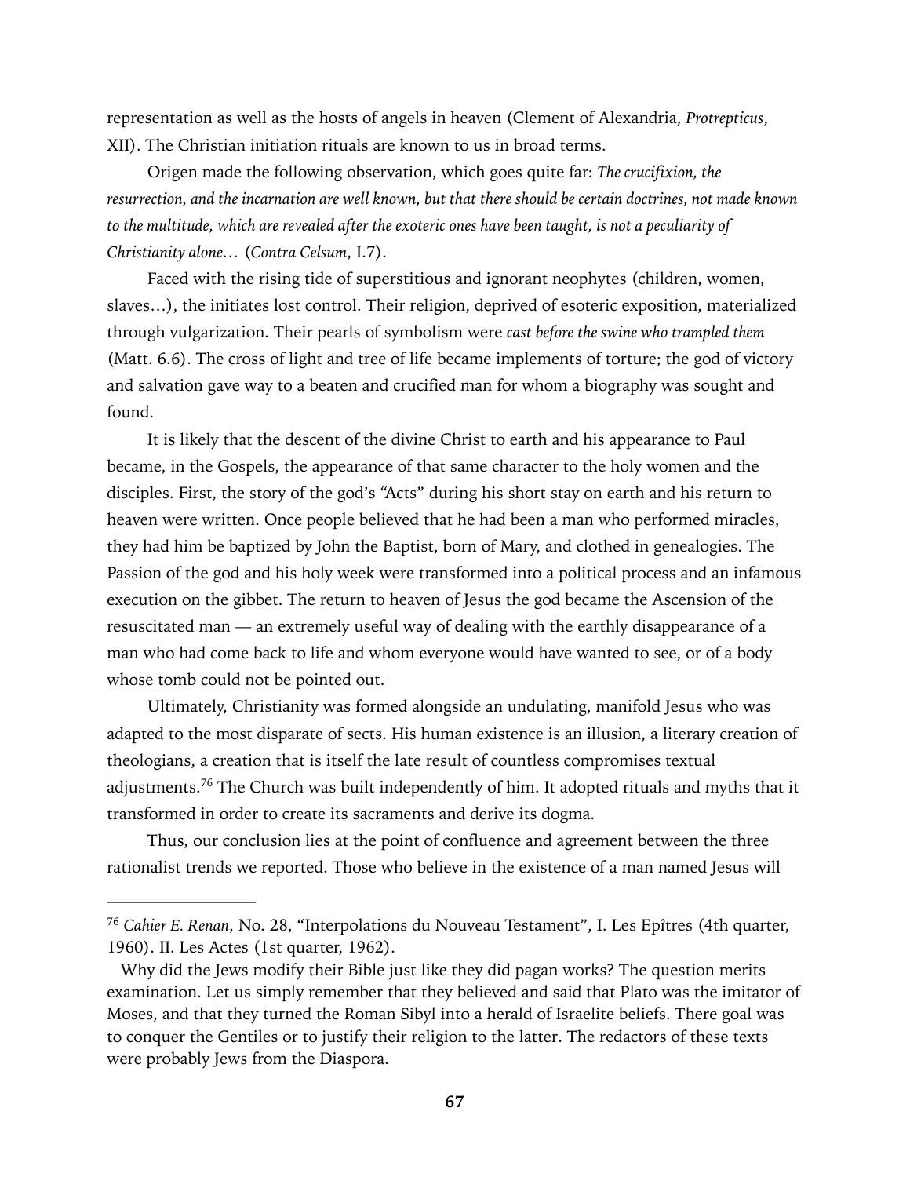representation as well as the hosts of angels in heaven (Clement of Alexandria, *Protrepticus*, XII). The Christian initiation rituals are known to us in broad terms.

Origen made the following observation, which goes quite far: *The crucifixion, the resurrection, and the incarnation are well known, but that there should be certain doctrines, not made known to the multitude, which are revealed after the exoteric ones have been taught, is not a peculiarity of Christianity alone…* (*Contra Celsum*, I.7).

Faced with the rising tide of superstitious and ignorant neophytes (children, women, slaves…), the initiates lost control. Their religion, deprived of esoteric exposition, materialized through vulgarization. Their pearls of symbolism were *cast before the swine who trampled them* (Matt. 6.6). The cross of light and tree of life became implements of torture; the god of victory and salvation gave way to a beaten and crucified man for whom a biography was sought and found.

It is likely that the descent of the divine Christ to earth and his appearance to Paul became, in the Gospels, the appearance of that same character to the holy women and the disciples. First, the story of the god's "Acts" during his short stay on earth and his return to heaven were written. Once people believed that he had been a man who performed miracles, they had him be baptized by John the Baptist, born of Mary, and clothed in genealogies. The Passion of the god and his holy week were transformed into a political process and an infamous execution on the gibbet. The return to heaven of Jesus the god became the Ascension of the resuscitated man — an extremely useful way of dealing with the earthly disappearance of a man who had come back to life and whom everyone would have wanted to see, or of a body whose tomb could not be pointed out.

Ultimately, Christianity was formed alongside an undulating, manifold Jesus who was adapted to the most disparate of sects. His human existence is an illusion, a literary creation of theologians, a creation that is itself the late result of countless compromises textual adjustments.[76] The Church was built independently of him. It adopted rituals and myths that it transformed in order to create its sacraments and derive its dogma.

Thus, our conclusion lies at the point of confluence and agreement between the three rationalist trends we reported. Those who believe in the existence of a man named Jesus will

---

[76] *Cahier E. Renan*, No. 28, "Interpolations du Nouveau Testament", I. Les Epîtres (4th quarter, 1960). II. Les Actes (1st quarter, 1962).

Why did the Jews modify their Bible just like they did pagan works? The question merits examination. Let us simply remember that they believed and said that Plato was the imitator of Moses, and that they turned the Roman Sibyl into a herald of Israelite beliefs. There goal was to conquer the Gentiles or to justify their religion to the latter. The redactors of these texts were probably Jews from the Diaspora.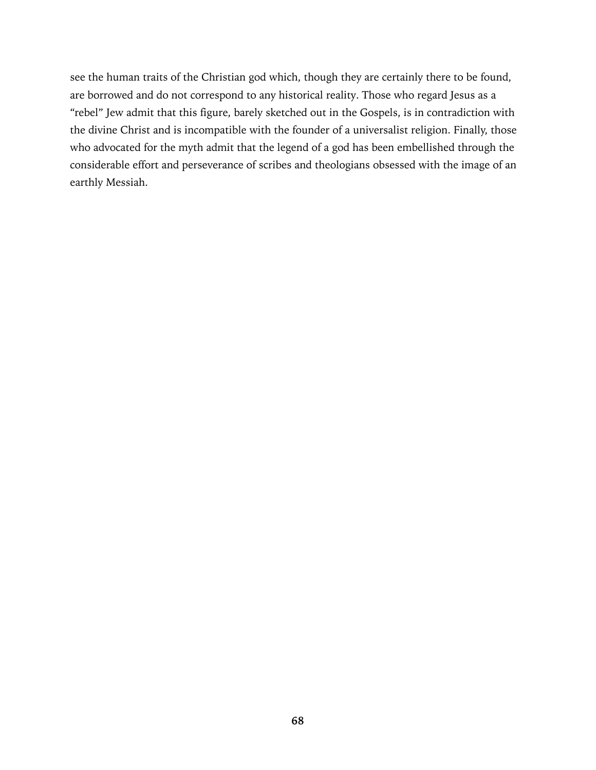see the human traits of the Christian god which, though they are certainly there to be found, are borrowed and do not correspond to any historical reality. Those who regard Jesus as a "rebel" Jew admit that this figure, barely sketched out in the Gospels, is in contradiction with the divine Christ and is incompatible with the founder of a universalist religion. Finally, those who advocated for the myth admit that the legend of a god has been embellished through the considerable effort and perseverance of scribes and theologians obsessed with the image of an earthly Messiah.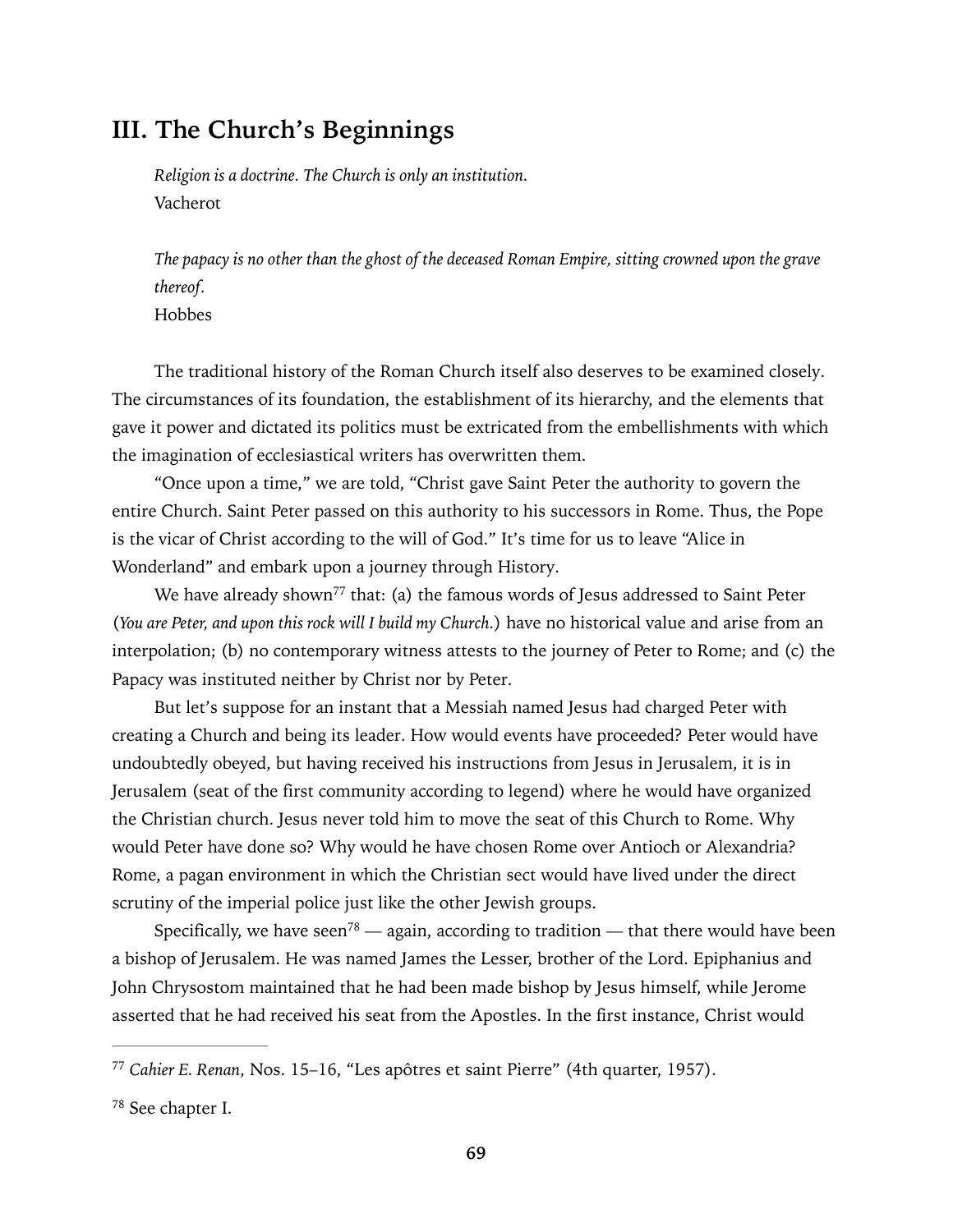## III. The Church's Beginnings

> *Religion is a doctrine. The Church is only an institution.*
> Vacherot

> *The papacy is no other than the ghost of the deceased Roman Empire, sitting crowned upon the grave thereof.*
> Hobbes

The traditional history of the Roman Church itself also deserves to be examined closely. The circumstances of its foundation, the establishment of its hierarchy, and the elements that gave it power and dictated its politics must be extricated from the embellishments with which the imagination of ecclesiastical writers has overwritten them.

"Once upon a time," we are told, "Christ gave Saint Peter the authority to govern the entire Church. Saint Peter passed on this authority to his successors in Rome. Thus, the Pope is the vicar of Christ according to the will of God." It's time for us to leave "Alice in Wonderland" and embark upon a journey through History.

We have already shown[77] that: (a) the famous words of Jesus addressed to Saint Peter (*You are Peter, and upon this rock will I build my Church.*) have no historical value and arise from an interpolation; (b) no contemporary witness attests to the journey of Peter to Rome; and (c) the Papacy was instituted neither by Christ nor by Peter.

But let's suppose for an instant that a Messiah named Jesus had charged Peter with creating a Church and being its leader. How would events have proceeded? Peter would have undoubtedly obeyed, but having received his instructions from Jesus in Jerusalem, it is in Jerusalem (seat of the first community according to legend) where he would have organized the Christian church. Jesus never told him to move the seat of this Church to Rome. Why would Peter have done so? Why would he have chosen Rome over Antioch or Alexandria? Rome, a pagan environment in which the Christian sect would have lived under the direct scrutiny of the imperial police just like the other Jewish groups.

Specifically, we have seen[78] — again, according to tradition — that there would have been a bishop of Jerusalem. He was named James the Lesser, brother of the Lord. Epiphanius and John Chrysostom maintained that he had been made bishop by Jesus himself, while Jerome asserted that he had received his seat from the Apostles. In the first instance, Christ would

---

[77] *Cahier E. Renan*, Nos. 15–16, "Les apôtres et saint Pierre" (4th quarter, 1957).

[78] See chapter I.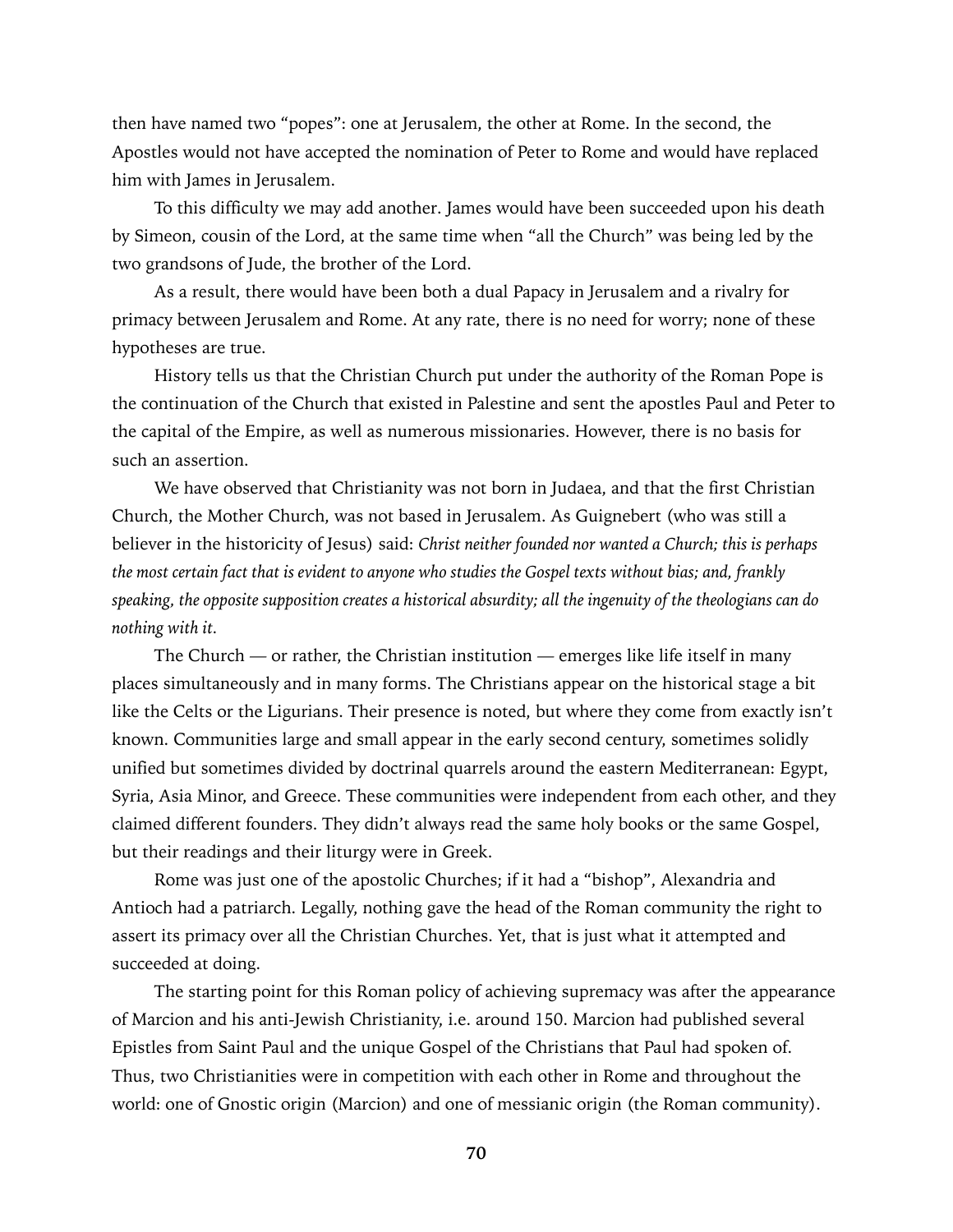then have named two "popes": one at Jerusalem, the other at Rome. In the second, the Apostles would not have accepted the nomination of Peter to Rome and would have replaced him with James in Jerusalem.

To this difficulty we may add another. James would have been succeeded upon his death by Simeon, cousin of the Lord, at the same time when "all the Church" was being led by the two grandsons of Jude, the brother of the Lord.

As a result, there would have been both a dual Papacy in Jerusalem and a rivalry for primacy between Jerusalem and Rome. At any rate, there is no need for worry; none of these hypotheses are true.

History tells us that the Christian Church put under the authority of the Roman Pope is the continuation of the Church that existed in Palestine and sent the apostles Paul and Peter to the capital of the Empire, as well as numerous missionaries. However, there is no basis for such an assertion.

We have observed that Christianity was not born in Judaea, and that the first Christian Church, the Mother Church, was not based in Jerusalem. As Guignebert (who was still a believer in the historicity of Jesus) said: *Christ neither founded nor wanted a Church; this is perhaps the most certain fact that is evident to anyone who studies the Gospel texts without bias; and, frankly speaking, the opposite supposition creates a historical absurdity; all the ingenuity of the theologians can do nothing with it.*

The Church — or rather, the Christian institution — emerges like life itself in many places simultaneously and in many forms. The Christians appear on the historical stage a bit like the Celts or the Ligurians. Their presence is noted, but where they come from exactly isn't known. Communities large and small appear in the early second century, sometimes solidly unified but sometimes divided by doctrinal quarrels around the eastern Mediterranean: Egypt, Syria, Asia Minor, and Greece. These communities were independent from each other, and they claimed different founders. They didn't always read the same holy books or the same Gospel, but their readings and their liturgy were in Greek.

Rome was just one of the apostolic Churches; if it had a "bishop", Alexandria and Antioch had a patriarch. Legally, nothing gave the head of the Roman community the right to assert its primacy over all the Christian Churches. Yet, that is just what it attempted and succeeded at doing.

The starting point for this Roman policy of achieving supremacy was after the appearance of Marcion and his anti-Jewish Christianity, i.e. around 150. Marcion had published several Epistles from Saint Paul and the unique Gospel of the Christians that Paul had spoken of. Thus, two Christianities were in competition with each other in Rome and throughout the world: one of Gnostic origin (Marcion) and one of messianic origin (the Roman community).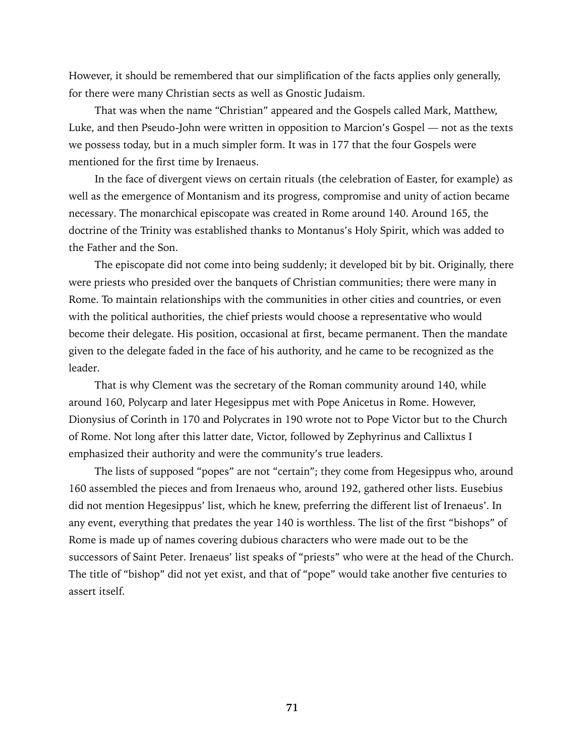However, it should be remembered that our simplification of the facts applies only generally, for there were many Christian sects as well as Gnostic Judaism.

That was when the name "Christian" appeared and the Gospels called Mark, Matthew, Luke, and then Pseudo-John were written in opposition to Marcion's Gospel — not as the texts we possess today, but in a much simpler form. It was in 177 that the four Gospels were mentioned for the first time by Irenaeus.

In the face of divergent views on certain rituals (the celebration of Easter, for example) as well as the emergence of Montanism and its progress, compromise and unity of action became necessary. The monarchical episcopate was created in Rome around 140. Around 165, the doctrine of the Trinity was established thanks to Montanus's Holy Spirit, which was added to the Father and the Son.

The episcopate did not come into being suddenly; it developed bit by bit. Originally, there were priests who presided over the banquets of Christian communities; there were many in Rome. To maintain relationships with the communities in other cities and countries, or even with the political authorities, the chief priests would choose a representative who would become their delegate. His position, occasional at first, became permanent. Then the mandate given to the delegate faded in the face of his authority, and he came to be recognized as the leader.

That is why Clement was the secretary of the Roman community around 140, while around 160, Polycarp and later Hegesippus met with Pope Anicetus in Rome. However, Dionysius of Corinth in 170 and Polycrates in 190 wrote not to Pope Victor but to the Church of Rome. Not long after this latter date, Victor, followed by Zephyrinus and Callixtus I emphasized their authority and were the community's true leaders.

The lists of supposed "popes" are not "certain"; they come from Hegesippus who, around 160 assembled the pieces and from Irenaeus who, around 192, gathered other lists. Eusebius did not mention Hegesippus' list, which he knew, preferring the different list of Irenaeus'. In any event, everything that predates the year 140 is worthless. The list of the first "bishops" of Rome is made up of names covering dubious characters who were made out to be the successors of Saint Peter. Irenaeus' list speaks of "priests" who were at the head of the Church. The title of "bishop" did not yet exist, and that of "pope" would take another five centuries to assert itself.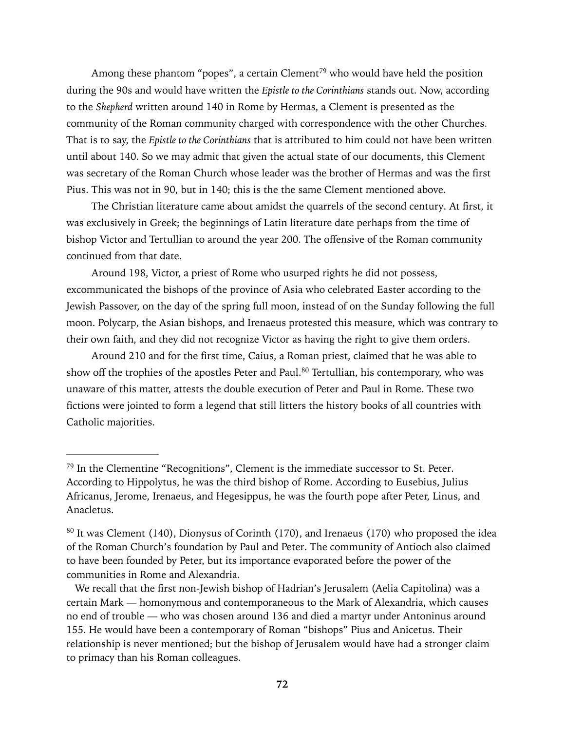Among these phantom “popes”, a certain Clement[79] who would have held the position during the 90s and would have written the *Epistle to the Corinthians* stands out. Now, according to the *Shepherd* written around 140 in Rome by Hermas, a Clement is presented as the community of the Roman community charged with correspondence with the other Churches. That is to say, the *Epistle to the Corinthians* that is attributed to him could not have been written until about 140. So we may admit that given the actual state of our documents, this Clement was secretary of the Roman Church whose leader was the brother of Hermas and was the first Pius. This was not in 90, but in 140; this is the the same Clement mentioned above.

The Christian literature came about amidst the quarrels of the second century. At first, it was exclusively in Greek; the beginnings of Latin literature date perhaps from the time of bishop Victor and Tertullian to around the year 200. The offensive of the Roman community continued from that date.

Around 198, Victor, a priest of Rome who usurped rights he did not possess, excommunicated the bishops of the province of Asia who celebrated Easter according to the Jewish Passover, on the day of the spring full moon, instead of on the Sunday following the full moon. Polycarp, the Asian bishops, and Irenaeus protested this measure, which was contrary to their own faith, and they did not recognize Victor as having the right to give them orders.

Around 210 and for the first time, Caius, a Roman priest, claimed that he was able to show off the trophies of the apostles Peter and Paul.[80] Tertullian, his contemporary, who was unaware of this matter, attests the double execution of Peter and Paul in Rome. These two fictions were jointed to form a legend that still litters the history books of all countries with Catholic majorities.

---

[79] In the Clementine “Recognitions”, Clement is the immediate successor to St. Peter. According to Hippolytus, he was the third bishop of Rome. According to Eusebius, Julius Africanus, Jerome, Irenaeus, and Hegesippus, he was the fourth pope after Peter, Linus, and Anacletus.

[80] It was Clement (140), Dionysus of Corinth (170), and Irenaeus (170) who proposed the idea of the Roman Church’s foundation by Paul and Peter. The community of Antioch also claimed to have been founded by Peter, but its importance evaporated before the power of the communities in Rome and Alexandria.

We recall that the first non-Jewish bishop of Hadrian’s Jerusalem (Aelia Capitolina) was a certain Mark — homonymous and contemporaneous to the Mark of Alexandria, which causes no end of trouble — who was chosen around 136 and died a martyr under Antoninus around 155. He would have been a contemporary of Roman “bishops” Pius and Anicetus. Their relationship is never mentioned; but the bishop of Jerusalem would have had a stronger claim to primacy than his Roman colleagues.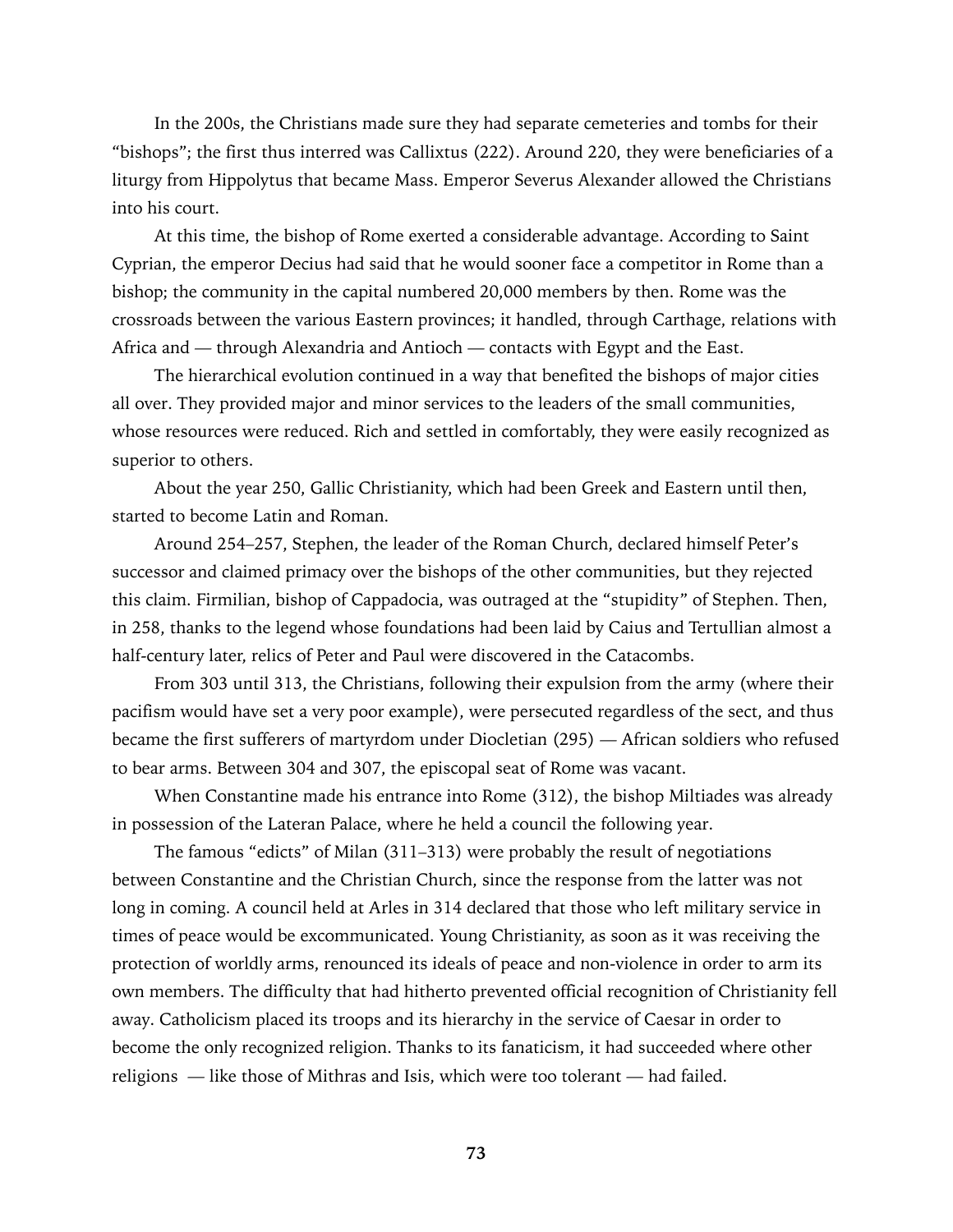In the 200s, the Christians made sure they had separate cemeteries and tombs for their "bishops"; the first thus interred was Callixtus (222). Around 220, they were beneficiaries of a liturgy from Hippolytus that became Mass. Emperor Severus Alexander allowed the Christians into his court.

At this time, the bishop of Rome exerted a considerable advantage. According to Saint Cyprian, the emperor Decius had said that he would sooner face a competitor in Rome than a bishop; the community in the capital numbered 20,000 members by then. Rome was the crossroads between the various Eastern provinces; it handled, through Carthage, relations with Africa and — through Alexandria and Antioch — contacts with Egypt and the East.

The hierarchical evolution continued in a way that benefited the bishops of major cities all over. They provided major and minor services to the leaders of the small communities, whose resources were reduced. Rich and settled in comfortably, they were easily recognized as superior to others.

About the year 250, Gallic Christianity, which had been Greek and Eastern until then, started to become Latin and Roman.

Around 254–257, Stephen, the leader of the Roman Church, declared himself Peter's successor and claimed primacy over the bishops of the other communities, but they rejected this claim. Firmilian, bishop of Cappadocia, was outraged at the "stupidity" of Stephen. Then, in 258, thanks to the legend whose foundations had been laid by Caius and Tertullian almost a half-century later, relics of Peter and Paul were discovered in the Catacombs.

From 303 until 313, the Christians, following their expulsion from the army (where their pacifism would have set a very poor example), were persecuted regardless of the sect, and thus became the first sufferers of martyrdom under Diocletian (295) — African soldiers who refused to bear arms. Between 304 and 307, the episcopal seat of Rome was vacant.

When Constantine made his entrance into Rome (312), the bishop Miltiades was already in possession of the Lateran Palace, where he held a council the following year.

The famous "edicts" of Milan (311–313) were probably the result of negotiations between Constantine and the Christian Church, since the response from the latter was not long in coming. A council held at Arles in 314 declared that those who left military service in times of peace would be excommunicated. Young Christianity, as soon as it was receiving the protection of worldly arms, renounced its ideals of peace and non-violence in order to arm its own members. The difficulty that had hitherto prevented official recognition of Christianity fell away. Catholicism placed its troops and its hierarchy in the service of Caesar in order to become the only recognized religion. Thanks to its fanaticism, it had succeeded where other religions — like those of Mithras and Isis, which were too tolerant — had failed.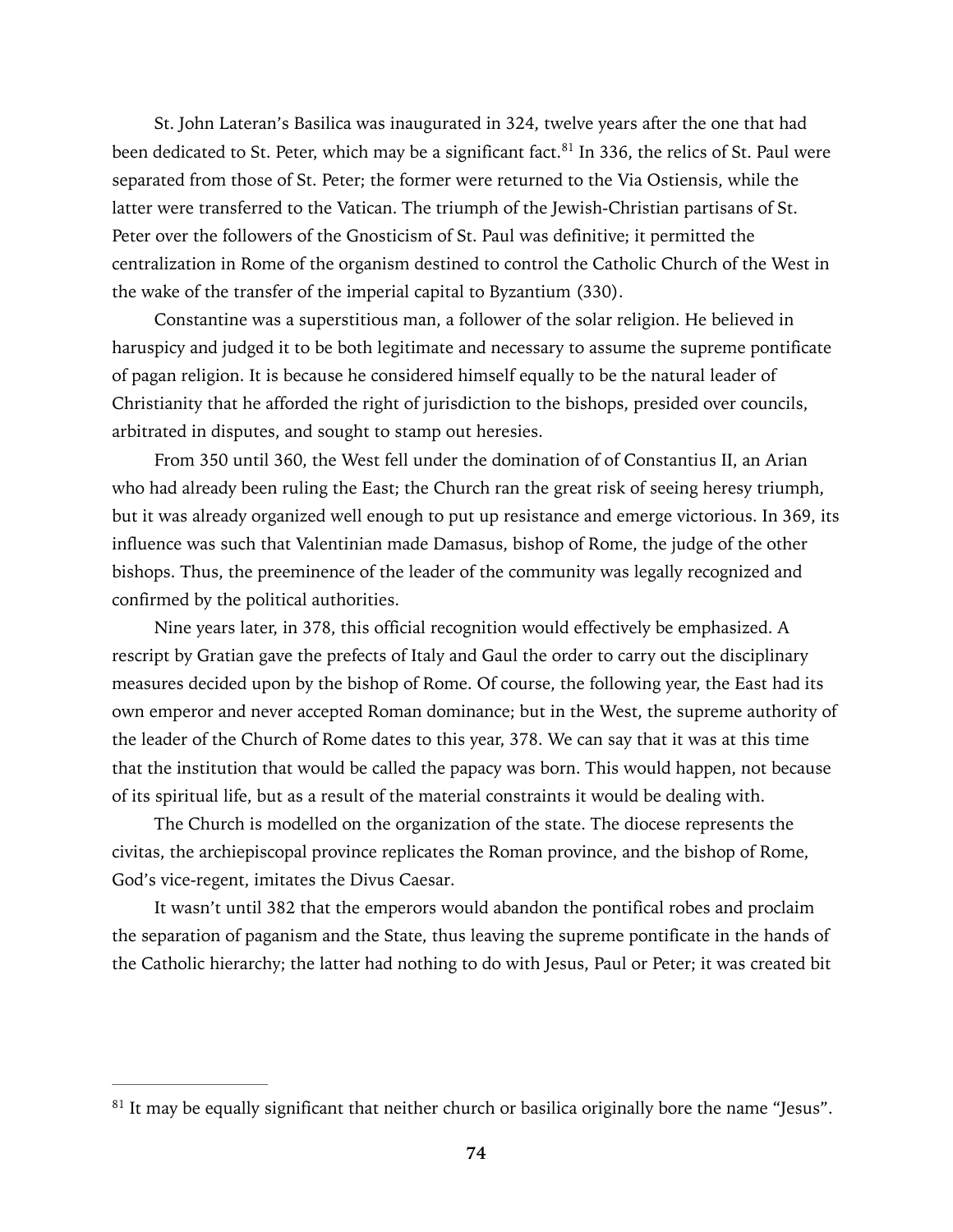St. John Lateran's Basilica was inaugurated in 324, twelve years after the one that had been dedicated to St. Peter, which may be a significant fact.[81] In 336, the relics of St. Paul were separated from those of St. Peter; the former were returned to the Via Ostiensis, while the latter were transferred to the Vatican. The triumph of the Jewish-Christian partisans of St. Peter over the followers of the Gnosticism of St. Paul was definitive; it permitted the centralization in Rome of the organism destined to control the Catholic Church of the West in the wake of the transfer of the imperial capital to Byzantium (330).

Constantine was a superstitious man, a follower of the solar religion. He believed in haruspicy and judged it to be both legitimate and necessary to assume the supreme pontificate of pagan religion. It is because he considered himself equally to be the natural leader of Christianity that he afforded the right of jurisdiction to the bishops, presided over councils, arbitrated in disputes, and sought to stamp out heresies.

From 350 until 360, the West fell under the domination of of Constantius II, an Arian who had already been ruling the East; the Church ran the great risk of seeing heresy triumph, but it was already organized well enough to put up resistance and emerge victorious. In 369, its influence was such that Valentinian made Damasus, bishop of Rome, the judge of the other bishops. Thus, the preeminence of the leader of the community was legally recognized and confirmed by the political authorities.

Nine years later, in 378, this official recognition would effectively be emphasized. A rescript by Gratian gave the prefects of Italy and Gaul the order to carry out the disciplinary measures decided upon by the bishop of Rome. Of course, the following year, the East had its own emperor and never accepted Roman dominance; but in the West, the supreme authority of the leader of the Church of Rome dates to this year, 378. We can say that it was at this time that the institution that would be called the papacy was born. This would happen, not because of its spiritual life, but as a result of the material constraints it would be dealing with.

The Church is modelled on the organization of the state. The diocese represents the civitas, the archiepiscopal province replicates the Roman province, and the bishop of Rome, God's vice-regent, imitates the Divus Caesar.

It wasn't until 382 that the emperors would abandon the pontifical robes and proclaim the separation of paganism and the State, thus leaving the supreme pontificate in the hands of the Catholic hierarchy; the latter had nothing to do with Jesus, Paul or Peter; it was created bit

[81] It may be equally significant that neither church or basilica originally bore the name "Jesus".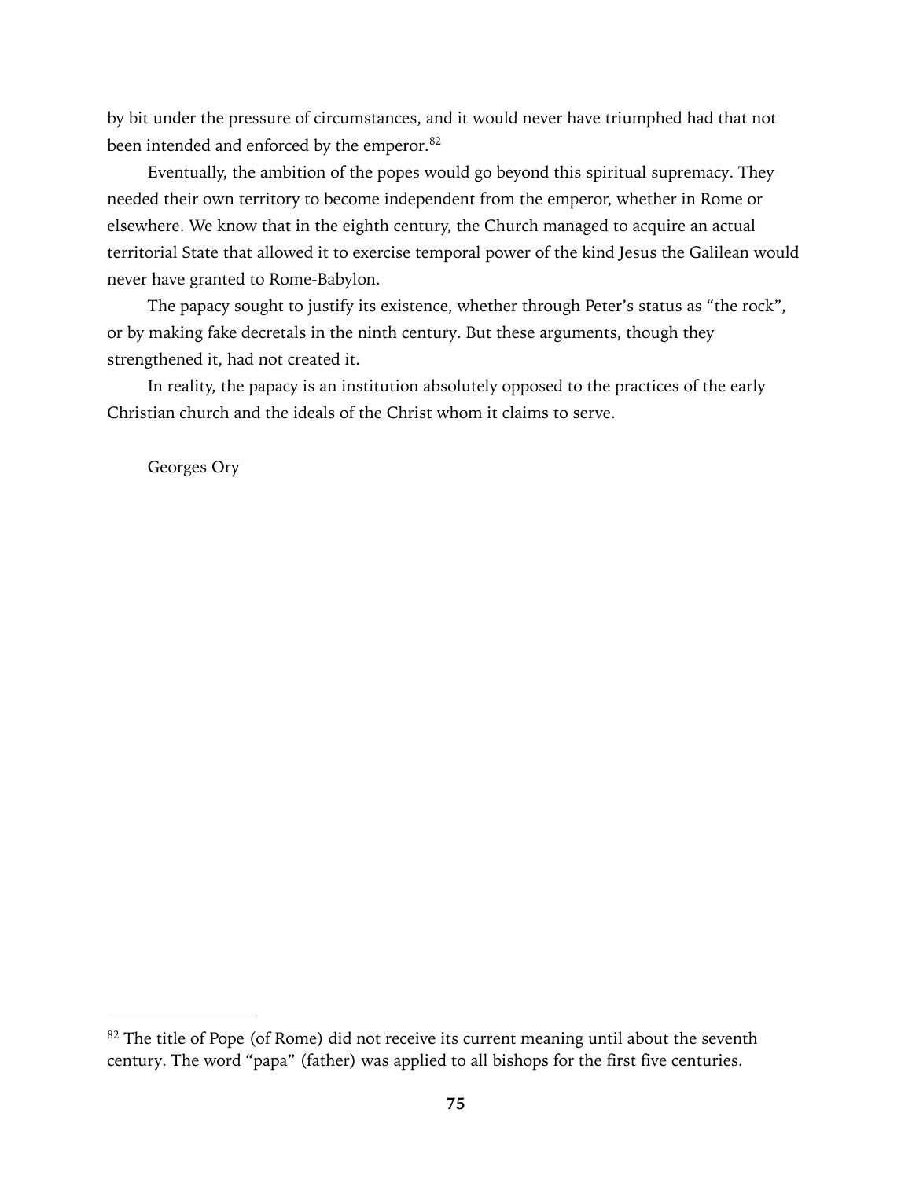by bit under the pressure of circumstances, and it would never have triumphed had that not been intended and enforced by the emperor.[82]

Eventually, the ambition of the popes would go beyond this spiritual supremacy. They needed their own territory to become independent from the emperor, whether in Rome or elsewhere. We know that in the eighth century, the Church managed to acquire an actual territorial State that allowed it to exercise temporal power of the kind Jesus the Galilean would never have granted to Rome-Babylon.

The papacy sought to justify its existence, whether through Peter's status as "the rock", or by making fake decretals in the ninth century. But these arguments, though they strengthened it, had not created it.

In reality, the papacy is an institution absolutely opposed to the practices of the early Christian church and the ideals of the Christ whom it claims to serve.

Georges Ory

---

[82] The title of Pope (of Rome) did not receive its current meaning until about the seventh century. The word "papa" (father) was applied to all bishops for the first five centuries.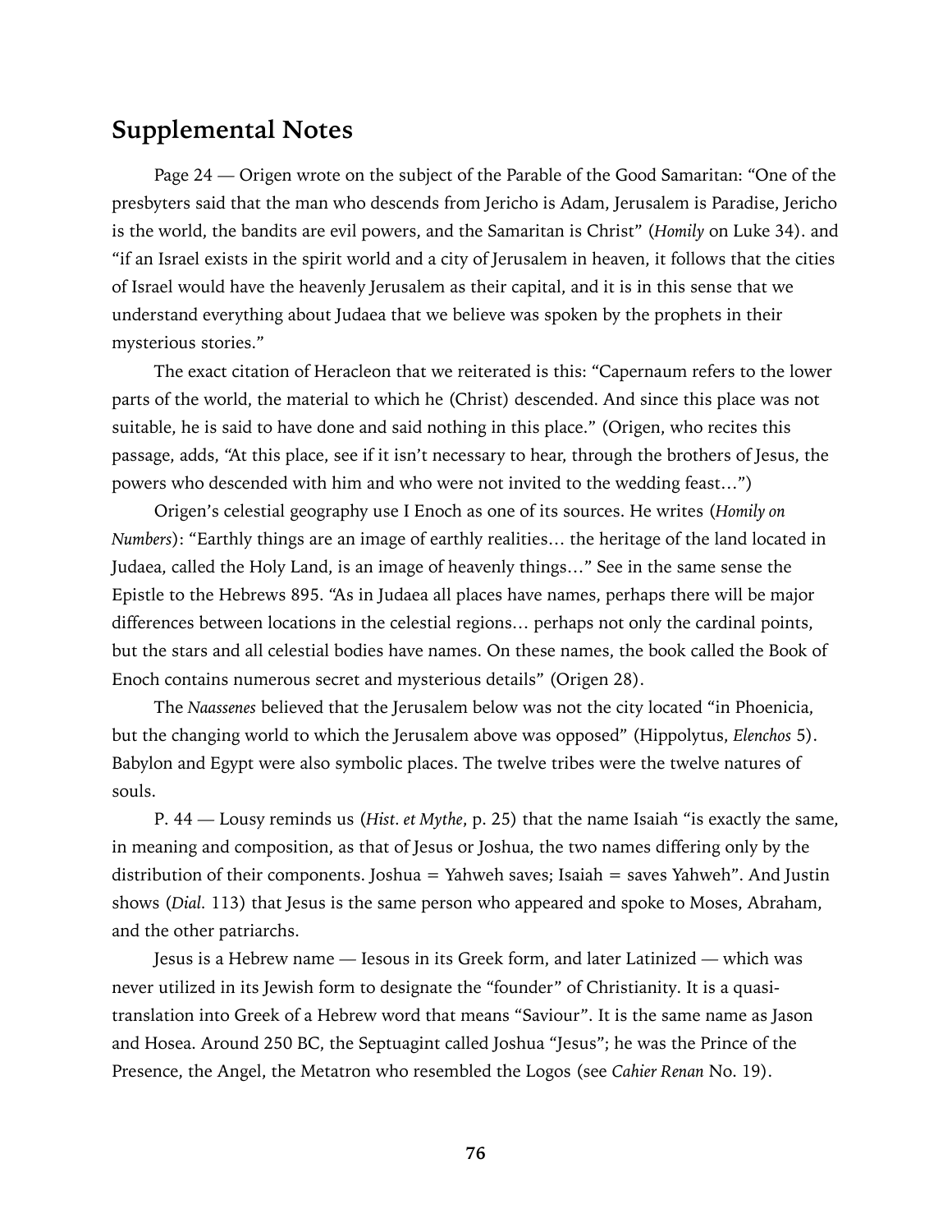## Supplemental Notes

Page 24 — Origen wrote on the subject of the Parable of the Good Samaritan: "One of the presbyters said that the man who descends from Jericho is Adam, Jerusalem is Paradise, Jericho is the world, the bandits are evil powers, and the Samaritan is Christ" (*Homily* on Luke 34). and "if an Israel exists in the spirit world and a city of Jerusalem in heaven, it follows that the cities of Israel would have the heavenly Jerusalem as their capital, and it is in this sense that we understand everything about Judaea that we believe was spoken by the prophets in their mysterious stories."

The exact citation of Heracleon that we reiterated is this: "Capernaum refers to the lower parts of the world, the material to which he (Christ) descended. And since this place was not suitable, he is said to have done and said nothing in this place." (Origen, who recites this passage, adds, "At this place, see if it isn't necessary to hear, through the brothers of Jesus, the powers who descended with him and who were not invited to the wedding feast…")

Origen's celestial geography use I Enoch as one of its sources. He writes (*Homily on Numbers*): "Earthly things are an image of earthly realities… the heritage of the land located in Judaea, called the Holy Land, is an image of heavenly things…" See in the same sense the Epistle to the Hebrews 895. "As in Judaea all places have names, perhaps there will be major differences between locations in the celestial regions… perhaps not only the cardinal points, but the stars and all celestial bodies have names. On these names, the book called the Book of Enoch contains numerous secret and mysterious details" (Origen 28).

The *Naassenes* believed that the Jerusalem below was not the city located "in Phoenicia, but the changing world to which the Jerusalem above was opposed" (Hippolytus, *Elenchos* 5). Babylon and Egypt were also symbolic places. The twelve tribes were the twelve natures of souls.

P. 44 — Lousy reminds us (*Hist. et Mythe*, p. 25) that the name Isaiah "is exactly the same, in meaning and composition, as that of Jesus or Joshua, the two names differing only by the distribution of their components. Joshua = Yahweh saves; Isaiah = saves Yahweh". And Justin shows (*Dial.* 113) that Jesus is the same person who appeared and spoke to Moses, Abraham, and the other patriarchs.

Jesus is a Hebrew name — Iesous in its Greek form, and later Latinized — which was never utilized in its Jewish form to designate the "founder" of Christianity. It is a quasi-translation into Greek of a Hebrew word that means "Saviour". It is the same name as Jason and Hosea. Around 250 BC, the Septuagint called Joshua "Jesus"; he was the Prince of the Presence, the Angel, the Metatron who resembled the Logos (see *Cahier Renan* No. 19).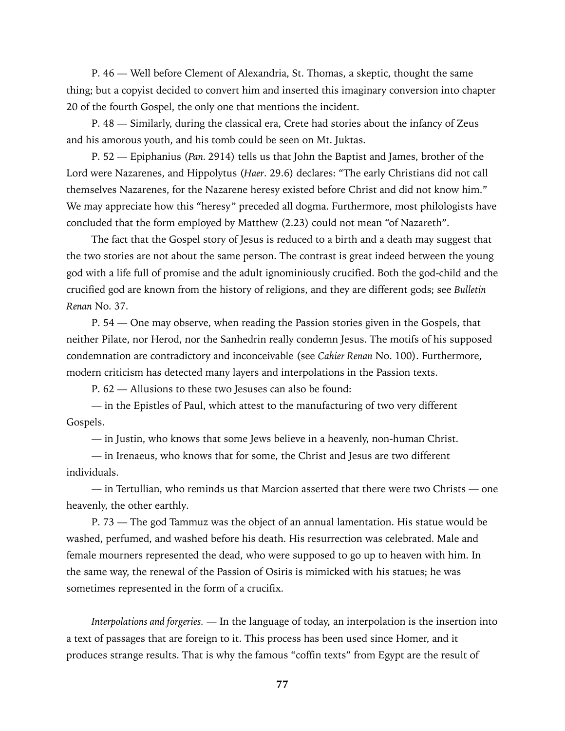P. 46 — Well before Clement of Alexandria, St. Thomas, a skeptic, thought the same thing; but a copyist decided to convert him and inserted this imaginary conversion into chapter 20 of the fourth Gospel, the only one that mentions the incident.

P. 48 — Similarly, during the classical era, Crete had stories about the infancy of Zeus and his amorous youth, and his tomb could be seen on Mt. Juktas.

P. 52 — Epiphanius (*Pan.* 2914) tells us that John the Baptist and James, brother of the Lord were Nazarenes, and Hippolytus (*Haer*. 29.6) declares: "The early Christians did not call themselves Nazarenes, for the Nazarene heresy existed before Christ and did not know him." We may appreciate how this "heresy" preceded all dogma. Furthermore, most philologists have concluded that the form employed by Matthew (2.23) could not mean "of Nazareth".

The fact that the Gospel story of Jesus is reduced to a birth and a death may suggest that the two stories are not about the same person. The contrast is great indeed between the young god with a life full of promise and the adult ignominiously crucified. Both the god-child and the crucified god are known from the history of religions, and they are different gods; see *Bulletin Renan* No. 37.

P. 54 — One may observe, when reading the Passion stories given in the Gospels, that neither Pilate, nor Herod, nor the Sanhedrin really condemn Jesus. The motifs of his supposed condemnation are contradictory and inconceivable (see *Cahier Renan* No. 100). Furthermore, modern criticism has detected many layers and interpolations in the Passion texts.

P. 62 — Allusions to these two Jesuses can also be found:

— in the Epistles of Paul, which attest to the manufacturing of two very different Gospels.

— in Justin, who knows that some Jews believe in a heavenly, non-human Christ.

— in Irenaeus, who knows that for some, the Christ and Jesus are two different individuals.

— in Tertullian, who reminds us that Marcion asserted that there were two Christs — one heavenly, the other earthly.

P. 73 — The god Tammuz was the object of an annual lamentation. His statue would be washed, perfumed, and washed before his death. His resurrection was celebrated. Male and female mourners represented the dead, who were supposed to go up to heaven with him. In the same way, the renewal of the Passion of Osiris is mimicked with his statues; he was sometimes represented in the form of a crucifix.

*Interpolations and forgeries.* — In the language of today, an interpolation is the insertion into a text of passages that are foreign to it. This process has been used since Homer, and it produces strange results. That is why the famous "coffin texts" from Egypt are the result of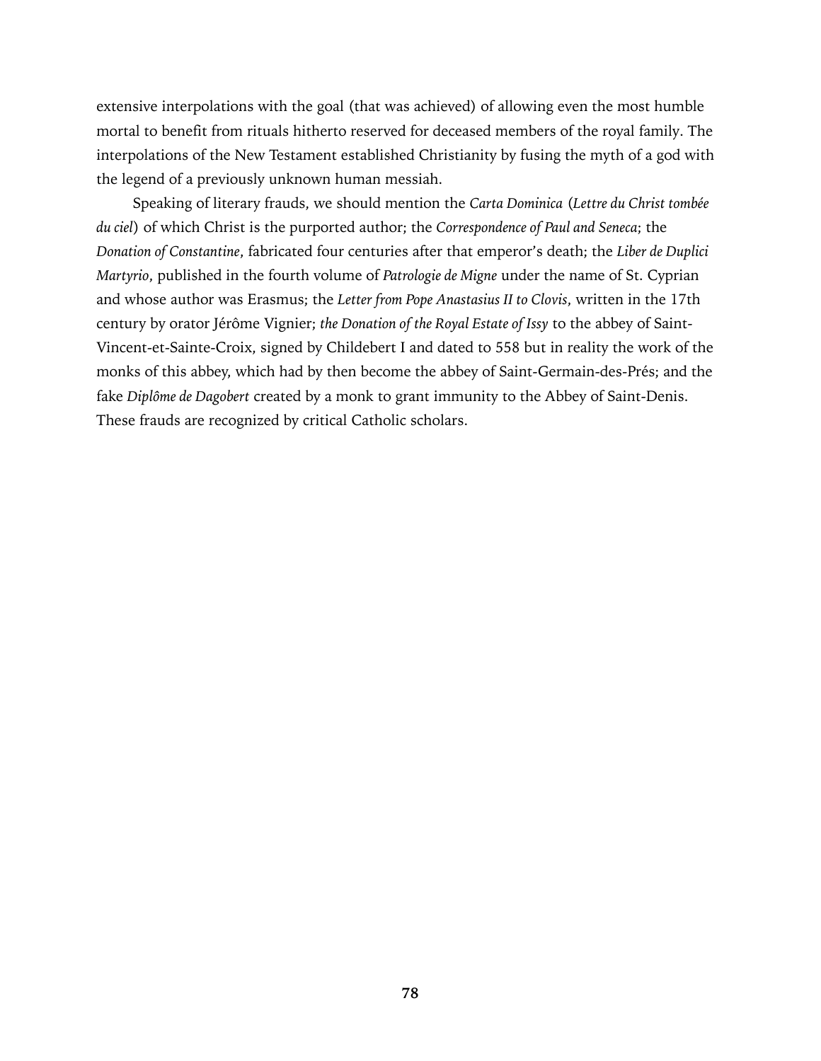extensive interpolations with the goal (that was achieved) of allowing even the most humble mortal to benefit from rituals hitherto reserved for deceased members of the royal family. The interpolations of the New Testament established Christianity by fusing the myth of a god with the legend of a previously unknown human messiah.

Speaking of literary frauds, we should mention the *Carta Dominica* (*Lettre du Christ tombée du ciel*) of which Christ is the purported author; the *Correspondence of Paul and Seneca*; the *Donation of Constantine*, fabricated four centuries after that emperor's death; the *Liber de Duplici Martyrio*, published in the fourth volume of *Patrologie de Migne* under the name of St. Cyprian and whose author was Erasmus; the *Letter from Pope Anastasius II to Clovis*, written in the 17th century by orator Jérôme Vignier; *the Donation of the Royal Estate of Issy* to the abbey of Saint-Vincent-et-Sainte-Croix, signed by Childebert I and dated to 558 but in reality the work of the monks of this abbey, which had by then become the abbey of Saint-Germain-des-Prés; and the fake *Diplôme de Dagobert* created by a monk to grant immunity to the Abbey of Saint-Denis. These frauds are recognized by critical Catholic scholars.